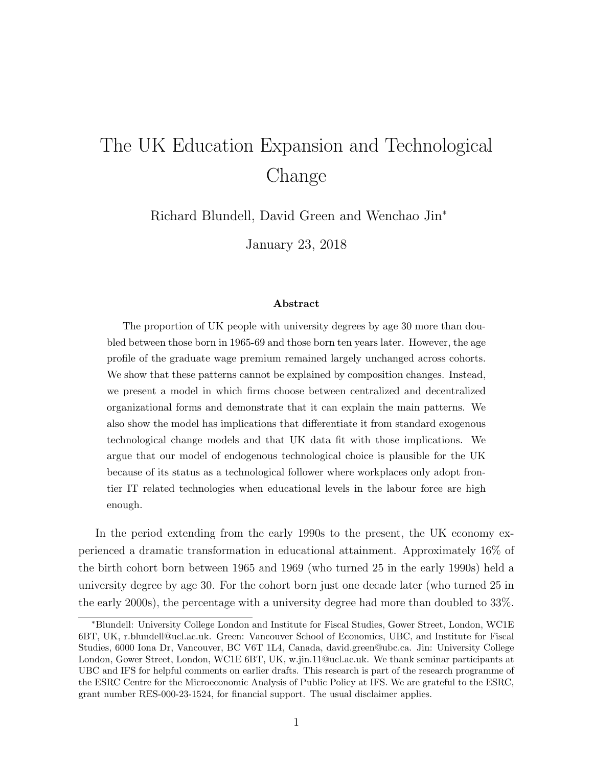# The UK Education Expansion and Technological Change

Richard Blundell, David Green and Wenchao Jin*

January 23, 2018

### Abstract

The proportion of UK people with university degrees by age 30 more than doubled between those born in 1965-69 and those born ten years later. However, the age profile of the graduate wage premium remained largely unchanged across cohorts. We show that these patterns cannot be explained by composition changes. Instead, we present a model in which firms choose between centralized and decentralized organizational forms and demonstrate that it can explain the main patterns. We also show the model has implications that differentiate it from standard exogenous technological change models and that UK data fit with those implications. We argue that our model of endogenous technological choice is plausible for the UK because of its status as a technological follower where workplaces only adopt frontier IT related technologies when educational levels in the labour force are high enough.

In the period extending from the early 1990s to the present, the UK economy experienced a dramatic transformation in educational attainment. Approximately 16% of the birth cohort born between 1965 and 1969 (who turned 25 in the early 1990s) held a university degree by age 30. For the cohort born just one decade later (who turned 25 in the early 2000s), the percentage with a university degree had more than doubled to 33%.

---

*Blundell: University College London and Institute for Fiscal Studies, Gower Street, London, WC1E 6BT, UK, r.blundell@ucl.ac.uk. Green: Vancouver School of Economics, UBC, and Institute for Fiscal Studies, 6000 Iona Dr, Vancouver, BC V6T 1L4, Canada, david.green@ubc.ca. Jin: University College London, Gower Street, London, WC1E 6BT, UK, w.jin.11@ucl.ac.uk. We thank seminar participants at UBC and IFS for helpful comments on earlier drafts. This research is part of the research programme of the ESRC Centre for the Microeconomic Analysis of Public Policy at IFS. We are grateful to the ESRC, grant number RES-000-23-1524, for financial support. The usual disclaimer applies.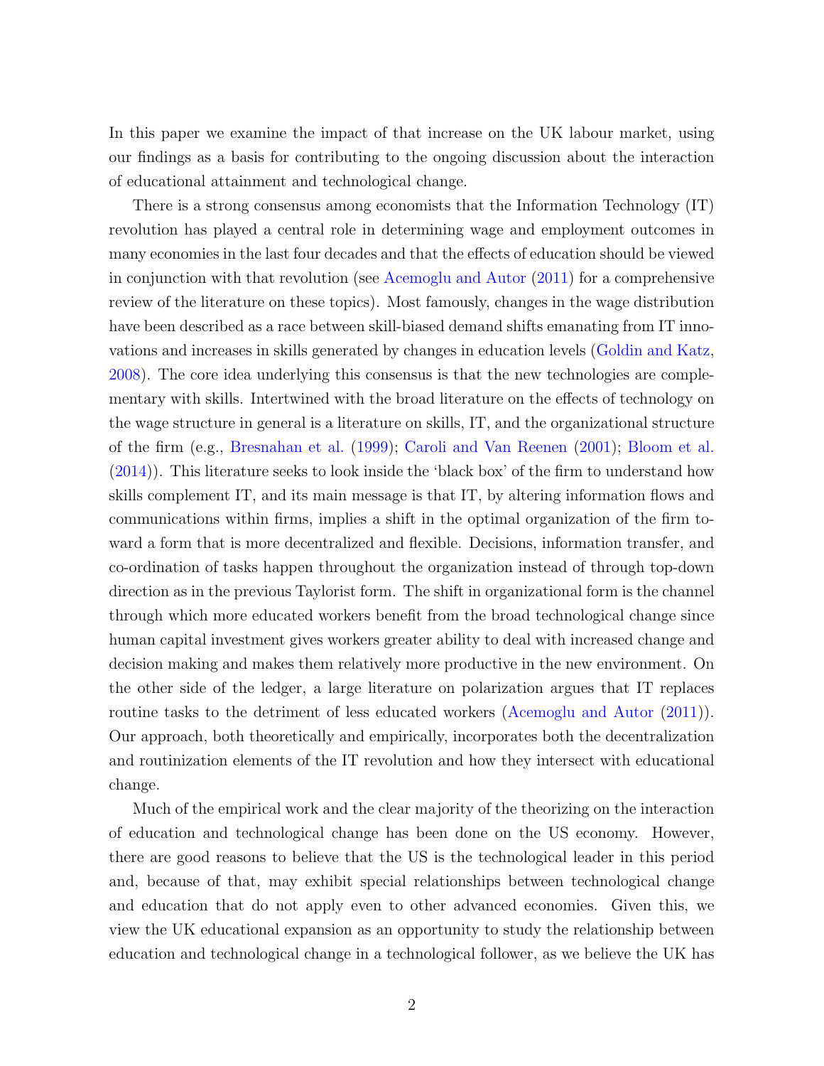In this paper we examine the impact of that increase on the UK labour market, using our findings as a basis for contributing to the ongoing discussion about the interaction of educational attainment and technological change.

There is a strong consensus among economists that the Information Technology (IT) revolution has played a central role in determining wage and employment outcomes in many economies in the last four decades and that the effects of education should be viewed in conjunction with that revolution (see Acemoglu and Autor (2011) for a comprehensive review of the literature on these topics). Most famously, changes in the wage distribution have been described as a race between skill-biased demand shifts emanating from IT innovations and increases in skills generated by changes in education levels (Goldin and Katz, 2008). The core idea underlying this consensus is that the new technologies are complementary with skills. Intertwined with the broad literature on the effects of technology on the wage structure in general is a literature on skills, IT, and the organizational structure of the firm (e.g., Bresnahan et al. (1999); Caroli and Van Reenen (2001); Bloom et al. (2014)). This literature seeks to look inside the 'black box' of the firm to understand how skills complement IT, and its main message is that IT, by altering information flows and communications within firms, implies a shift in the optimal organization of the firm toward a form that is more decentralized and flexible. Decisions, information transfer, and co-ordination of tasks happen throughout the organization instead of through top-down direction as in the previous Taylorist form. The shift in organizational form is the channel through which more educated workers benefit from the broad technological change since human capital investment gives workers greater ability to deal with increased change and decision making and makes them relatively more productive in the new environment. On the other side of the ledger, a large literature on polarization argues that IT replaces routine tasks to the detriment of less educated workers (Acemoglu and Autor (2011)). Our approach, both theoretically and empirically, incorporates both the decentralization and routinization elements of the IT revolution and how they intersect with educational change.

Much of the empirical work and the clear majority of the theorizing on the interaction of education and technological change has been done on the US economy. However, there are good reasons to believe that the US is the technological leader in this period and, because of that, may exhibit special relationships between technological change and education that do not apply even to other advanced economies. Given this, we view the UK educational expansion as an opportunity to study the relationship between education and technological change in a technological follower, as we believe the UK has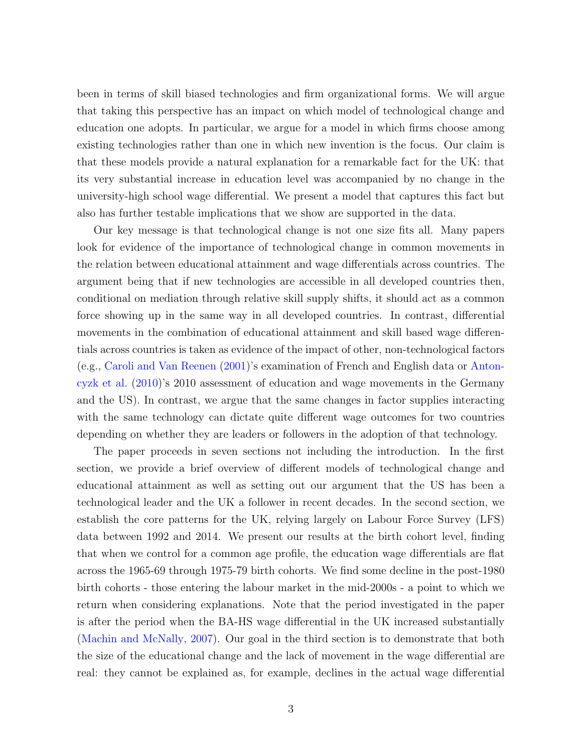been in terms of skill biased technologies and firm organizational forms. We will argue that taking this perspective has an impact on which model of technological change and education one adopts. In particular, we argue for a model in which firms choose among existing technologies rather than one in which new invention is the focus. Our claim is that these models provide a natural explanation for a remarkable fact for the UK: that its very substantial increase in education level was accompanied by no change in the university-high school wage differential. We present a model that captures this fact but also has further testable implications that we show are supported in the data.

Our key message is that technological change is not one size fits all. Many papers look for evidence of the importance of technological change in common movements in the relation between educational attainment and wage differentials across countries. The argument being that if new technologies are accessible in all developed countries then, conditional on mediation through relative skill supply shifts, it should act as a common force showing up in the same way in all developed countries. In contrast, differential movements in the combination of educational attainment and skill based wage differentials across countries is taken as evidence of the impact of other, non-technological factors (e.g., Caroli and Van Reenen (2001)'s examination of French and English data or Antonczyk et al. (2010)'s 2010 assessment of education and wage movements in the Germany and the US). In contrast, we argue that the same changes in factor supplies interacting with the same technology can dictate quite different wage outcomes for two countries depending on whether they are leaders or followers in the adoption of that technology.

The paper proceeds in seven sections not including the introduction. In the first section, we provide a brief overview of different models of technological change and educational attainment as well as setting out our argument that the US has been a technological leader and the UK a follower in recent decades. In the second section, we establish the core patterns for the UK, relying largely on Labour Force Survey (LFS) data between 1992 and 2014. We present our results at the birth cohort level, finding that when we control for a common age profile, the education wage differentials are flat across the 1965-69 through 1975-79 birth cohorts. We find some decline in the post-1980 birth cohorts - those entering the labour market in the mid-2000s - a point to which we return when considering explanations. Note that the period investigated in the paper is after the period when the BA-HS wage differential in the UK increased substantially (Machin and McNally, 2007). Our goal in the third section is to demonstrate that both the size of the educational change and the lack of movement in the wage differential are real: they cannot be explained as, for example, declines in the actual wage differential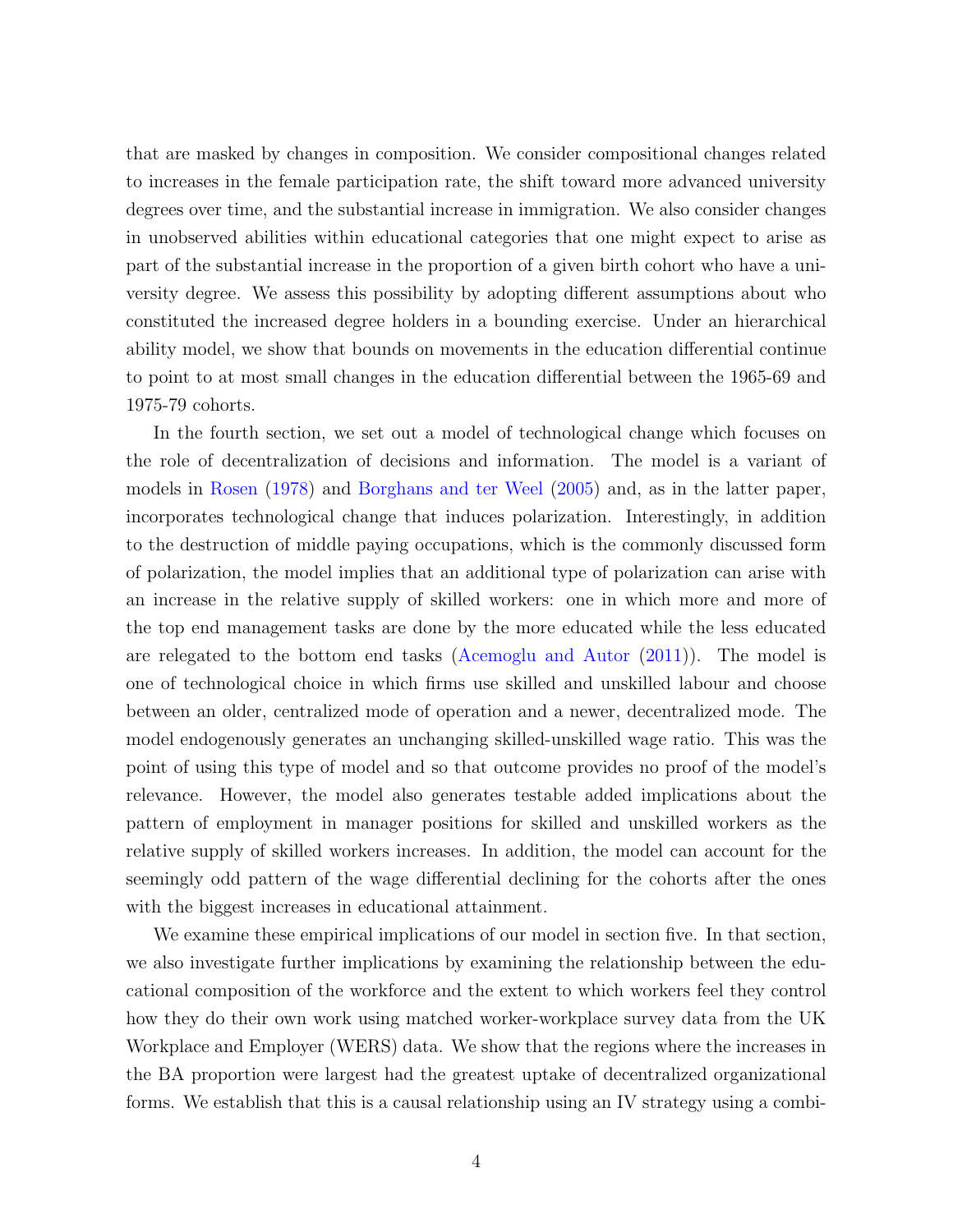that are masked by changes in composition. We consider compositional changes related to increases in the female participation rate, the shift toward more advanced university degrees over time, and the substantial increase in immigration. We also consider changes in unobserved abilities within educational categories that one might expect to arise as part of the substantial increase in the proportion of a given birth cohort who have a university degree. We assess this possibility by adopting different assumptions about who constituted the increased degree holders in a bounding exercise. Under an hierarchical ability model, we show that bounds on movements in the education differential continue to point to at most small changes in the education differential between the 1965-69 and 1975-79 cohorts.

In the fourth section, we set out a model of technological change which focuses on the role of decentralization of decisions and information. The model is a variant of models in Rosen (1978) and Borghans and ter Weel (2005) and, as in the latter paper, incorporates technological change that induces polarization. Interestingly, in addition to the destruction of middle paying occupations, which is the commonly discussed form of polarization, the model implies that an additional type of polarization can arise with an increase in the relative supply of skilled workers: one in which more and more of the top end management tasks are done by the more educated while the less educated are relegated to the bottom end tasks (Acemoglu and Autor (2011)). The model is one of technological choice in which firms use skilled and unskilled labour and choose between an older, centralized mode of operation and a newer, decentralized mode. The model endogenously generates an unchanging skilled-unskilled wage ratio. This was the point of using this type of model and so that outcome provides no proof of the model's relevance. However, the model also generates testable added implications about the pattern of employment in manager positions for skilled and unskilled workers as the relative supply of skilled workers increases. In addition, the model can account for the seemingly odd pattern of the wage differential declining for the cohorts after the ones with the biggest increases in educational attainment.

We examine these empirical implications of our model in section five. In that section, we also investigate further implications by examining the relationship between the educational composition of the workforce and the extent to which workers feel they control how they do their own work using matched worker-workplace survey data from the UK Workplace and Employer (WERS) data. We show that the regions where the increases in the BA proportion were largest had the greatest uptake of decentralized organizational forms. We establish that this is a causal relationship using an IV strategy using a combi-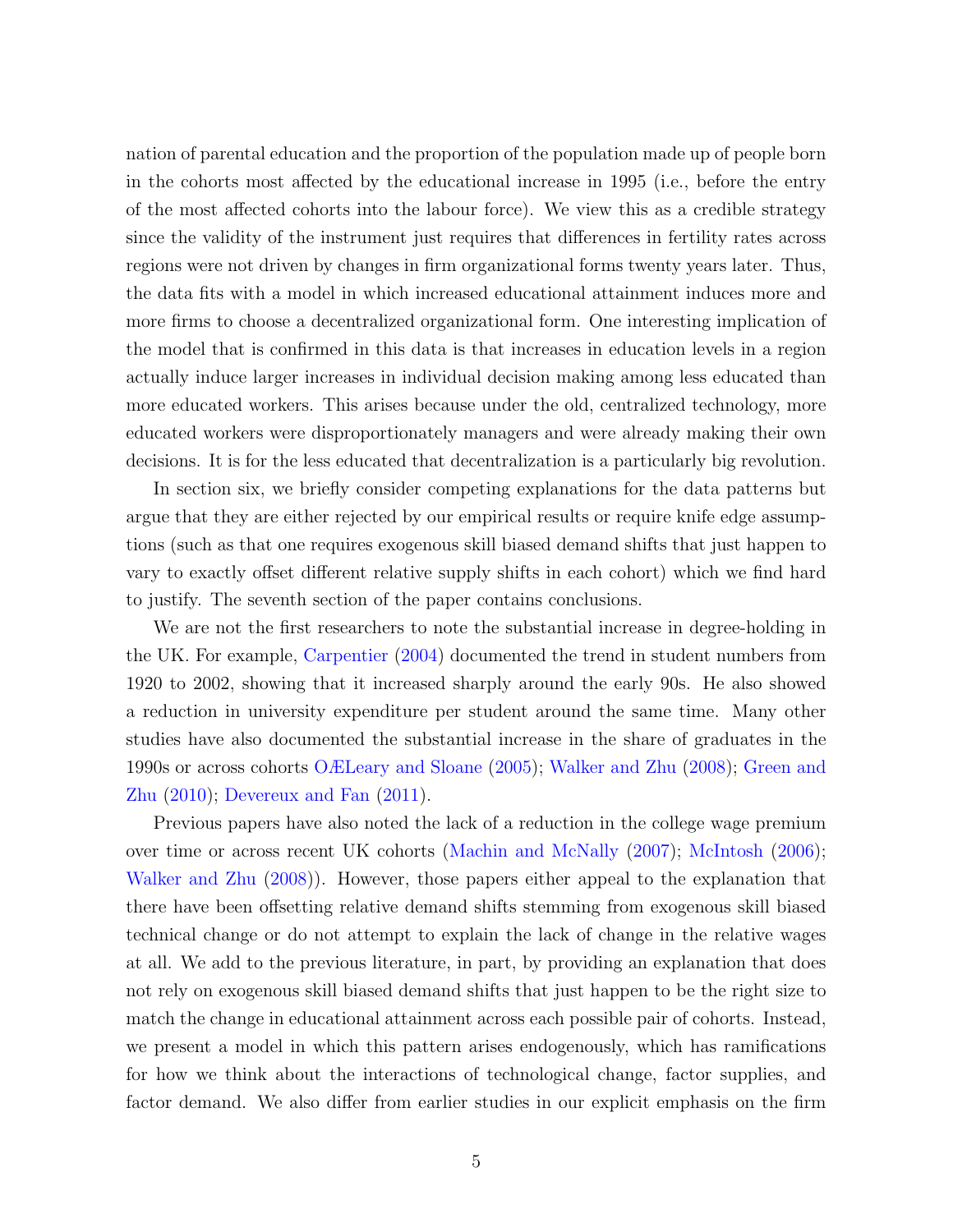nation of parental education and the proportion of the population made up of people born in the cohorts most affected by the educational increase in 1995 (i.e., before the entry of the most affected cohorts into the labour force). We view this as a credible strategy since the validity of the instrument just requires that differences in fertility rates across regions were not driven by changes in firm organizational forms twenty years later. Thus, the data fits with a model in which increased educational attainment induces more and more firms to choose a decentralized organizational form. One interesting implication of the model that is confirmed in this data is that increases in education levels in a region actually induce larger increases in individual decision making among less educated than more educated workers. This arises because under the old, centralized technology, more educated workers were disproportionately managers and were already making their own decisions. It is for the less educated that decentralization is a particularly big revolution.

In section six, we briefly consider competing explanations for the data patterns but argue that they are either rejected by our empirical results or require knife edge assumptions (such as that one requires exogenous skill biased demand shifts that just happen to vary to exactly offset different relative supply shifts in each cohort) which we find hard to justify. The seventh section of the paper contains conclusions.

We are not the first researchers to note the substantial increase in degree-holding in the UK. For example, Carpentier (2004) documented the trend in student numbers from 1920 to 2002, showing that it increased sharply around the early 90s. He also showed a reduction in university expenditure per student around the same time. Many other studies have also documented the substantial increase in the share of graduates in the 1990s or across cohorts OÆLeary and Sloane (2005); Walker and Zhu (2008); Green and Zhu (2010); Devereux and Fan (2011).

Previous papers have also noted the lack of a reduction in the college wage premium over time or across recent UK cohorts (Machin and McNally (2007); McIntosh (2006); Walker and Zhu (2008)). However, those papers either appeal to the explanation that there have been offsetting relative demand shifts stemming from exogenous skill biased technical change or do not attempt to explain the lack of change in the relative wages at all. We add to the previous literature, in part, by providing an explanation that does not rely on exogenous skill biased demand shifts that just happen to be the right size to match the change in educational attainment across each possible pair of cohorts. Instead, we present a model in which this pattern arises endogenously, which has ramifications for how we think about the interactions of technological change, factor supplies, and factor demand. We also differ from earlier studies in our explicit emphasis on the firm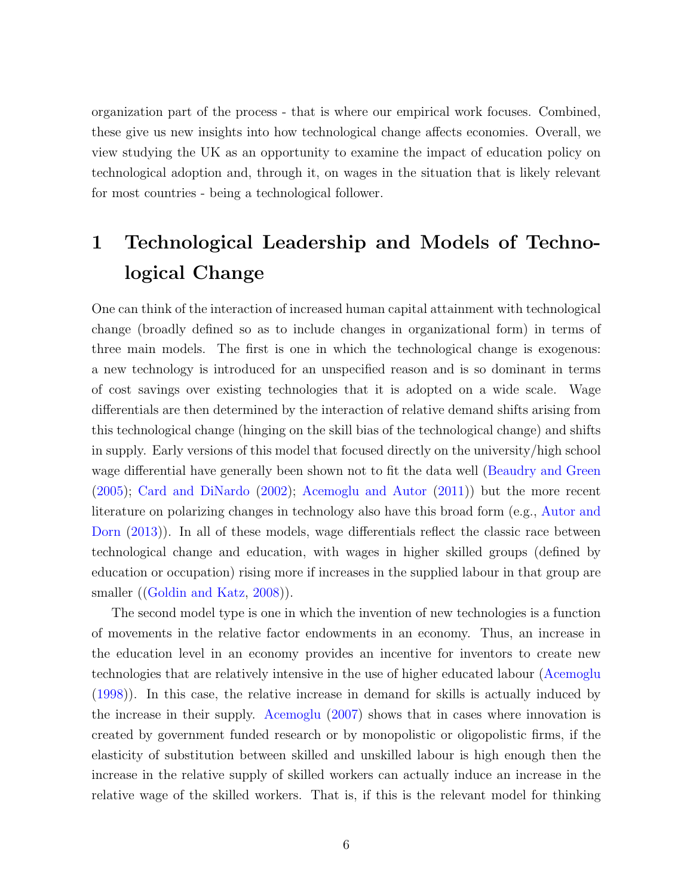organization part of the process - that is where our empirical work focuses. Combined, these give us new insights into how technological change affects economies. Overall, we view studying the UK as an opportunity to examine the impact of education policy on technological adoption and, through it, on wages in the situation that is likely relevant for most countries - being a technological follower.

# 1 Technological Leadership and Models of Technological Change

One can think of the interaction of increased human capital attainment with technological change (broadly defined so as to include changes in organizational form) in terms of three main models. The first is one in which the technological change is exogenous: a new technology is introduced for an unspecified reason and is so dominant in terms of cost savings over existing technologies that it is adopted on a wide scale. Wage differentials are then determined by the interaction of relative demand shifts arising from this technological change (hinging on the skill bias of the technological change) and shifts in supply. Early versions of this model that focused directly on the university/high school wage differential have generally been shown not to fit the data well (Beaudry and Green (2005); Card and DiNardo (2002); Acemoglu and Autor (2011)) but the more recent literature on polarizing changes in technology also have this broad form (e.g., Autor and Dorn (2013)). In all of these models, wage differentials reflect the classic race between technological change and education, with wages in higher skilled groups (defined by education or occupation) rising more if increases in the supplied labour in that group are smaller ((Goldin and Katz, 2008)).

The second model type is one in which the invention of new technologies is a function of movements in the relative factor endowments in an economy. Thus, an increase in the education level in an economy provides an incentive for inventors to create new technologies that are relatively intensive in the use of higher educated labour (Acemoglu (1998)). In this case, the relative increase in demand for skills is actually induced by the increase in their supply. Acemoglu (2007) shows that in cases where innovation is created by government funded research or by monopolistic or oligopolistic firms, if the elasticity of substitution between skilled and unskilled labour is high enough then the increase in the relative supply of skilled workers can actually induce an increase in the relative wage of the skilled workers. That is, if this is the relevant model for thinking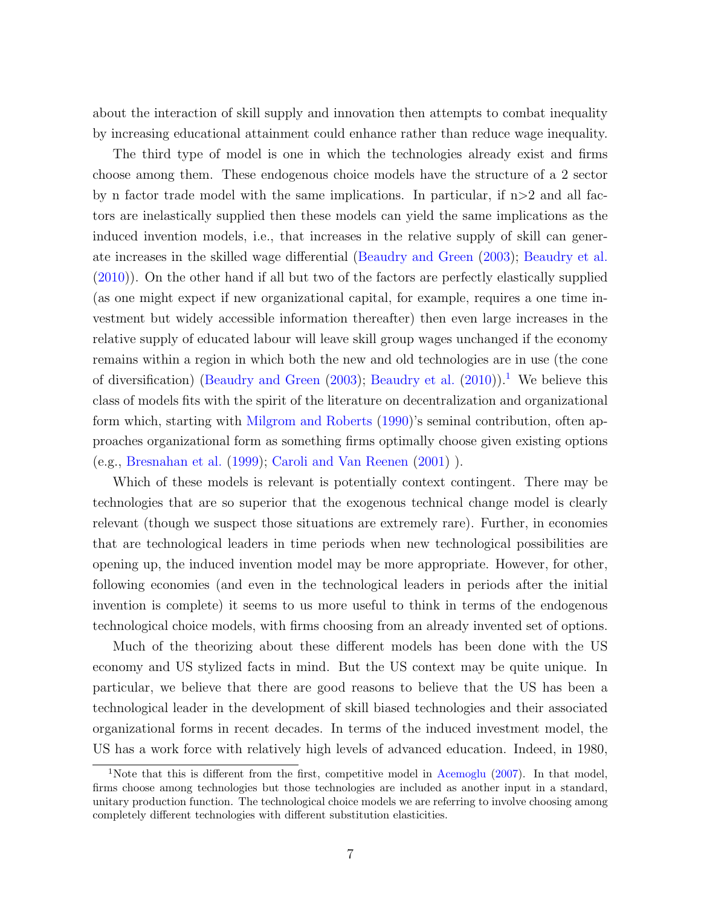about the interaction of skill supply and innovation then attempts to combat inequality by increasing educational attainment could enhance rather than reduce wage inequality.

The third type of model is one in which the technologies already exist and firms choose among them. These endogenous choice models have the structure of a 2 sector by n factor trade model with the same implications. In particular, if n>2 and all factors are inelastically supplied then these models can yield the same implications as the induced invention models, i.e., that increases in the relative supply of skill can generate increases in the skilled wage differential (Beaudry and Green (2003); Beaudry et al. (2010)). On the other hand if all but two of the factors are perfectly elastically supplied (as one might expect if new organizational capital, for example, requires a one time investment but widely accessible information thereafter) then even large increases in the relative supply of educated labour will leave skill group wages unchanged if the economy remains within a region in which both the new and old technologies are in use (the cone of diversification) (Beaudry and Green (2003); Beaudry et al. (2010)).[1] We believe this class of models fits with the spirit of the literature on decentralization and organizational form which, starting with Milgrom and Roberts (1990)'s seminal contribution, often approaches organizational form as something firms optimally choose given existing options (e.g., Bresnahan et al. (1999); Caroli and Van Reenen (2001) ).

Which of these models is relevant is potentially context contingent. There may be technologies that are so superior that the exogenous technical change model is clearly relevant (though we suspect those situations are extremely rare). Further, in economies that are technological leaders in time periods when new technological possibilities are opening up, the induced invention model may be more appropriate. However, for other, following economies (and even in the technological leaders in periods after the initial invention is complete) it seems to us more useful to think in terms of the endogenous technological choice models, with firms choosing from an already invented set of options.

Much of the theorizing about these different models has been done with the US economy and US stylized facts in mind. But the US context may be quite unique. In particular, we believe that there are good reasons to believe that the US has been a technological leader in the development of skill biased technologies and their associated organizational forms in recent decades. In terms of the induced investment model, the US has a work force with relatively high levels of advanced education. Indeed, in 1980,

[1] Note that this is different from the first, competitive model in Acemoglu (2007). In that model, firms choose among technologies but those technologies are included as another input in a standard, unitary production function. The technological choice models we are referring to involve choosing among completely different technologies with different substitution elasticities.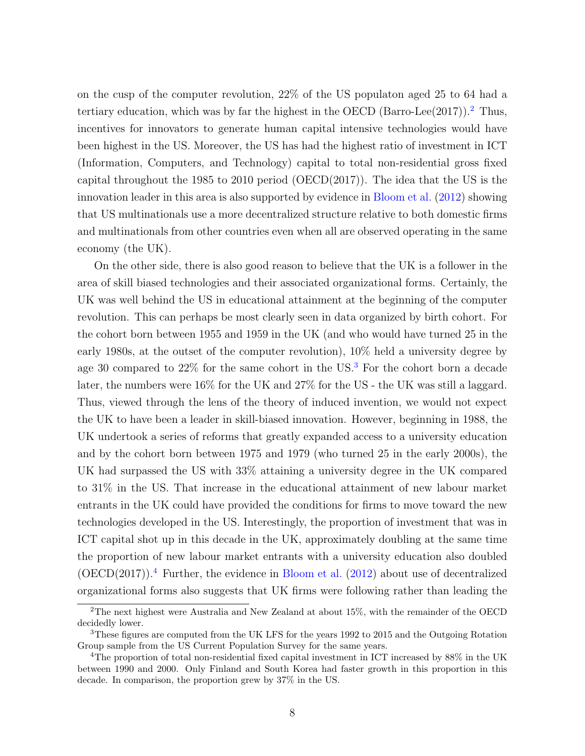on the cusp of the computer revolution, 22% of the US populaton aged 25 to 64 had a tertiary education, which was by far the highest in the OECD (Barro-Lee(2017)).[2] Thus, incentives for innovators to generate human capital intensive technologies would have been highest in the US. Moreover, the US has had the highest ratio of investment in ICT (Information, Computers, and Technology) capital to total non-residential gross fixed capital throughout the 1985 to 2010 period (OECD(2017)). The idea that the US is the innovation leader in this area is also supported by evidence in Bloom et al. (2012) showing that US multinationals use a more decentralized structure relative to both domestic firms and multinationals from other countries even when all are observed operating in the same economy (the UK).

On the other side, there is also good reason to believe that the UK is a follower in the area of skill biased technologies and their associated organizational forms. Certainly, the UK was well behind the US in educational attainment at the beginning of the computer revolution. This can perhaps be most clearly seen in data organized by birth cohort. For the cohort born between 1955 and 1959 in the UK (and who would have turned 25 in the early 1980s, at the outset of the computer revolution), 10% held a university degree by age 30 compared to 22% for the same cohort in the US.[3] For the cohort born a decade later, the numbers were 16% for the UK and 27% for the US - the UK was still a laggard. Thus, viewed through the lens of the theory of induced invention, we would not expect the UK to have been a leader in skill-biased innovation. However, beginning in 1988, the UK undertook a series of reforms that greatly expanded access to a university education and by the cohort born between 1975 and 1979 (who turned 25 in the early 2000s), the UK had surpassed the US with 33% attaining a university degree in the UK compared to 31% in the US. That increase in the educational attainment of new labour market entrants in the UK could have provided the conditions for firms to move toward the new technologies developed in the US. Interestingly, the proportion of investment that was in ICT capital shot up in this decade in the UK, approximately doubling at the same time the proportion of new labour market entrants with a university education also doubled (OECD(2017)).[4] Further, the evidence in Bloom et al. (2012) about use of decentralized organizational forms also suggests that UK firms were following rather than leading the

[2] The next highest were Australia and New Zealand at about 15%, with the remainder of the OECD decidedly lower.

[3] These figures are computed from the UK LFS for the years 1992 to 2015 and the Outgoing Rotation Group sample from the US Current Population Survey for the same years.

[4] The proportion of total non-residential fixed capital investment in ICT increased by 88% in the UK between 1990 and 2000. Only Finland and South Korea had faster growth in this proportion in this decade. In comparison, the proportion grew by 37% in the US.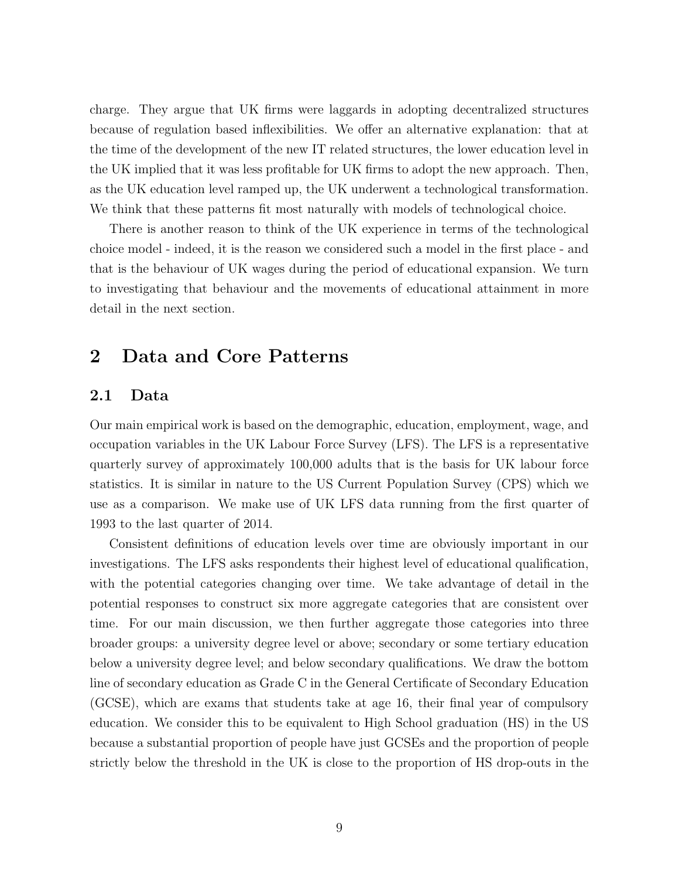charge. They argue that UK firms were laggards in adopting decentralized structures because of regulation based inflexibilities. We offer an alternative explanation: that at the time of the development of the new IT related structures, the lower education level in the UK implied that it was less profitable for UK firms to adopt the new approach. Then, as the UK education level ramped up, the UK underwent a technological transformation. We think that these patterns fit most naturally with models of technological choice.

There is another reason to think of the UK experience in terms of the technological choice model - indeed, it is the reason we considered such a model in the first place - and that is the behaviour of UK wages during the period of educational expansion. We turn to investigating that behaviour and the movements of educational attainment in more detail in the next section.

# 2 Data and Core Patterns

## 2.1 Data

Our main empirical work is based on the demographic, education, employment, wage, and occupation variables in the UK Labour Force Survey (LFS). The LFS is a representative quarterly survey of approximately 100,000 adults that is the basis for UK labour force statistics. It is similar in nature to the US Current Population Survey (CPS) which we use as a comparison. We make use of UK LFS data running from the first quarter of 1993 to the last quarter of 2014.

Consistent definitions of education levels over time are obviously important in our investigations. The LFS asks respondents their highest level of educational qualification, with the potential categories changing over time. We take advantage of detail in the potential responses to construct six more aggregate categories that are consistent over time. For our main discussion, we then further aggregate those categories into three broader groups: a university degree level or above; secondary or some tertiary education below a university degree level; and below secondary qualifications. We draw the bottom line of secondary education as Grade C in the General Certificate of Secondary Education (GCSE), which are exams that students take at age 16, their final year of compulsory education. We consider this to be equivalent to High School graduation (HS) in the US because a substantial proportion of people have just GCSEs and the proportion of people strictly below the threshold in the UK is close to the proportion of HS drop-outs in the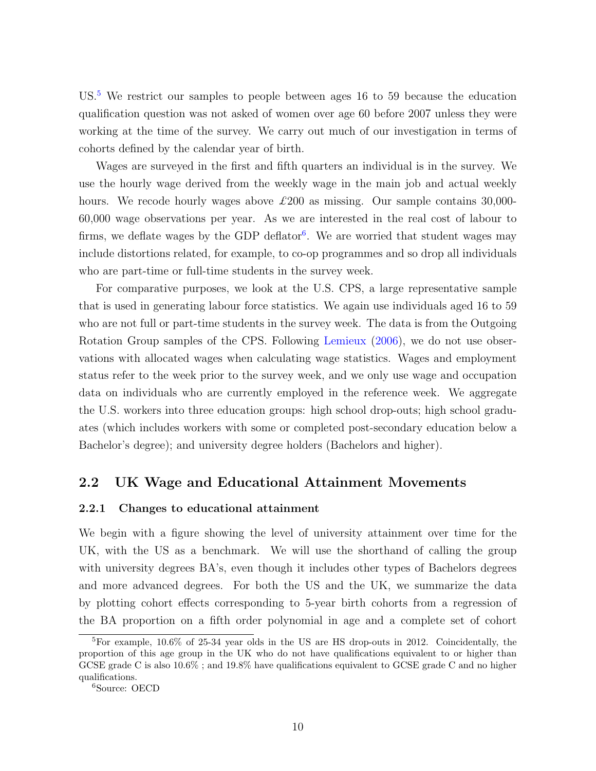US.[5] We restrict our samples to people between ages 16 to 59 because the education qualification question was not asked of women over age 60 before 2007 unless they were working at the time of the survey. We carry out much of our investigation in terms of cohorts defined by the calendar year of birth.

Wages are surveyed in the first and fifth quarters an individual is in the survey. We use the hourly wage derived from the weekly wage in the main job and actual weekly hours. We recode hourly wages above £200 as missing. Our sample contains 30,000-60,000 wage observations per year. As we are interested in the real cost of labour to firms, we deflate wages by the GDP deflator[6]. We are worried that student wages may include distortions related, for example, to co-op programmes and so drop all individuals who are part-time or full-time students in the survey week.

For comparative purposes, we look at the U.S. CPS, a large representative sample that is used in generating labour force statistics. We again use individuals aged 16 to 59 who are not full or part-time students in the survey week. The data is from the Outgoing Rotation Group samples of the CPS. Following Lemieux (2006), we do not use observations with allocated wages when calculating wage statistics. Wages and employment status refer to the week prior to the survey week, and we only use wage and occupation data on individuals who are currently employed in the reference week. We aggregate the U.S. workers into three education groups: high school drop-outs; high school graduates (which includes workers with some or completed post-secondary education below a Bachelor's degree); and university degree holders (Bachelors and higher).

## 2.2 UK Wage and Educational Attainment Movements

### 2.2.1 Changes to educational attainment

We begin with a figure showing the level of university attainment over time for the UK, with the US as a benchmark. We will use the shorthand of calling the group with university degrees BA's, even though it includes other types of Bachelors degrees and more advanced degrees. For both the US and the UK, we summarize the data by plotting cohort effects corresponding to 5-year birth cohorts from a regression of the BA proportion on a fifth order polynomial in age and a complete set of cohort

[5] For example, 10.6% of 25-34 year olds in the US are HS drop-outs in 2012. Coincidentally, the proportion of this age group in the UK who do not have qualifications equivalent to or higher than GCSE grade C is also 10.6% ; and 19.8% have qualifications equivalent to GCSE grade C and no higher qualifications.

[6] Source: OECD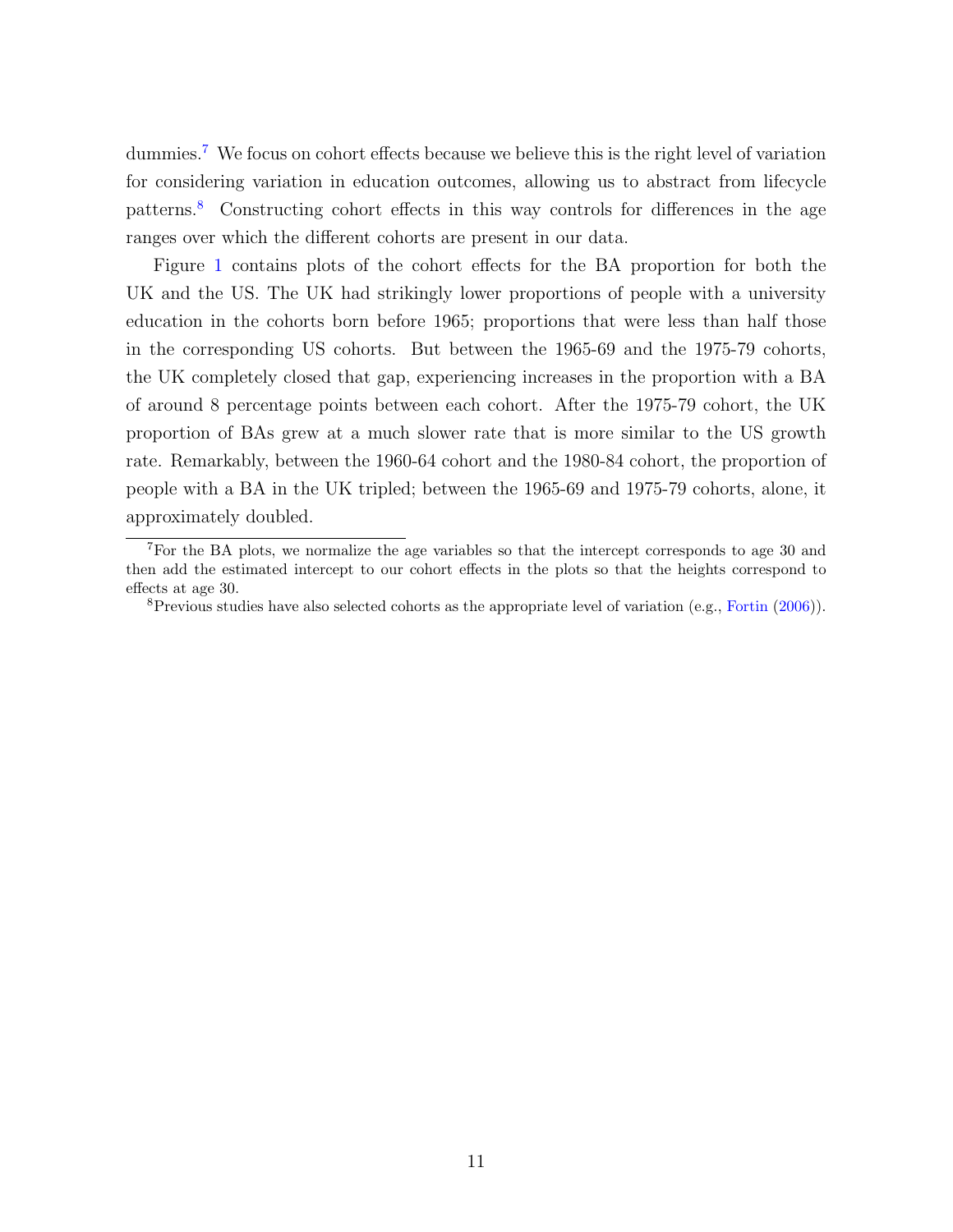dummies.[7] We focus on cohort effects because we believe this is the right level of variation for considering variation in education outcomes, allowing us to abstract from lifecycle patterns.[8] Constructing cohort effects in this way controls for differences in the age ranges over which the different cohorts are present in our data.

Figure 1 contains plots of the cohort effects for the BA proportion for both the UK and the US. The UK had strikingly lower proportions of people with a university education in the cohorts born before 1965; proportions that were less than half those in the corresponding US cohorts. But between the 1965-69 and the 1975-79 cohorts, the UK completely closed that gap, experiencing increases in the proportion with a BA of around 8 percentage points between each cohort. After the 1975-79 cohort, the UK proportion of BAs grew at a much slower rate that is more similar to the US growth rate. Remarkably, between the 1960-64 cohort and the 1980-84 cohort, the proportion of people with a BA in the UK tripled; between the 1965-69 and 1975-79 cohorts, alone, it approximately doubled.

---

[7] For the BA plots, we normalize the age variables so that the intercept corresponds to age 30 and then add the estimated intercept to our cohort effects in the plots so that the heights correspond to effects at age 30.

[8] Previous studies have also selected cohorts as the appropriate level of variation (e.g., Fortin (2006)).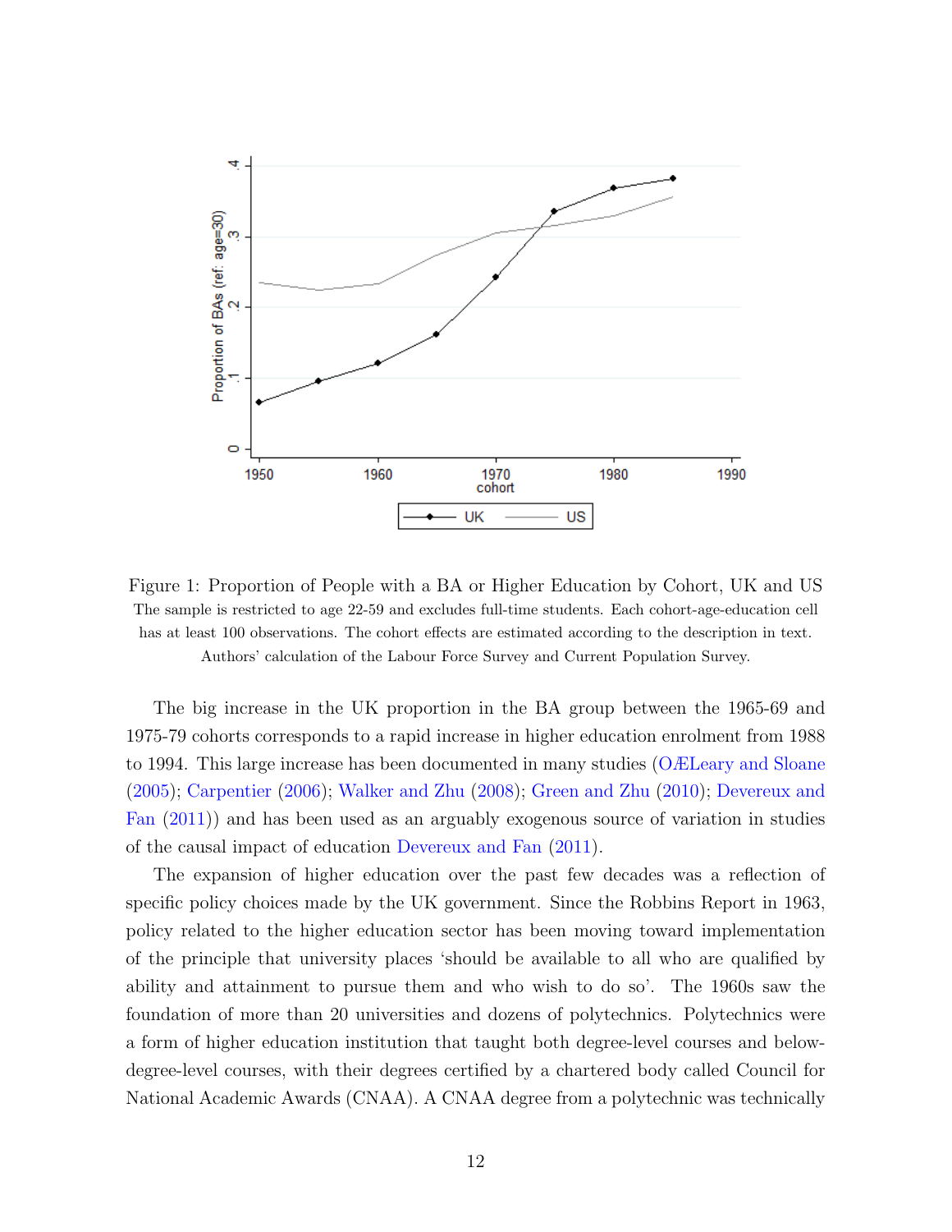Figure 1: Proportion of People with a BA or Higher Education by Cohort, UK and US
The sample is restricted to age 22-59 and excludes full-time students. Each cohort-age-education cell has at least 100 observations. The cohort effects are estimated according to the description in text. Authors' calculation of the Labour Force Survey and Current Population Survey.

The big increase in the UK proportion in the BA group between the 1965-69 and 1975-79 cohorts corresponds to a rapid increase in higher education enrolment from 1988 to 1994. This large increase has been documented in many studies (OÆLeary and Sloane (2005); Carpentier (2006); Walker and Zhu (2008); Green and Zhu (2010); Devereux and Fan (2011)) and has been used as an arguably exogenous source of variation in studies of the causal impact of education Devereux and Fan (2011).

The expansion of higher education over the past few decades was a reflection of specific policy choices made by the UK government. Since the Robbins Report in 1963, policy related to the higher education sector has been moving toward implementation of the principle that university places 'should be available to all who are qualified by ability and attainment to pursue them and who wish to do so'. The 1960s saw the foundation of more than 20 universities and dozens of polytechnics. Polytechnics were a form of higher education institution that taught both degree-level courses and below-degree-level courses, with their degrees certified by a chartered body called Council for National Academic Awards (CNAA). A CNAA degree from a polytechnic was technically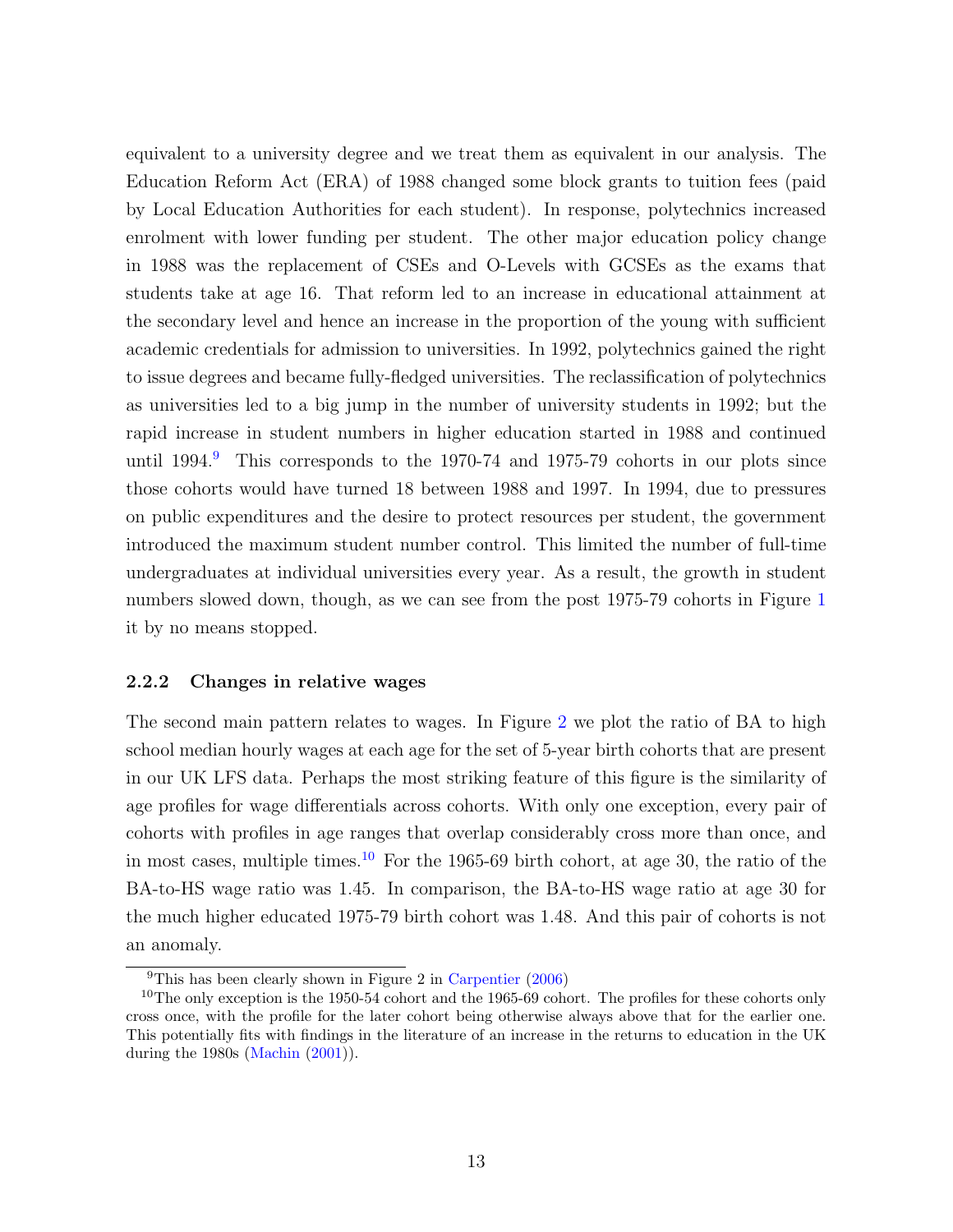equivalent to a university degree and we treat them as equivalent in our analysis. The Education Reform Act (ERA) of 1988 changed some block grants to tuition fees (paid by Local Education Authorities for each student). In response, polytechnics increased enrolment with lower funding per student. The other major education policy change in 1988 was the replacement of CSEs and O-Levels with GCSEs as the exams that students take at age 16. That reform led to an increase in educational attainment at the secondary level and hence an increase in the proportion of the young with sufficient academic credentials for admission to universities. In 1992, polytechnics gained the right to issue degrees and became fully-fledged universities. The reclassification of polytechnics as universities led to a big jump in the number of university students in 1992; but the rapid increase in student numbers in higher education started in 1988 and continued until 1994.[9] This corresponds to the 1970-74 and 1975-79 cohorts in our plots since those cohorts would have turned 18 between 1988 and 1997. In 1994, due to pressures on public expenditures and the desire to protect resources per student, the government introduced the maximum student number control. This limited the number of full-time undergraduates at individual universities every year. As a result, the growth in student numbers slowed down, though, as we can see from the post 1975-79 cohorts in Figure 1 it by no means stopped.

### 2.2.2 Changes in relative wages

The second main pattern relates to wages. In Figure 2 we plot the ratio of BA to high school median hourly wages at each age for the set of 5-year birth cohorts that are present in our UK LFS data. Perhaps the most striking feature of this figure is the similarity of age profiles for wage differentials across cohorts. With only one exception, every pair of cohorts with profiles in age ranges that overlap considerably cross more than once, and in most cases, multiple times.[10] For the 1965-69 birth cohort, at age 30, the ratio of the BA-to-HS wage ratio was 1.45. In comparison, the BA-to-HS wage ratio at age 30 for the much higher educated 1975-79 birth cohort was 1.48. And this pair of cohorts is not an anomaly.

[9] This has been clearly shown in Figure 2 in Carpentier (2006)

[10] The only exception is the 1950-54 cohort and the 1965-69 cohort. The profiles for these cohorts only cross once, with the profile for the later cohort being otherwise always above that for the earlier one. This potentially fits with findings in the literature of an increase in the returns to education in the UK during the 1980s (Machin (2001)).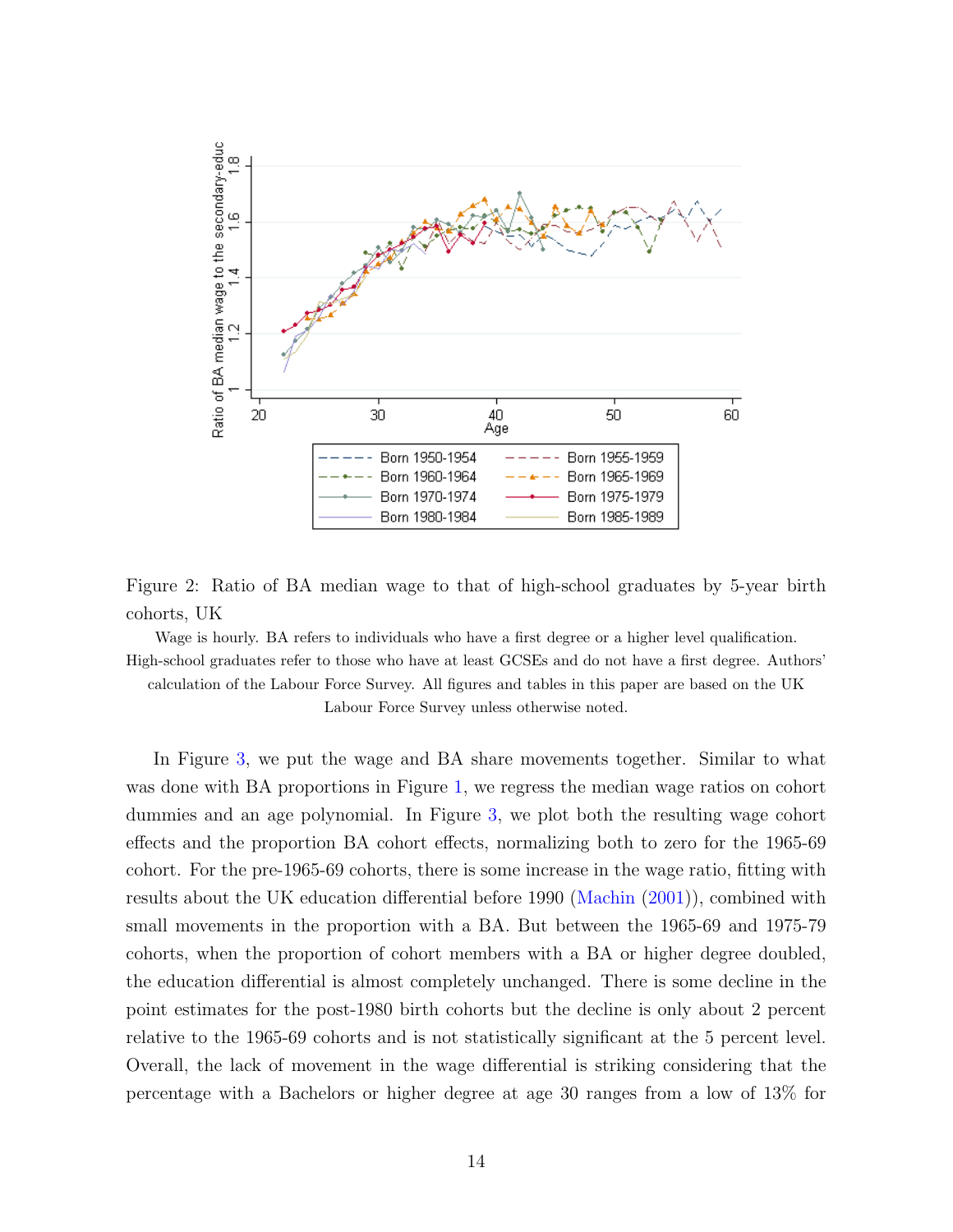Figure 2: Ratio of BA median wage to that of high-school graduates by 5-year birth cohorts, UK

Wage is hourly. BA refers to individuals who have a first degree or a higher level qualification. High-school graduates refer to those who have at least GCSEs and do not have a first degree. Authors' calculation of the Labour Force Survey. All figures and tables in this paper are based on the UK Labour Force Survey unless otherwise noted.

In Figure 3, we put the wage and BA share movements together. Similar to what was done with BA proportions in Figure 1, we regress the median wage ratios on cohort dummies and an age polynomial. In Figure 3, we plot both the resulting wage cohort effects and the proportion BA cohort effects, normalizing both to zero for the 1965-69 cohort. For the pre-1965-69 cohorts, there is some increase in the wage ratio, fitting with results about the UK education differential before 1990 (Machin (2001)), combined with small movements in the proportion with a BA. But between the 1965-69 and 1975-79 cohorts, when the proportion of cohort members with a BA or higher degree doubled, the education differential is almost completely unchanged. There is some decline in the point estimates for the post-1980 birth cohorts but the decline is only about 2 percent relative to the 1965-69 cohorts and is not statistically significant at the 5 percent level. Overall, the lack of movement in the wage differential is striking considering that the percentage with a Bachelors or higher degree at age 30 ranges from a low of 13% for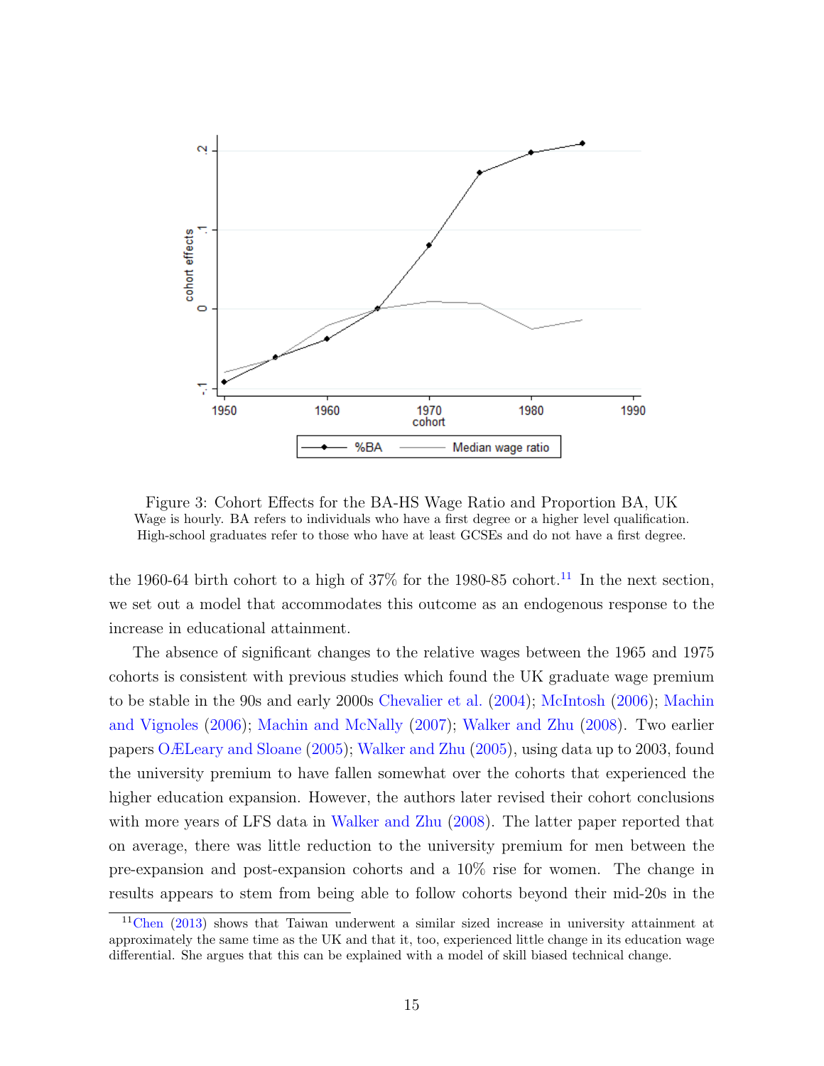Figure 3: Cohort Effects for the BA-HS Wage Ratio and Proportion BA, UK
Wage is hourly. BA refers to individuals who have a first degree or a higher level qualification. High-school graduates refer to those who have at least GCSEs and do not have a first degree.

the 1960-64 birth cohort to a high of 37% for the 1980-85 cohort.[11] In the next section, we set out a model that accommodates this outcome as an endogenous response to the increase in educational attainment.

The absence of significant changes to the relative wages between the 1965 and 1975 cohorts is consistent with previous studies which found the UK graduate wage premium to be stable in the 90s and early 2000s Chevalier et al. (2004); McIntosh (2006); Machin and Vignoles (2006); Machin and McNally (2007); Walker and Zhu (2008). Two earlier papers OÆLeary and Sloane (2005); Walker and Zhu (2005), using data up to 2003, found the university premium to have fallen somewhat over the cohorts that experienced the higher education expansion. However, the authors later revised their cohort conclusions with more years of LFS data in Walker and Zhu (2008). The latter paper reported that on average, there was little reduction to the university premium for men between the pre-expansion and post-expansion cohorts and a 10% rise for women. The change in results appears to stem from being able to follow cohorts beyond their mid-20s in the

[11] Chen (2013) shows that Taiwan underwent a similar sized increase in university attainment at approximately the same time as the UK and that it, too, experienced little change in its education wage differential. She argues that this can be explained with a model of skill biased technical change.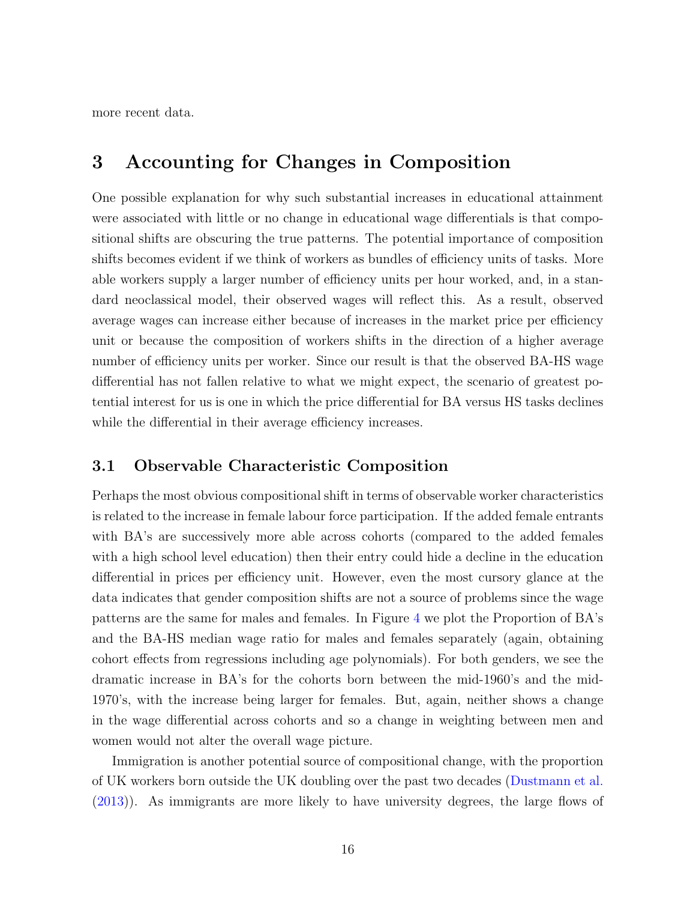more recent data.

# 3 Accounting for Changes in Composition

One possible explanation for why such substantial increases in educational attainment were associated with little or no change in educational wage differentials is that compositional shifts are obscuring the true patterns. The potential importance of composition shifts becomes evident if we think of workers as bundles of efficiency units of tasks. More able workers supply a larger number of efficiency units per hour worked, and, in a standard neoclassical model, their observed wages will reflect this. As a result, observed average wages can increase either because of increases in the market price per efficiency unit or because the composition of workers shifts in the direction of a higher average number of efficiency units per worker. Since our result is that the observed BA-HS wage differential has not fallen relative to what we might expect, the scenario of greatest potential interest for us is one in which the price differential for BA versus HS tasks declines while the differential in their average efficiency increases.

## 3.1 Observable Characteristic Composition

Perhaps the most obvious compositional shift in terms of observable worker characteristics is related to the increase in female labour force participation. If the added female entrants with BA's are successively more able across cohorts (compared to the added females with a high school level education) then their entry could hide a decline in the education differential in prices per efficiency unit. However, even the most cursory glance at the data indicates that gender composition shifts are not a source of problems since the wage patterns are the same for males and females. In Figure 4 we plot the Proportion of BA's and the BA-HS median wage ratio for males and females separately (again, obtaining cohort effects from regressions including age polynomials). For both genders, we see the dramatic increase in BA's for the cohorts born between the mid-1960's and the mid-1970's, with the increase being larger for females. But, again, neither shows a change in the wage differential across cohorts and so a change in weighting between men and women would not alter the overall wage picture.

Immigration is another potential source of compositional change, with the proportion of UK workers born outside the UK doubling over the past two decades (Dustmann et al. (2013)). As immigrants are more likely to have university degrees, the large flows of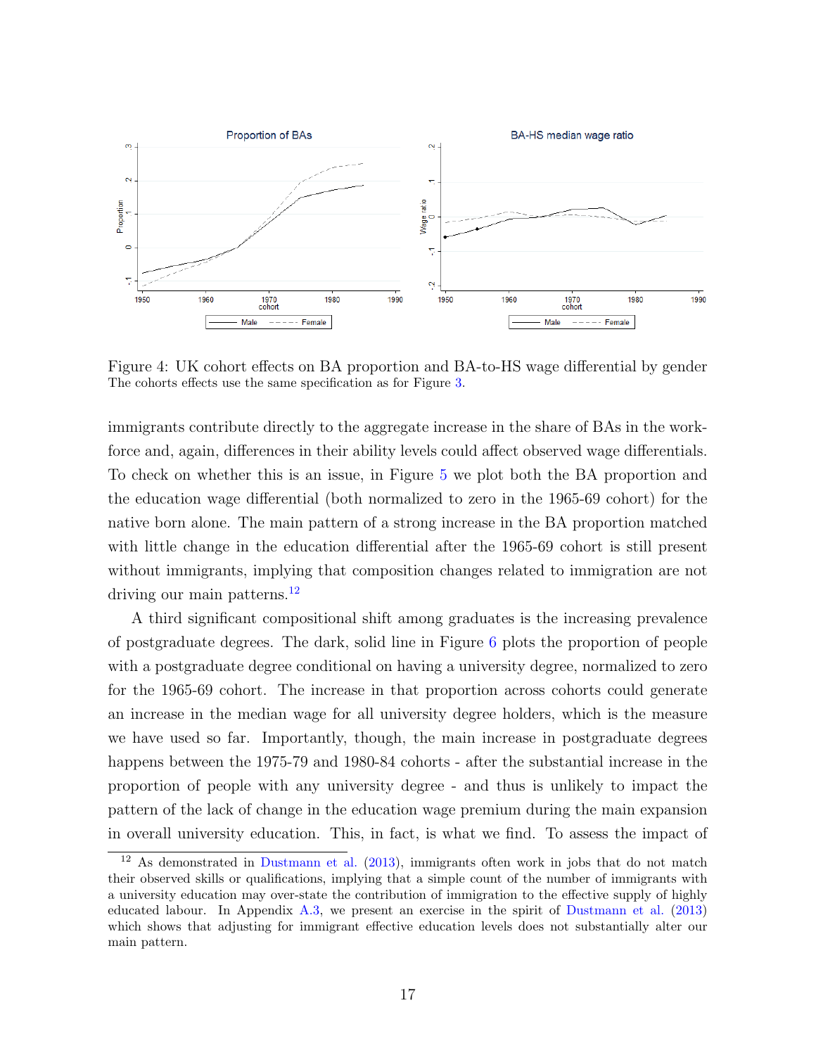Figure 4: UK cohort effects on BA proportion and BA-to-HS wage differential by gender
The cohorts effects use the same specification as for Figure 3.

immigrants contribute directly to the aggregate increase in the share of BAs in the workforce and, again, differences in their ability levels could affect observed wage differentials. To check on whether this is an issue, in Figure 5 we plot both the BA proportion and the education wage differential (both normalized to zero in the 1965-69 cohort) for the native born alone. The main pattern of a strong increase in the BA proportion matched with little change in the education differential after the 1965-69 cohort is still present without immigrants, implying that composition changes related to immigration are not driving our main patterns.[12]

A third significant compositional shift among graduates is the increasing prevalence of postgraduate degrees. The dark, solid line in Figure 6 plots the proportion of people with a postgraduate degree conditional on having a university degree, normalized to zero for the 1965-69 cohort. The increase in that proportion across cohorts could generate an increase in the median wage for all university degree holders, which is the measure we have used so far. Importantly, though, the main increase in postgraduate degrees happens between the 1975-79 and 1980-84 cohorts - after the substantial increase in the proportion of people with any university degree - and thus is unlikely to impact the pattern of the lack of change in the education wage premium during the main expansion in overall university education. This, in fact, is what we find. To assess the impact of

[12] As demonstrated in Dustmann et al. (2013), immigrants often work in jobs that do not match their observed skills or qualifications, implying that a simple count of the number of immigrants with a university education may over-state the contribution of immigration to the effective supply of highly educated labour. In Appendix A.3, we present an exercise in the spirit of Dustmann et al. (2013) which shows that adjusting for immigrant effective education levels does not substantially alter our main pattern.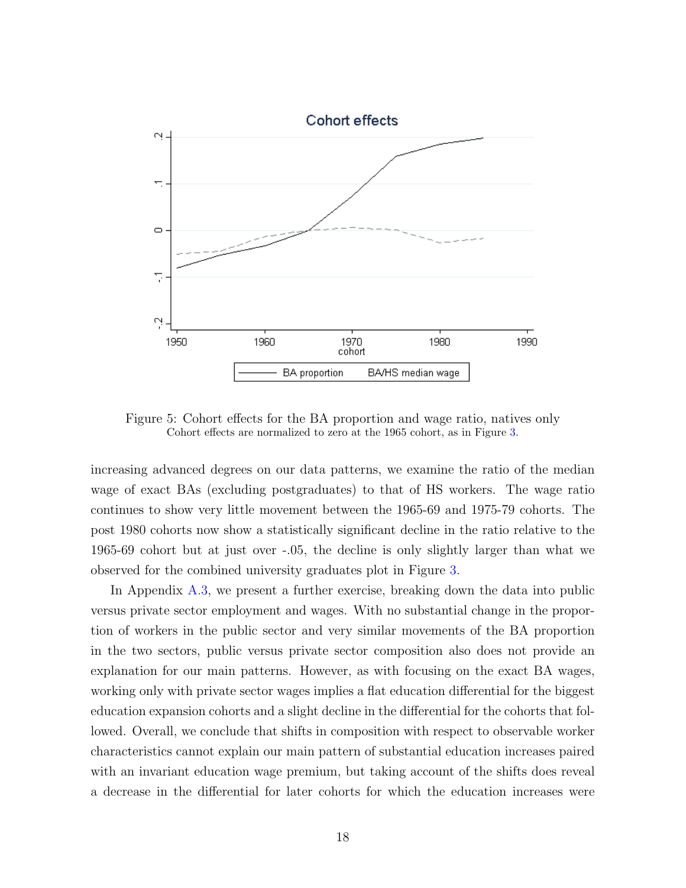Figure 5: Cohort effects for the BA proportion and wage ratio, natives only
Cohort effects are normalized to zero at the 1965 cohort, as in Figure 3.

increasing advanced degrees on our data patterns, we examine the ratio of the median wage of exact BAs (excluding postgraduates) to that of HS workers. The wage ratio continues to show very little movement between the 1965-69 and 1975-79 cohorts. The post 1980 cohorts now show a statistically significant decline in the ratio relative to the 1965-69 cohort but at just over -.05, the decline is only slightly larger than what we observed for the combined university graduates plot in Figure 3.

In Appendix A.3, we present a further exercise, breaking down the data into public versus private sector employment and wages. With no substantial change in the proportion of workers in the public sector and very similar movements of the BA proportion in the two sectors, public versus private sector composition also does not provide an explanation for our main patterns. However, as with focusing on the exact BA wages, working only with private sector wages implies a flat education differential for the biggest education expansion cohorts and a slight decline in the differential for the cohorts that followed. Overall, we conclude that shifts in composition with respect to observable worker characteristics cannot explain our main pattern of substantial education increases paired with an invariant education wage premium, but taking account of the shifts does reveal a decrease in the differential for later cohorts for which the education increases were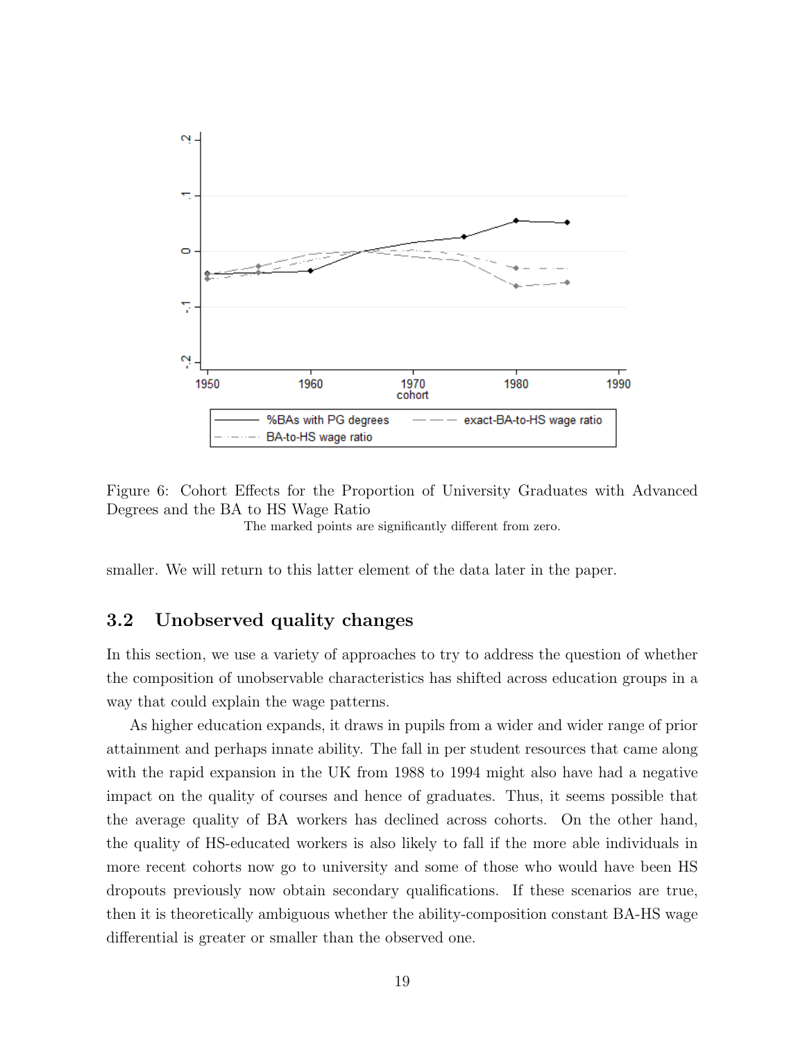Figure 6: Cohort Effects for the Proportion of University Graduates with Advanced Degrees and the BA to HS Wage Ratio

The marked points are significantly different from zero.

smaller. We will return to this latter element of the data later in the paper.

### 3.2 Unobserved quality changes

In this section, we use a variety of approaches to try to address the question of whether the composition of unobservable characteristics has shifted across education groups in a way that could explain the wage patterns.

As higher education expands, it draws in pupils from a wider and wider range of prior attainment and perhaps innate ability. The fall in per student resources that came along with the rapid expansion in the UK from 1988 to 1994 might also have had a negative impact on the quality of courses and hence of graduates. Thus, it seems possible that the average quality of BA workers has declined across cohorts. On the other hand, the quality of HS-educated workers is also likely to fall if the more able individuals in more recent cohorts now go to university and some of those who would have been HS dropouts previously now obtain secondary qualifications. If these scenarios are true, then it is theoretically ambiguous whether the ability-composition constant BA-HS wage differential is greater or smaller than the observed one.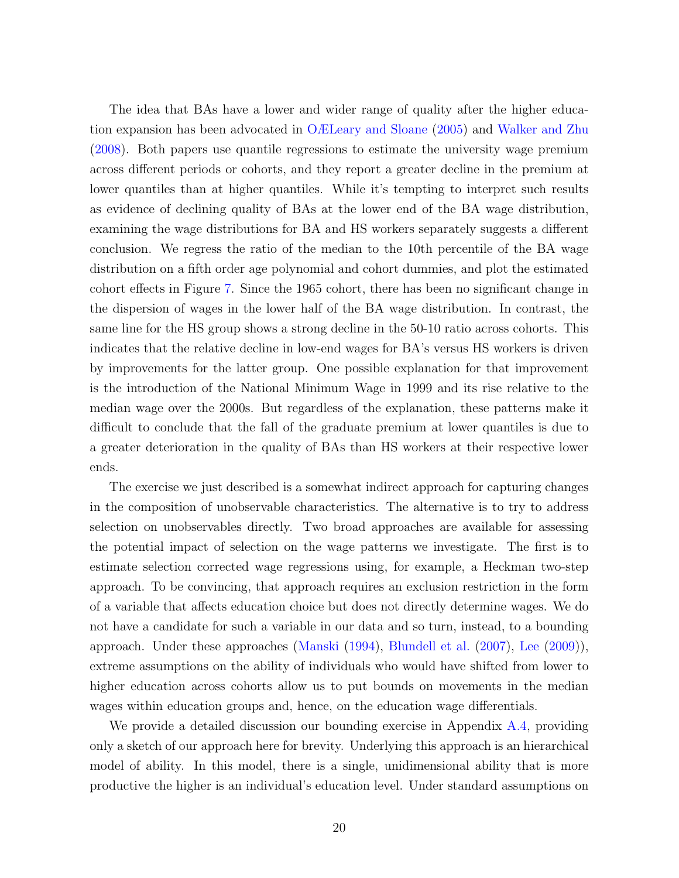The idea that BAs have a lower and wider range of quality after the higher education expansion has been advocated in OÆLeary and Sloane (2005) and Walker and Zhu (2008). Both papers use quantile regressions to estimate the university wage premium across different periods or cohorts, and they report a greater decline in the premium at lower quantiles than at higher quantiles. While it's tempting to interpret such results as evidence of declining quality of BAs at the lower end of the BA wage distribution, examining the wage distributions for BA and HS workers separately suggests a different conclusion. We regress the ratio of the median to the 10th percentile of the BA wage distribution on a fifth order age polynomial and cohort dummies, and plot the estimated cohort effects in Figure 7. Since the 1965 cohort, there has been no significant change in the dispersion of wages in the lower half of the BA wage distribution. In contrast, the same line for the HS group shows a strong decline in the 50-10 ratio across cohorts. This indicates that the relative decline in low-end wages for BA's versus HS workers is driven by improvements for the latter group. One possible explanation for that improvement is the introduction of the National Minimum Wage in 1999 and its rise relative to the median wage over the 2000s. But regardless of the explanation, these patterns make it difficult to conclude that the fall of the graduate premium at lower quantiles is due to a greater deterioration in the quality of BAs than HS workers at their respective lower ends.

The exercise we just described is a somewhat indirect approach for capturing changes in the composition of unobservable characteristics. The alternative is to try to address selection on unobservables directly. Two broad approaches are available for assessing the potential impact of selection on the wage patterns we investigate. The first is to estimate selection corrected wage regressions using, for example, a Heckman two-step approach. To be convincing, that approach requires an exclusion restriction in the form of a variable that affects education choice but does not directly determine wages. We do not have a candidate for such a variable in our data and so turn, instead, to a bounding approach. Under these approaches (Manski (1994), Blundell et al. (2007), Lee (2009)), extreme assumptions on the ability of individuals who would have shifted from lower to higher education across cohorts allow us to put bounds on movements in the median wages within education groups and, hence, on the education wage differentials.

We provide a detailed discussion our bounding exercise in Appendix A.4, providing only a sketch of our approach here for brevity. Underlying this approach is an hierarchical model of ability. In this model, there is a single, unidimensional ability that is more productive the higher is an individual's education level. Under standard assumptions on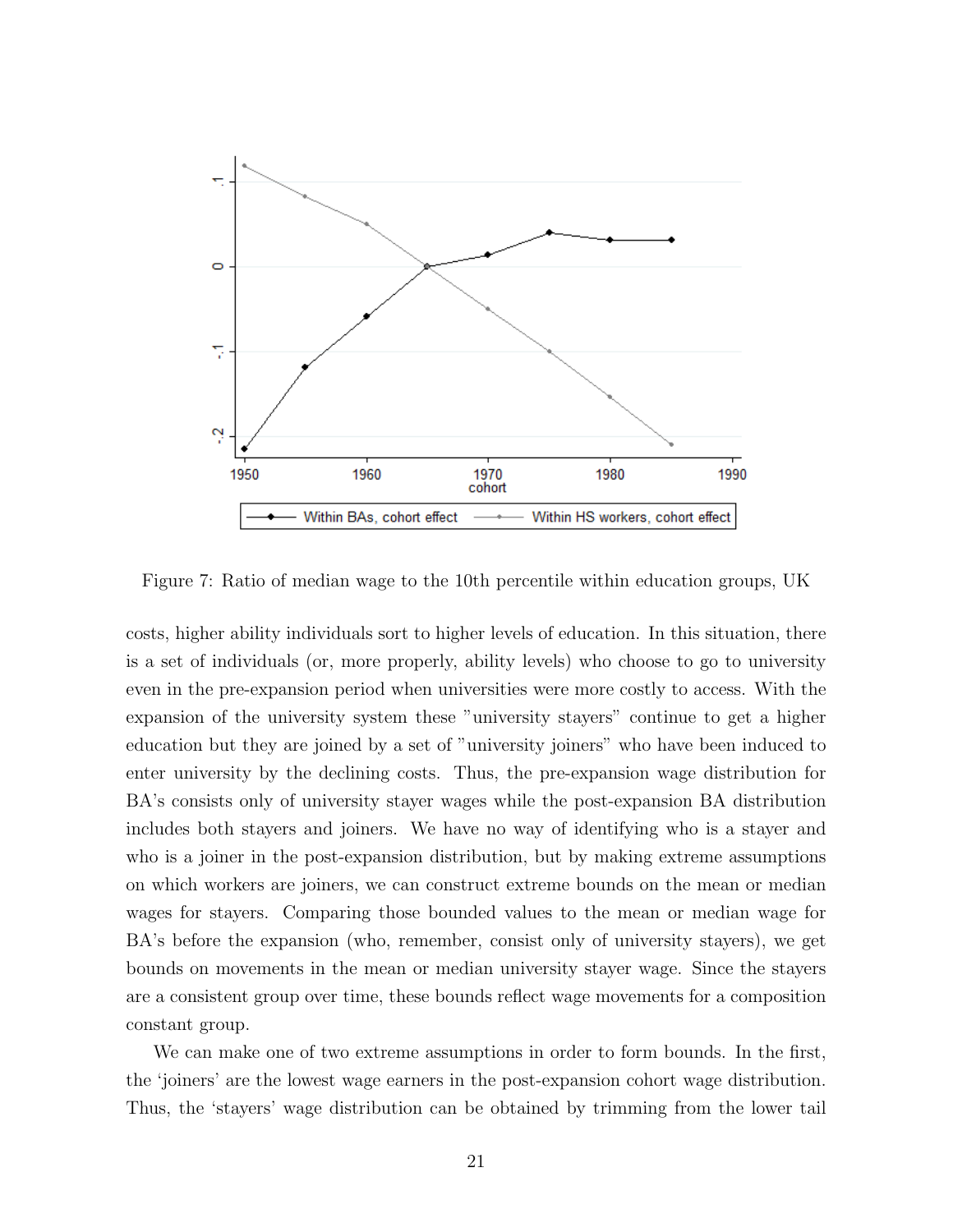Figure 7: Ratio of median wage to the 10th percentile within education groups, UK

costs, higher ability individuals sort to higher levels of education. In this situation, there is a set of individuals (or, more properly, ability levels) who choose to go to university even in the pre-expansion period when universities were more costly to access. With the expansion of the university system these "university stayers" continue to get a higher education but they are joined by a set of "university joiners" who have been induced to enter university by the declining costs. Thus, the pre-expansion wage distribution for BA's consists only of university stayer wages while the post-expansion BA distribution includes both stayers and joiners. We have no way of identifying who is a stayer and who is a joiner in the post-expansion distribution, but by making extreme assumptions on which workers are joiners, we can construct extreme bounds on the mean or median wages for stayers. Comparing those bounded values to the mean or median wage for BA's before the expansion (who, remember, consist only of university stayers), we get bounds on movements in the mean or median university stayer wage. Since the stayers are a consistent group over time, these bounds reflect wage movements for a composition constant group.

We can make one of two extreme assumptions in order to form bounds. In the first, the 'joiners' are the lowest wage earners in the post-expansion cohort wage distribution. Thus, the 'stayers' wage distribution can be obtained by trimming from the lower tail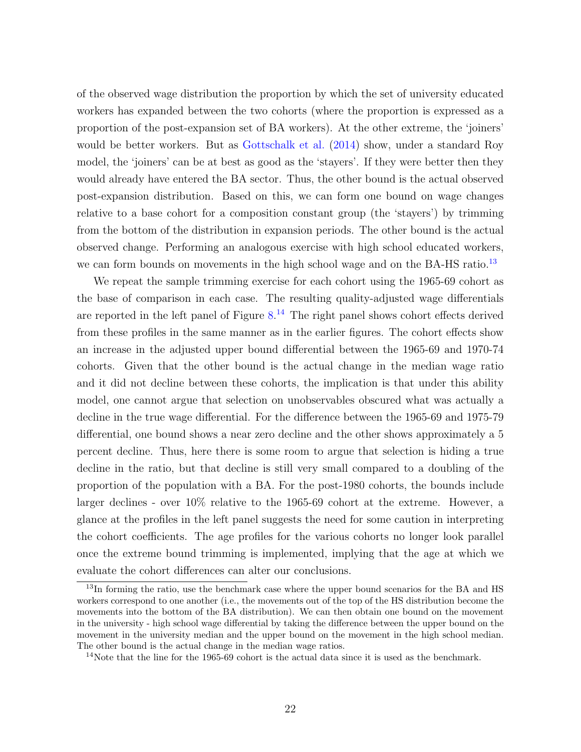of the observed wage distribution the proportion by which the set of university educated workers has expanded between the two cohorts (where the proportion is expressed as a proportion of the post-expansion set of BA workers). At the other extreme, the 'joiners' would be better workers. But as Gottschalk et al. (2014) show, under a standard Roy model, the 'joiners' can be at best as good as the 'stayers'. If they were better then they would already have entered the BA sector. Thus, the other bound is the actual observed post-expansion distribution. Based on this, we can form one bound on wage changes relative to a base cohort for a composition constant group (the 'stayers') by trimming from the bottom of the distribution in expansion periods. The other bound is the actual observed change. Performing an analogous exercise with high school educated workers, we can form bounds on movements in the high school wage and on the BA-HS ratio.[13]

We repeat the sample trimming exercise for each cohort using the 1965-69 cohort as the base of comparison in each case. The resulting quality-adjusted wage differentials are reported in the left panel of Figure 8.[14] The right panel shows cohort effects derived from these profiles in the same manner as in the earlier figures. The cohort effects show an increase in the adjusted upper bound differential between the 1965-69 and 1970-74 cohorts. Given that the other bound is the actual change in the median wage ratio and it did not decline between these cohorts, the implication is that under this ability model, one cannot argue that selection on unobservables obscured what was actually a decline in the true wage differential. For the difference between the 1965-69 and 1975-79 differential, one bound shows a near zero decline and the other shows approximately a 5 percent decline. Thus, here there is some room to argue that selection is hiding a true decline in the ratio, but that decline is still very small compared to a doubling of the proportion of the population with a BA. For the post-1980 cohorts, the bounds include larger declines - over 10% relative to the 1965-69 cohort at the extreme. However, a glance at the profiles in the left panel suggests the need for some caution in interpreting the cohort coefficients. The age profiles for the various cohorts no longer look parallel once the extreme bound trimming is implemented, implying that the age at which we evaluate the cohort differences can alter our conclusions.

[13] In forming the ratio, use the benchmark case where the upper bound scenarios for the BA and HS workers correspond to one another (i.e., the movements out of the top of the HS distribution become the movements into the bottom of the BA distribution). We can then obtain one bound on the movement in the university - high school wage differential by taking the difference between the upper bound on the movement in the university median and the upper bound on the movement in the high school median. The other bound is the actual change in the median wage ratios.

[14] Note that the line for the 1965-69 cohort is the actual data since it is used as the benchmark.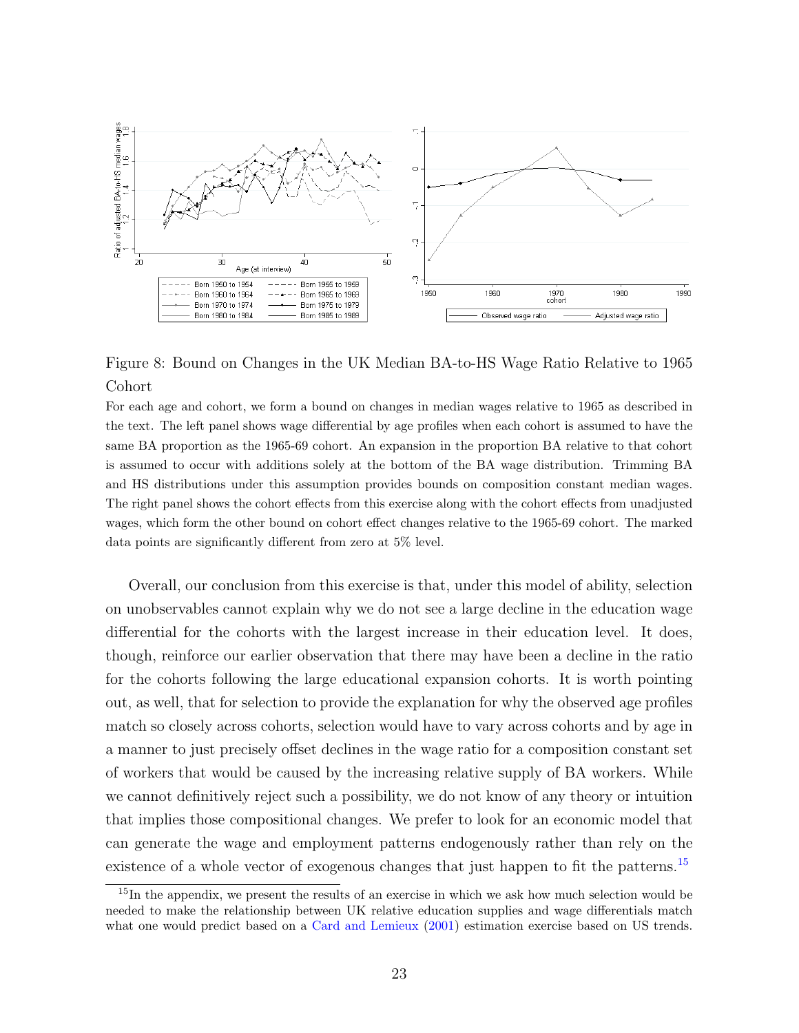Figure 8: Bound on Changes in the UK Median BA-to-HS Wage Ratio Relative to 1965 Cohort

For each age and cohort, we form a bound on changes in median wages relative to 1965 as described in the text. The left panel shows wage differential by age profiles when each cohort is assumed to have the same BA proportion as the 1965-69 cohort. An expansion in the proportion BA relative to that cohort is assumed to occur with additions solely at the bottom of the BA wage distribution. Trimming BA and HS distributions under this assumption provides bounds on composition constant median wages. The right panel shows the cohort effects from this exercise along with the cohort effects from unadjusted wages, which form the other bound on cohort effect changes relative to the 1965-69 cohort. The marked data points are significantly different from zero at 5% level.

Overall, our conclusion from this exercise is that, under this model of ability, selection on unobservables cannot explain why we do not see a large decline in the education wage differential for the cohorts with the largest increase in their education level. It does, though, reinforce our earlier observation that there may have been a decline in the ratio for the cohorts following the large educational expansion cohorts. It is worth pointing out, as well, that for selection to provide the explanation for why the observed age profiles match so closely across cohorts, selection would have to vary across cohorts and by age in a manner to just precisely offset declines in the wage ratio for a composition constant set of workers that would be caused by the increasing relative supply of BA workers. While we cannot definitively reject such a possibility, we do not know of any theory or intuition that implies those compositional changes. We prefer to look for an economic model that can generate the wage and employment patterns endogenously rather than rely on the existence of a whole vector of exogenous changes that just happen to fit the patterns.[15]

[15] In the appendix, we present the results of an exercise in which we ask how much selection would be needed to make the relationship between UK relative education supplies and wage differentials match what one would predict based on a Card and Lemieux (2001) estimation exercise based on US trends.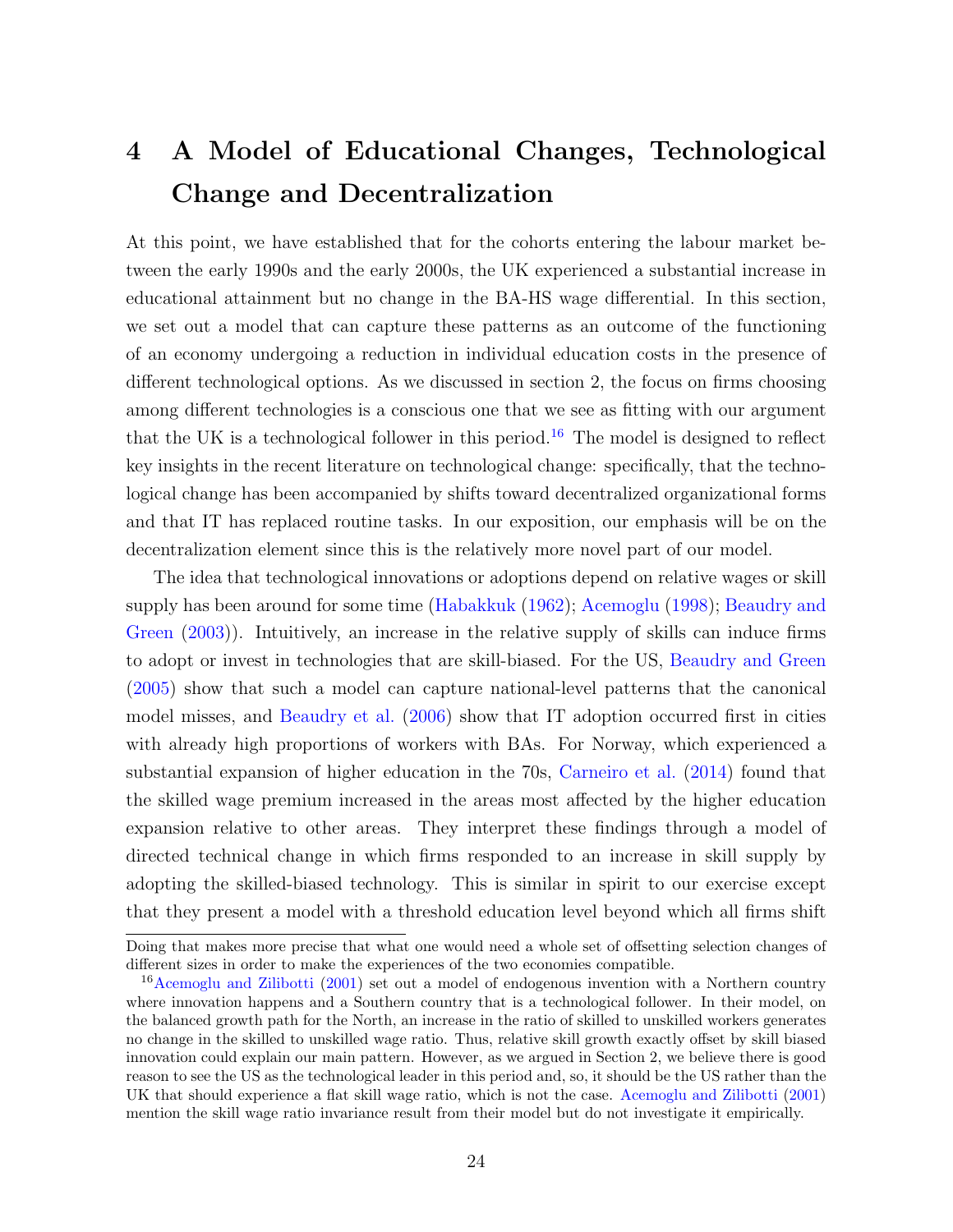# 4 A Model of Educational Changes, Technological Change and Decentralization

At this point, we have established that for the cohorts entering the labour market between the early 1990s and the early 2000s, the UK experienced a substantial increase in educational attainment but no change in the BA-HS wage differential. In this section, we set out a model that can capture these patterns as an outcome of the functioning of an economy undergoing a reduction in individual education costs in the presence of different technological options. As we discussed in section 2, the focus on firms choosing among different technologies is a conscious one that we see as fitting with our argument that the UK is a technological follower in this period.[16] The model is designed to reflect key insights in the recent literature on technological change: specifically, that the technological change has been accompanied by shifts toward decentralized organizational forms and that IT has replaced routine tasks. In our exposition, our emphasis will be on the decentralization element since this is the relatively more novel part of our model.

The idea that technological innovations or adoptions depend on relative wages or skill supply has been around for some time (Habakkuk (1962); Acemoglu (1998); Beaudry and Green (2003)). Intuitively, an increase in the relative supply of skills can induce firms to adopt or invest in technologies that are skill-biased. For the US, Beaudry and Green (2005) show that such a model can capture national-level patterns that the canonical model misses, and Beaudry et al. (2006) show that IT adoption occurred first in cities with already high proportions of workers with BAs. For Norway, which experienced a substantial expansion of higher education in the 70s, Carneiro et al. (2014) found that the skilled wage premium increased in the areas most affected by the higher education expansion relative to other areas. They interpret these findings through a model of directed technical change in which firms responded to an increase in skill supply by adopting the skilled-biased technology. This is similar in spirit to our exercise except that they present a model with a threshold education level beyond which all firms shift

---

Doing that makes more precise that what one would need a whole set of offsetting selection changes of different sizes in order to make the experiences of the two economies compatible.

[16] Acemoglu and Zilibotti (2001) set out a model of endogenous invention with a Northern country where innovation happens and a Southern country that is a technological follower. In their model, on the balanced growth path for the North, an increase in the ratio of skilled to unskilled workers generates no change in the skilled to unskilled wage ratio. Thus, relative skill growth exactly offset by skill biased innovation could explain our main pattern. However, as we argued in Section 2, we believe there is good reason to see the US as the technological leader in this period and, so, it should be the US rather than the UK that should experience a flat skill wage ratio, which is not the case. Acemoglu and Zilibotti (2001) mention the skill wage ratio invariance result from their model but do not investigate it empirically.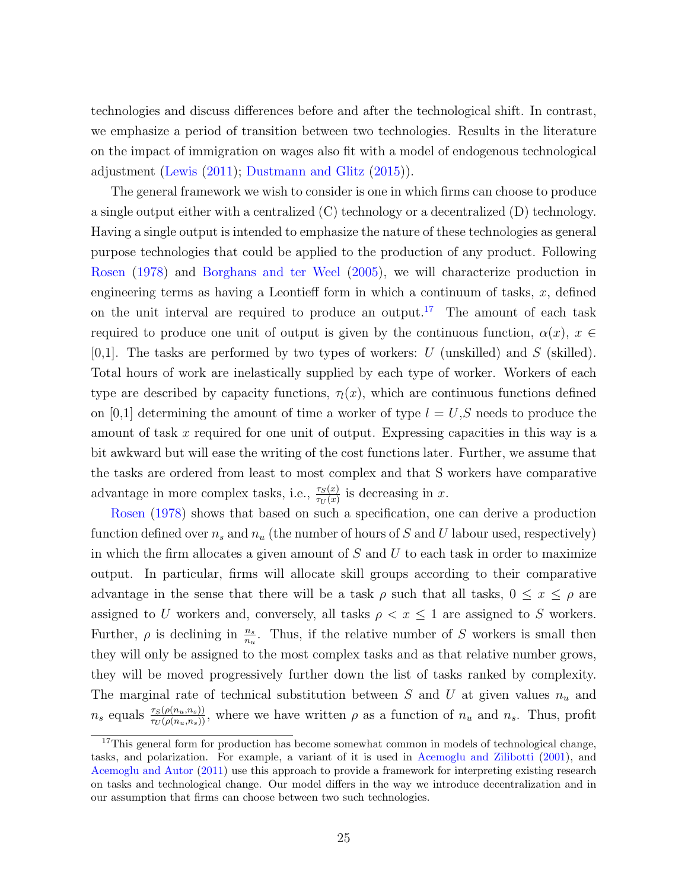technologies and discuss differences before and after the technological shift. In contrast, we emphasize a period of transition between two technologies. Results in the literature on the impact of immigration on wages also fit with a model of endogenous technological adjustment (Lewis (2011); Dustmann and Glitz (2015)).

The general framework we wish to consider is one in which firms can choose to produce a single output either with a centralized (C) technology or a decentralized (D) technology. Having a single output is intended to emphasize the nature of these technologies as general purpose technologies that could be applied to the production of any product. Following Rosen (1978) and Borghans and ter Weel (2005), we will characterize production in engineering terms as having a Leontieff form in which a continuum of tasks, $x$, defined on the unit interval are required to produce an output.[17] The amount of each task required to produce one unit of output is given by the continuous function, $\alpha(x)$, $x \in [0,1]$. The tasks are performed by two types of workers: $U$ (unskilled) and $S$ (skilled). Total hours of work are inelastically supplied by each type of worker. Workers of each type are described by capacity functions, $\tau_l(x)$, which are continuous functions defined on [0,1] determining the amount of time a worker of type $l = U,S$ needs to produce the amount of task $x$ required for one unit of output. Expressing capacities in this way is a bit awkward but will ease the writing of the cost functions later. Further, we assume that the tasks are ordered from least to most complex and that S workers have comparative advantage in more complex tasks, i.e., $\frac{\tau_S(x)}{\tau_U(x)}$ is decreasing in $x$.

Rosen (1978) shows that based on such a specification, one can derive a production function defined over $n_s$ and $n_u$ (the number of hours of $S$ and $U$ labour used, respectively) in which the firm allocates a given amount of $S$ and $U$ to each task in order to maximize output. In particular, firms will allocate skill groups according to their comparative advantage in the sense that there will be a task $\rho$ such that all tasks, $0 \leq x \leq \rho$ are assigned to $U$ workers and, conversely, all tasks $\rho < x \leq 1$ are assigned to $S$ workers. Further, $\rho$ is declining in $\frac{n_s}{n_u}$. Thus, if the relative number of $S$ workers is small then they will only be assigned to the most complex tasks and as that relative number grows, they will be moved progressively further down the list of tasks ranked by complexity. The marginal rate of technical substitution between $S$ and $U$ at given values $n_u$ and $n_s$ equals $\frac{\tau_S(\rho(n_u,n_s))}{\tau_U(\rho(n_u,n_s))}$, where we have written $\rho$ as a function of $n_u$ and $n_s$. Thus, profit

[17] This general form for production has become somewhat common in models of technological change, tasks, and polarization. For example, a variant of it is used in Acemoglu and Zilibotti (2001), and Acemoglu and Autor (2011) use this approach to provide a framework for interpreting existing research on tasks and technological change. Our model differs in the way we introduce decentralization and in our assumption that firms can choose between two such technologies.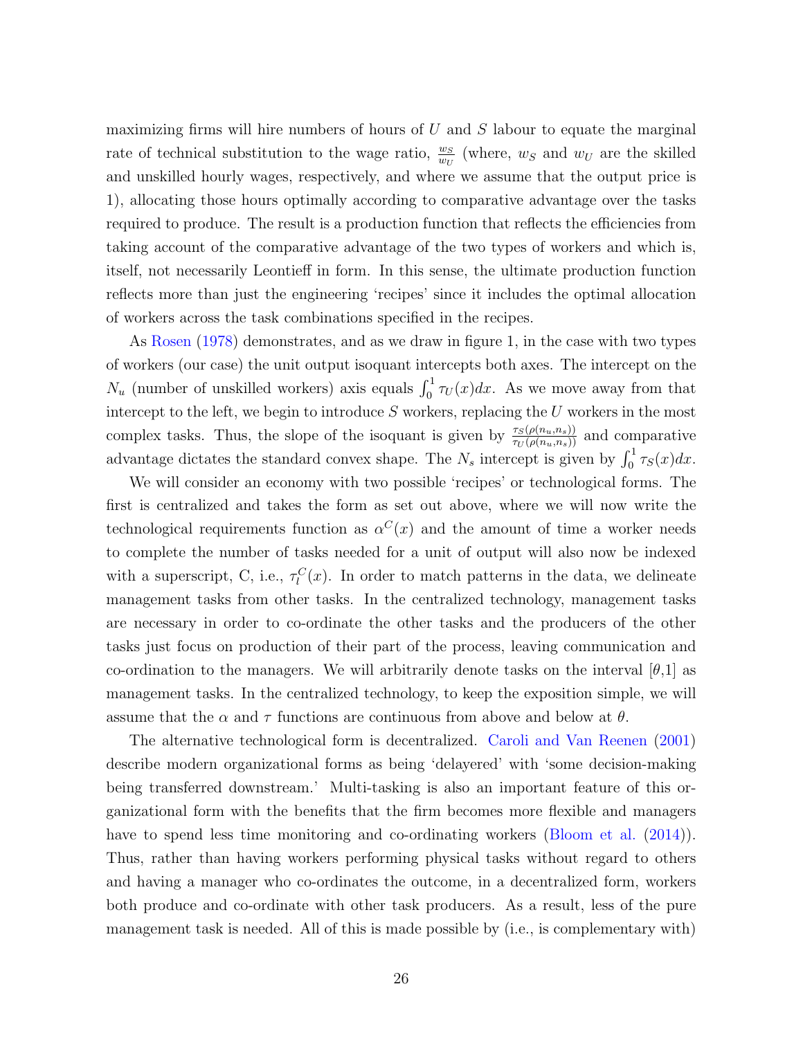maximizing firms will hire numbers of hours of $U$ and $S$ labour to equate the marginal rate of technical substitution to the wage ratio, $\frac{w_S}{w_U}$ (where, $w_S$ and $w_U$ are the skilled and unskilled hourly wages, respectively, and where we assume that the output price is 1), allocating those hours optimally according to comparative advantage over the tasks required to produce. The result is a production function that reflects the efficiencies from taking account of the comparative advantage of the two types of workers and which is, itself, not necessarily Leontieff in form. In this sense, the ultimate production function reflects more than just the engineering 'recipes' since it includes the optimal allocation of workers across the task combinations specified in the recipes.

As Rosen (1978) demonstrates, and as we draw in figure 1, in the case with two types of workers (our case) the unit output isoquant intercepts both axes. The intercept on the $N_u$ (number of unskilled workers) axis equals $\int_0^1 \tau_U(x)dx$. As we move away from that intercept to the left, we begin to introduce $S$ workers, replacing the $U$ workers in the most complex tasks. Thus, the slope of the isoquant is given by $\frac{\tau_S(\rho(n_u,n_s))}{\tau_U(\rho(n_u,n_s))}$ and comparative advantage dictates the standard convex shape. The $N_s$ intercept is given by $\int_0^1 \tau_S(x)dx$.

We will consider an economy with two possible 'recipes' or technological forms. The first is centralized and takes the form as set out above, where we will now write the technological requirements function as $\alpha^C(x)$ and the amount of time a worker needs to complete the number of tasks needed for a unit of output will also now be indexed with a superscript, C, i.e., $\tau_l^C(x)$. In order to match patterns in the data, we delineate management tasks from other tasks. In the centralized technology, management tasks are necessary in order to co-ordinate the other tasks and the producers of the other tasks just focus on production of their part of the process, leaving communication and co-ordination to the managers. We will arbitrarily denote tasks on the interval $[\theta$,1] as management tasks. In the centralized technology, to keep the exposition simple, we will assume that the $\alpha$ and $\tau$ functions are continuous from above and below at $\theta$.

The alternative technological form is decentralized. Caroli and Van Reenen (2001) describe modern organizational forms as being 'delayered' with 'some decision-making being transferred downstream.' Multi-tasking is also an important feature of this organizational form with the benefits that the firm becomes more flexible and managers have to spend less time monitoring and co-ordinating workers (Bloom et al. (2014)). Thus, rather than having workers performing physical tasks without regard to others and having a manager who co-ordinates the outcome, in a decentralized form, workers both produce and co-ordinate with other task producers. As a result, less of the pure management task is needed. All of this is made possible by (i.e., is complementary with)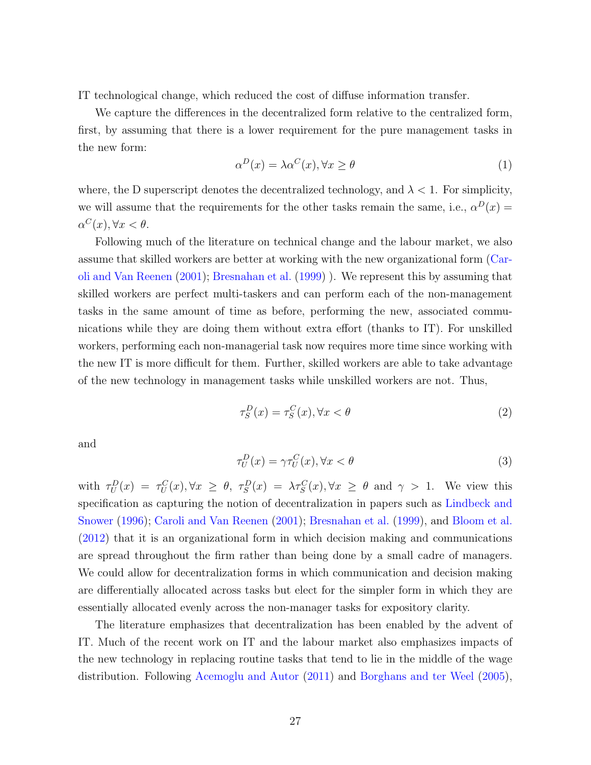IT technological change, which reduced the cost of diffuse information transfer.

We capture the differences in the decentralized form relative to the centralized form, first, by assuming that there is a lower requirement for the pure management tasks in the new form:

$$\alpha^D(x) = \lambda \alpha^C(x), \forall x \geq \theta \tag{1}$$

where, the D superscript denotes the decentralized technology, and $\lambda < 1$. For simplicity, we will assume that the requirements for the other tasks remain the same, i.e., $\alpha^D(x) = \alpha^C(x), \forall x < \theta$.

Following much of the literature on technical change and the labour market, we also assume that skilled workers are better at working with the new organizational form (Caroli and Van Reenen (2001); Bresnahan et al. (1999) ). We represent this by assuming that skilled workers are perfect multi-taskers and can perform each of the non-management tasks in the same amount of time as before, performing the new, associated communications while they are doing them without extra effort (thanks to IT). For unskilled workers, performing each non-managerial task now requires more time since working with the new IT is more difficult for them. Further, skilled workers are able to take advantage of the new technology in management tasks while unskilled workers are not. Thus,

$$\tau_S^D(x) = \tau_S^C(x), \forall x < \theta \tag{2}$$

and

$$\tau_U^D(x) = \gamma \tau_U^C(x), \forall x < \theta \tag{3}$$

with $\tau_U^D(x) = \tau_U^C(x), \forall x \geq \theta$, $\tau_S^D(x) = \lambda \tau_S^C(x), \forall x \geq \theta$ and $\gamma > 1$. We view this specification as capturing the notion of decentralization in papers such as Lindbeck and Snower (1996); Caroli and Van Reenen (2001); Bresnahan et al. (1999), and Bloom et al. (2012) that it is an organizational form in which decision making and communications are spread throughout the firm rather than being done by a small cadre of managers. We could allow for decentralization forms in which communication and decision making are differentially allocated across tasks but elect for the simpler form in which they are essentially allocated evenly across the non-manager tasks for expository clarity.

The literature emphasizes that decentralization has been enabled by the advent of IT. Much of the recent work on IT and the labour market also emphasizes impacts of the new technology in replacing routine tasks that tend to lie in the middle of the wage distribution. Following Acemoglu and Autor (2011) and Borghans and ter Weel (2005),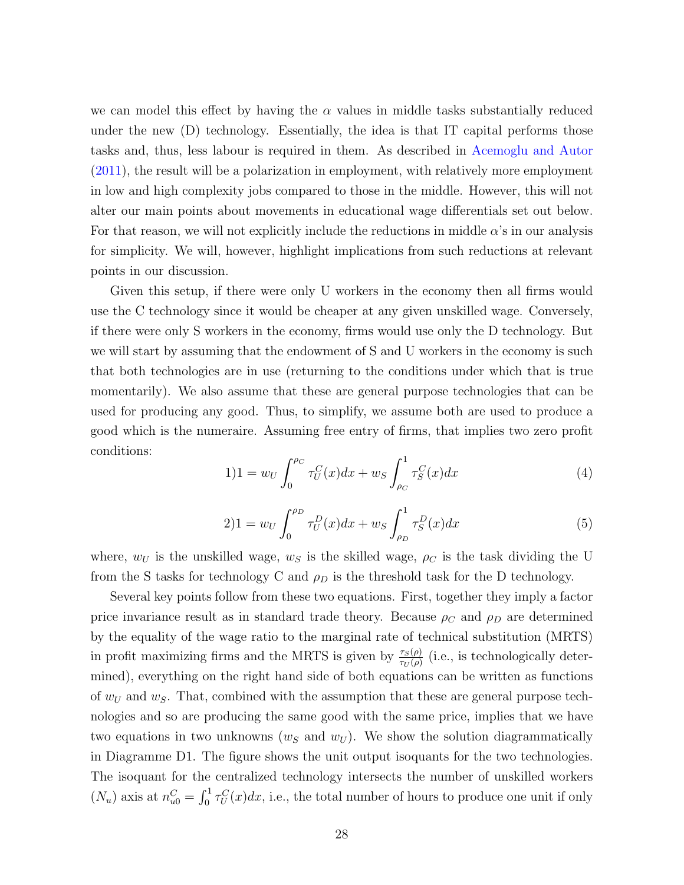we can model this effect by having the $\alpha$ values in middle tasks substantially reduced under the new (D) technology. Essentially, the idea is that IT capital performs those tasks and, thus, less labour is required in them. As described in Acemoglu and Autor (2011), the result will be a polarization in employment, with relatively more employment in low and high complexity jobs compared to those in the middle. However, this will not alter our main points about movements in educational wage differentials set out below. For that reason, we will not explicitly include the reductions in middle $\alpha$'s in our analysis for simplicity. We will, however, highlight implications from such reductions at relevant points in our discussion.

Given this setup, if there were only U workers in the economy then all firms would use the C technology since it would be cheaper at any given unskilled wage. Conversely, if there were only S workers in the economy, firms would use only the D technology. But we will start by assuming that the endowment of S and U workers in the economy is such that both technologies are in use (returning to the conditions under which that is true momentarily). We also assume that these are general purpose technologies that can be used for producing any good. Thus, to simplify, we assume both are used to produce a good which is the numeraire. Assuming free entry of firms, that implies two zero profit conditions:

$$1)1 = w_U \int_0^{\rho_C} \tau_U^C(x)dx + w_S \int_{\rho_C}^1 \tau_S^C(x)dx \tag{4}$$

$$2)1 = w_U \int_0^{\rho_D} \tau_U^D(x)dx + w_S \int_{\rho_D}^1 \tau_S^D(x)dx \tag{5}$$

where, $w_U$ is the unskilled wage, $w_S$ is the skilled wage, $\rho_C$ is the task dividing the U from the S tasks for technology C and $\rho_D$ is the threshold task for the D technology.

Several key points follow from these two equations. First, together they imply a factor price invariance result as in standard trade theory. Because $\rho_C$ and $\rho_D$ are determined by the equality of the wage ratio to the marginal rate of technical substitution (MRTS) in profit maximizing firms and the MRTS is given by $\frac{\tau_S(\rho)}{\tau_U(\rho)}$ (i.e., is technologically determined), everything on the right hand side of both equations can be written as functions of $w_U$ and $w_S$. That, combined with the assumption that these are general purpose technologies and so are producing the same good with the same price, implies that we have two equations in two unknowns ($w_S$ and $w_U$). We show the solution diagrammatically in Diagramme D1. The figure shows the unit output isoquants for the two technologies. The isoquant for the centralized technology intersects the number of unskilled workers ($N_u$) axis at $n_{u0}^C = \int_0^1 \tau_U^C(x)dx$, i.e., the total number of hours to produce one unit if only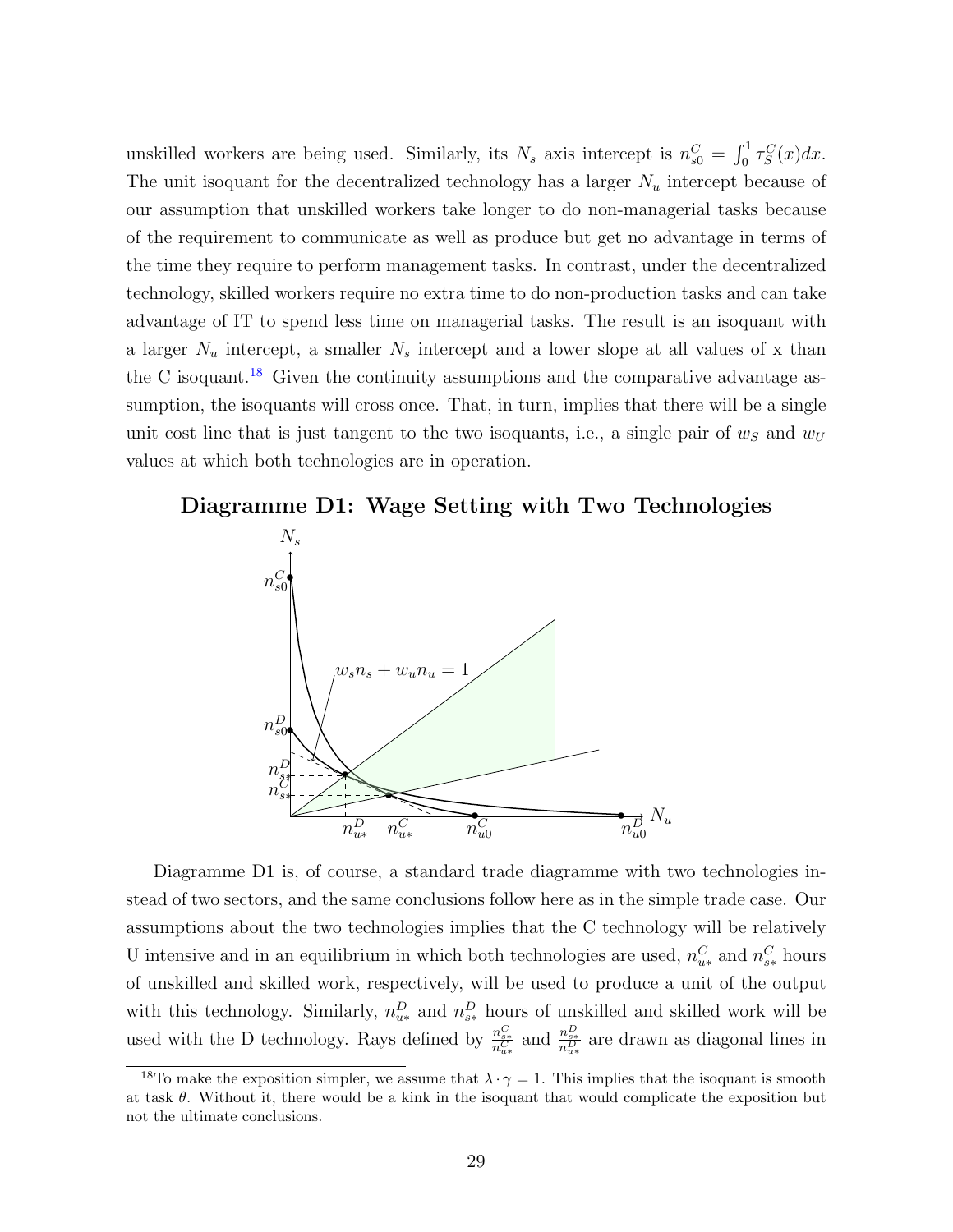unskilled workers are being used. Similarly, its $N_s$ axis intercept is $n^C_{s0} = \int_0^1 \tau^C_S(x)dx$. The unit isoquant for the decentralized technology has a larger $N_u$ intercept because of our assumption that unskilled workers take longer to do non-managerial tasks because of the requirement to communicate as well as produce but get no advantage in terms of the time they require to perform management tasks. In contrast, under the decentralized technology, skilled workers require no extra time to do non-production tasks and can take advantage of IT to spend less time on managerial tasks. The result is an isoquant with a larger $N_u$ intercept, a smaller $N_s$ intercept and a lower slope at all values of x than the C isoquant.[18] Given the continuity assumptions and the comparative advantage assumption, the isoquants will cross once. That, in turn, implies that there will be a single unit cost line that is just tangent to the two isoquants, i.e., a single pair of $w_S$ and $w_U$ values at which both technologies are in operation.

**Diagramme D1: Wage Setting with Two Technologies**

Diagramme D1 is, of course, a standard trade diagramme with two technologies instead of two sectors, and the same conclusions follow here as in the simple trade case. Our assumptions about the two technologies implies that the C technology will be relatively U intensive and in an equilibrium in which both technologies are used, $n^C_{u*}$ and $n^C_{s*}$ hours of unskilled and skilled work, respectively, will be used to produce a unit of the output with this technology. Similarly, $n^D_{u*}$ and $n^D_{s*}$ hours of unskilled and skilled work will be used with the D technology. Rays defined by $\frac{n^C_{s*}}{n^C_{u*}}$ and $\frac{n^D_{s*}}{n^D_{u*}}$ are drawn as diagonal lines in

[18] To make the exposition simpler, we assume that $\lambda \cdot \gamma = 1$. This implies that the isoquant is smooth at task $\theta$. Without it, there would be a kink in the isoquant that would complicate the exposition but not the ultimate conclusions.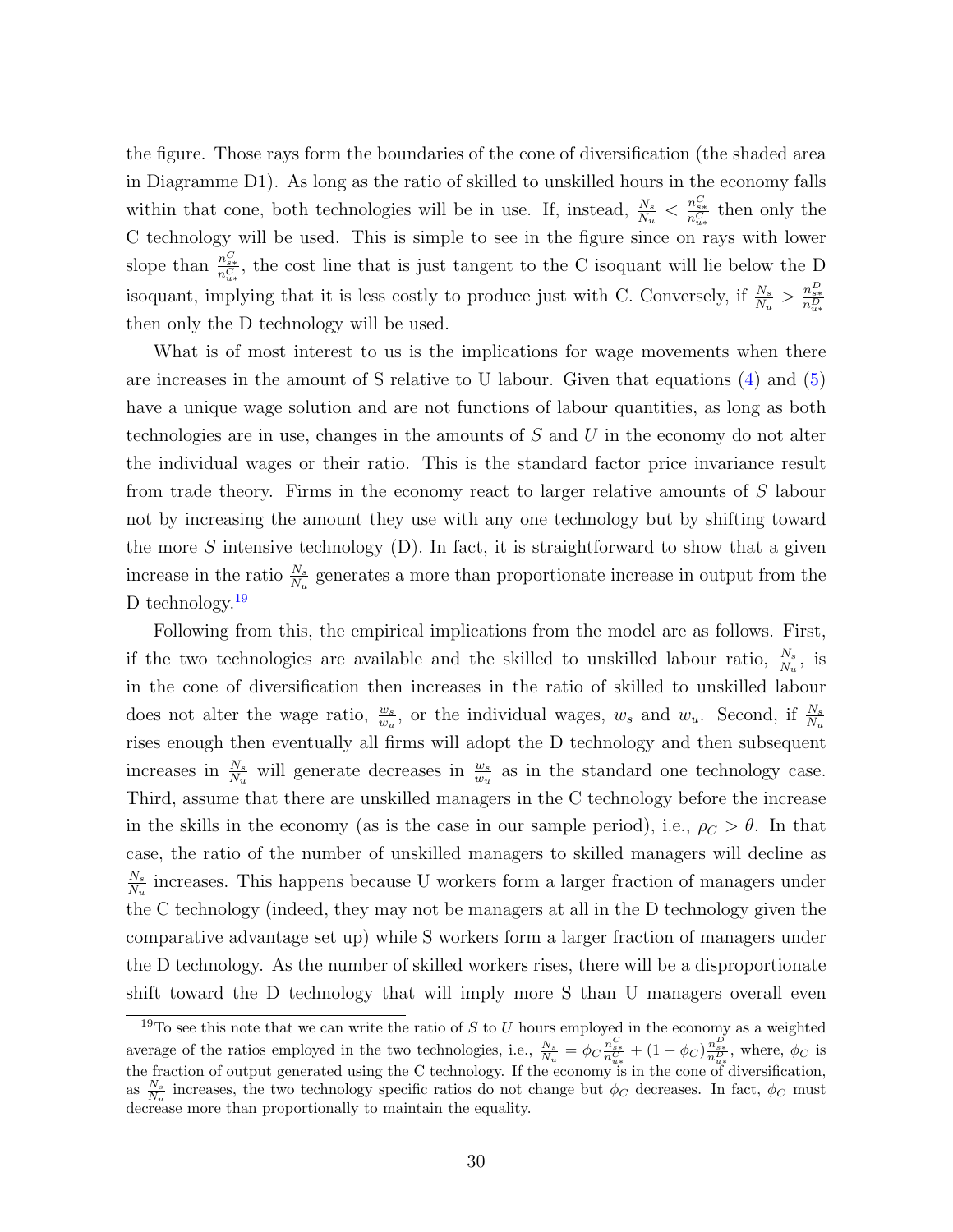the figure. Those rays form the boundaries of the cone of diversification (the shaded area in Diagramme D1). As long as the ratio of skilled to unskilled hours in the economy falls within that cone, both technologies will be in use. If, instead, $\frac{N_s}{N_u} < \frac{n^C_{s*}}{n^C_{u*}}$ then only the C technology will be used. This is simple to see in the figure since on rays with lower slope than $\frac{n^C_{s*}}{n^C_{u*}}$, the cost line that is just tangent to the C isoquant will lie below the D isoquant, implying that it is less costly to produce just with C. Conversely, if $\frac{N_s}{N_u} > \frac{n^D_{s*}}{n^D_{u*}}$ then only the D technology will be used.

What is of most interest to us is the implications for wage movements when there are increases in the amount of S relative to U labour. Given that equations (4) and (5) have a unique wage solution and are not functions of labour quantities, as long as both technologies are in use, changes in the amounts of $S$ and $U$ in the economy do not alter the individual wages or their ratio. This is the standard factor price invariance result from trade theory. Firms in the economy react to larger relative amounts of $S$ labour not by increasing the amount they use with any one technology but by shifting toward the more $S$ intensive technology (D). In fact, it is straightforward to show that a given increase in the ratio $\frac{N_s}{N_u}$ generates a more than proportionate increase in output from the D technology.[19]

Following from this, the empirical implications from the model are as follows. First, if the two technologies are available and the skilled to unskilled labour ratio, $\frac{N_s}{N_u}$, is in the cone of diversification then increases in the ratio of skilled to unskilled labour does not alter the wage ratio, $\frac{w_s}{w_u}$, or the individual wages, $w_s$ and $w_u$. Second, if $\frac{N_s}{N_u}$ rises enough then eventually all firms will adopt the D technology and then subsequent increases in $\frac{N_s}{N_u}$ will generate decreases in $\frac{w_s}{w_u}$ as in the standard one technology case. Third, assume that there are unskilled managers in the C technology before the increase in the skills in the economy (as is the case in our sample period), i.e., $\rho_C > \theta$. In that case, the ratio of the number of unskilled managers to skilled managers will decline as $\frac{N_s}{N_u}$ increases. This happens because U workers form a larger fraction of managers under the C technology (indeed, they may not be managers at all in the D technology given the comparative advantage set up) while S workers form a larger fraction of managers under the D technology. As the number of skilled workers rises, there will be a disproportionate shift toward the D technology that will imply more S than U managers overall even

[19] To see this note that we can write the ratio of $S$ to $U$ hours employed in the economy as a weighted average of the ratios employed in the two technologies, i.e., $\frac{N_s}{N_u} = \phi_C \frac{n^C_{s*}}{n^C_{u*}} + (1 - \phi_C)\frac{n^D_{s*}}{n^D_{u*}}$, where, $\phi_C$ is the fraction of output generated using the C technology. If the economy is in the cone of diversification, as $\frac{N_s}{N_u}$ increases, the two technology specific ratios do not change but $\phi_C$ decreases. In fact, $\phi_C$ must decrease more than proportionally to maintain the equality.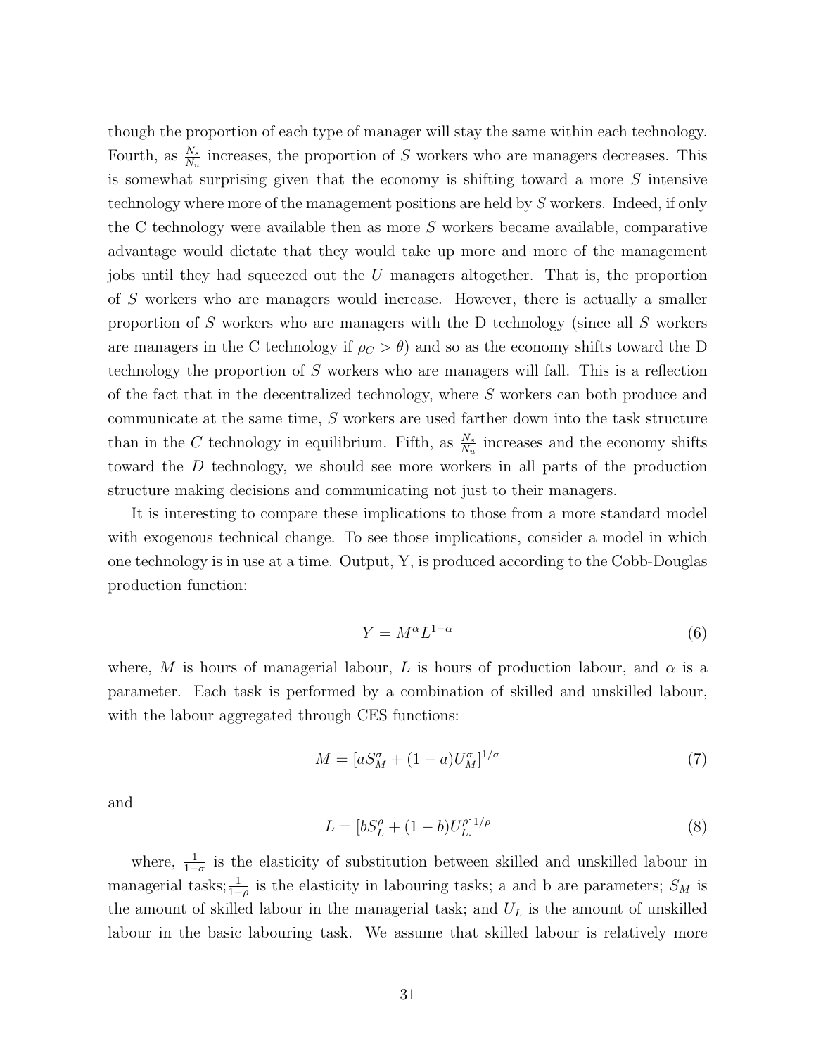though the proportion of each type of manager will stay the same within each technology. Fourth, as $\frac{N_s}{N_u}$ increases, the proportion of $S$ workers who are managers decreases. This is somewhat surprising given that the economy is shifting toward a more $S$ intensive technology where more of the management positions are held by $S$ workers. Indeed, if only the C technology were available then as more $S$ workers became available, comparative advantage would dictate that they would take up more and more of the management jobs until they had squeezed out the $U$ managers altogether. That is, the proportion of $S$ workers who are managers would increase. However, there is actually a smaller proportion of $S$ workers who are managers with the D technology (since all $S$ workers are managers in the C technology if $\rho_C > \theta$) and so as the economy shifts toward the D technology the proportion of $S$ workers who are managers will fall. This is a reflection of the fact that in the decentralized technology, where $S$ workers can both produce and communicate at the same time, $S$ workers are used farther down into the task structure than in the $C$ technology in equilibrium. Fifth, as $\frac{N_s}{N_u}$ increases and the economy shifts toward the $D$ technology, we should see more workers in all parts of the production structure making decisions and communicating not just to their managers.

It is interesting to compare these implications to those from a more standard model with exogenous technical change. To see those implications, consider a model in which one technology is in use at a time. Output, Y, is produced according to the Cobb-Douglas production function:

$$Y = M^{\alpha} L^{1-\alpha} \tag{6}$$

where, $M$ is hours of managerial labour, $L$ is hours of production labour, and $\alpha$ is a parameter. Each task is performed by a combination of skilled and unskilled labour, with the labour aggregated through CES functions:

$$M = [aS_M^{\sigma} + (1-a)U_M^{\sigma}]^{1/\sigma} \tag{7}$$

and

$$L = [bS_L^{\rho} + (1-b)U_L^{\rho}]^{1/\rho} \tag{8}$$

where, $\frac{1}{1-\sigma}$ is the elasticity of substitution between skilled and unskilled labour in managerial tasks; $\frac{1}{1-\rho}$ is the elasticity in labouring tasks; a and b are parameters; $S_M$ is the amount of skilled labour in the managerial task; and $U_L$ is the amount of unskilled labour in the basic labouring task. We assume that skilled labour is relatively more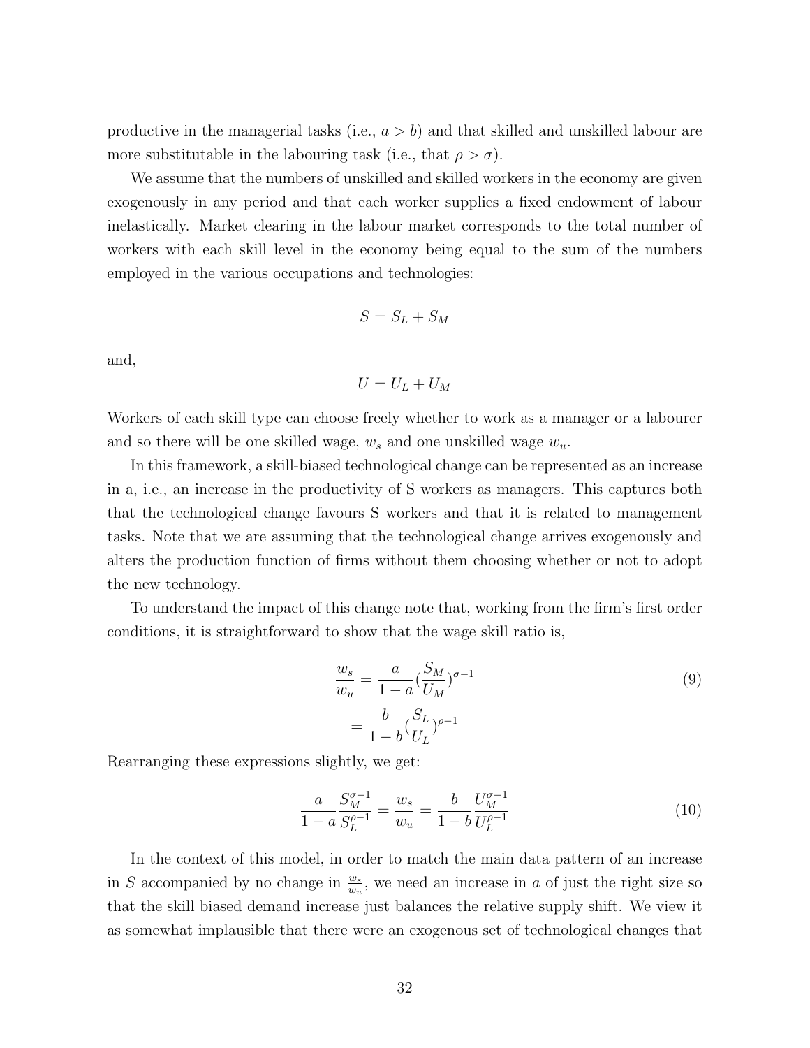productive in the managerial tasks (i.e., $a > b$) and that skilled and unskilled labour are more substitutable in the labouring task (i.e., that $\rho > \sigma$).

We assume that the numbers of unskilled and skilled workers in the economy are given exogenously in any period and that each worker supplies a fixed endowment of labour inelastically. Market clearing in the labour market corresponds to the total number of workers with each skill level in the economy being equal to the sum of the numbers employed in the various occupations and technologies:

$$S = S_L + S_M$$

and,

$$U = U_L + U_M$$

Workers of each skill type can choose freely whether to work as a manager or a labourer and so there will be one skilled wage, $w_s$ and one unskilled wage $w_u$.

In this framework, a skill-biased technological change can be represented as an increase in a, i.e., an increase in the productivity of S workers as managers. This captures both that the technological change favours S workers and that it is related to management tasks. Note that we are assuming that the technological change arrives exogenously and alters the production function of firms without them choosing whether or not to adopt the new technology.

To understand the impact of this change note that, working from the firm's first order conditions, it is straightforward to show that the wage skill ratio is,

$$\frac{w_s}{w_u} = \frac{a}{1-a}\left(\frac{S_M}{U_M}\right)^{\sigma-1} \tag{9}$$

$$= \frac{b}{1-b}\left(\frac{S_L}{U_L}\right)^{\rho-1}$$

Rearranging these expressions slightly, we get:

$$\frac{a}{1-a}\frac{S_M^{\sigma-1}}{S_L^{\rho-1}} = \frac{w_s}{w_u} = \frac{b}{1-b}\frac{U_M^{\sigma-1}}{U_L^{\rho-1}} \tag{10}$$

In the context of this model, in order to match the main data pattern of an increase in $S$ accompanied by no change in $\frac{w_s}{w_u}$, we need an increase in $a$ of just the right size so that the skill biased demand increase just balances the relative supply shift. We view it as somewhat implausible that there were an exogenous set of technological changes that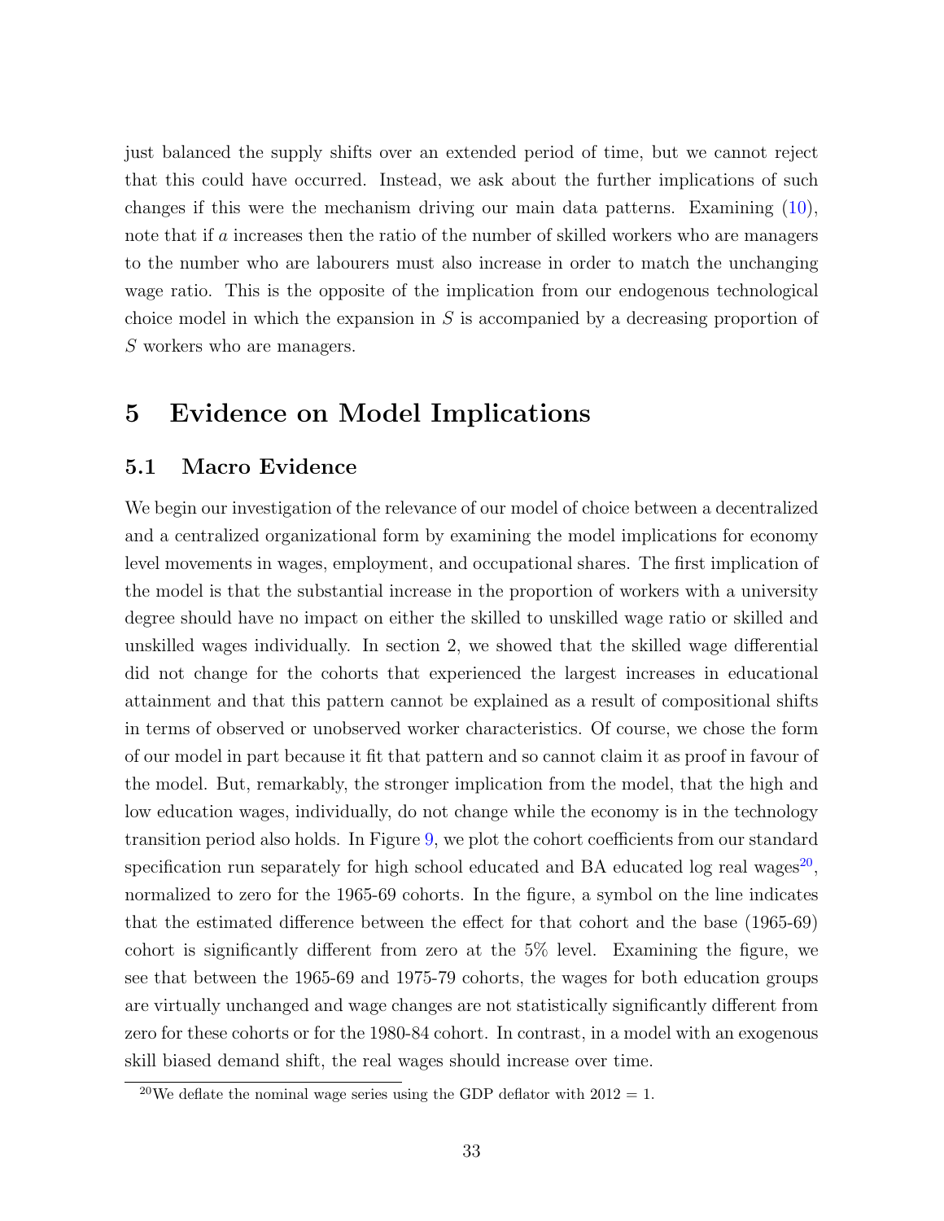just balanced the supply shifts over an extended period of time, but we cannot reject that this could have occurred. Instead, we ask about the further implications of such changes if this were the mechanism driving our main data patterns. Examining (10), note that if $a$ increases then the ratio of the number of skilled workers who are managers to the number who are labourers must also increase in order to match the unchanging wage ratio. This is the opposite of the implication from our endogenous technological choice model in which the expansion in $S$ is accompanied by a decreasing proportion of $S$ workers who are managers.

# 5 Evidence on Model Implications

## 5.1 Macro Evidence

We begin our investigation of the relevance of our model of choice between a decentralized and a centralized organizational form by examining the model implications for economy level movements in wages, employment, and occupational shares. The first implication of the model is that the substantial increase in the proportion of workers with a university degree should have no impact on either the skilled to unskilled wage ratio or skilled and unskilled wages individually. In section 2, we showed that the skilled wage differential did not change for the cohorts that experienced the largest increases in educational attainment and that this pattern cannot be explained as a result of compositional shifts in terms of observed or unobserved worker characteristics. Of course, we chose the form of our model in part because it fit that pattern and so cannot claim it as proof in favour of the model. But, remarkably, the stronger implication from the model, that the high and low education wages, individually, do not change while the economy is in the technology transition period also holds. In Figure 9, we plot the cohort coefficients from our standard specification run separately for high school educated and BA educated log real wages[20], normalized to zero for the 1965-69 cohorts. In the figure, a symbol on the line indicates that the estimated difference between the effect for that cohort and the base (1965-69) cohort is significantly different from zero at the 5% level. Examining the figure, we see that between the 1965-69 and 1975-79 cohorts, the wages for both education groups are virtually unchanged and wage changes are not statistically significantly different from zero for these cohorts or for the 1980-84 cohort. In contrast, in a model with an exogenous skill biased demand shift, the real wages should increase over time.

[20] We deflate the nominal wage series using the GDP deflator with 2012 = 1.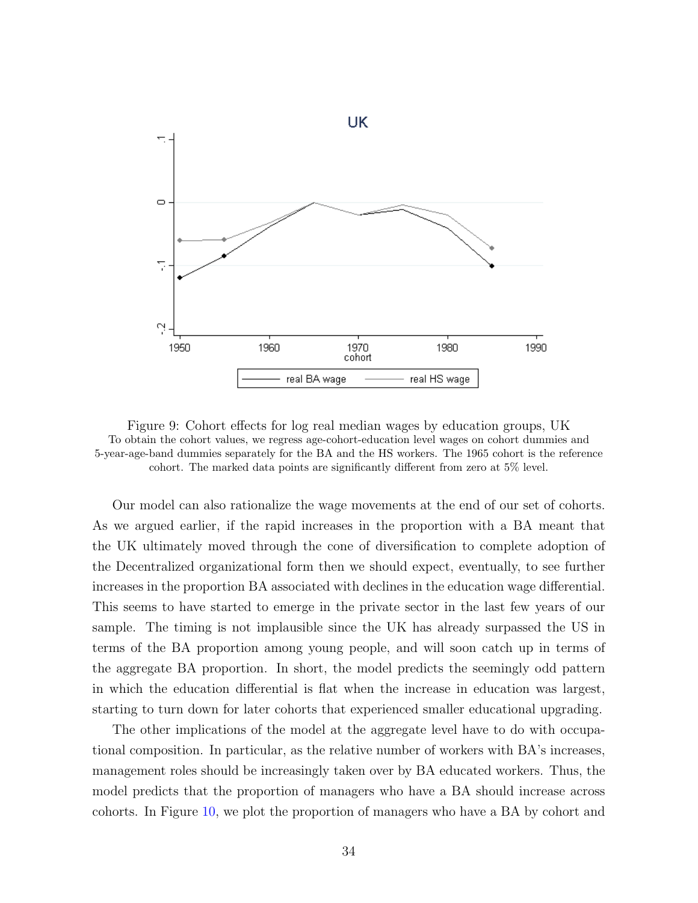Figure 9: Cohort effects for log real median wages by education groups, UK
To obtain the cohort values, we regress age-cohort-education level wages on cohort dummies and 5-year-age-band dummies separately for the BA and the HS workers. The 1965 cohort is the reference cohort. The marked data points are significantly different from zero at 5% level.

Our model can also rationalize the wage movements at the end of our set of cohorts. As we argued earlier, if the rapid increases in the proportion with a BA meant that the UK ultimately moved through the cone of diversification to complete adoption of the Decentralized organizational form then we should expect, eventually, to see further increases in the proportion BA associated with declines in the education wage differential. This seems to have started to emerge in the private sector in the last few years of our sample. The timing is not implausible since the UK has already surpassed the US in terms of the BA proportion among young people, and will soon catch up in terms of the aggregate BA proportion. In short, the model predicts the seemingly odd pattern in which the education differential is flat when the increase in education was largest, starting to turn down for later cohorts that experienced smaller educational upgrading.

The other implications of the model at the aggregate level have to do with occupational composition. In particular, as the relative number of workers with BA's increases, management roles should be increasingly taken over by BA educated workers. Thus, the model predicts that the proportion of managers who have a BA should increase across cohorts. In Figure 10, we plot the proportion of managers who have a BA by cohort and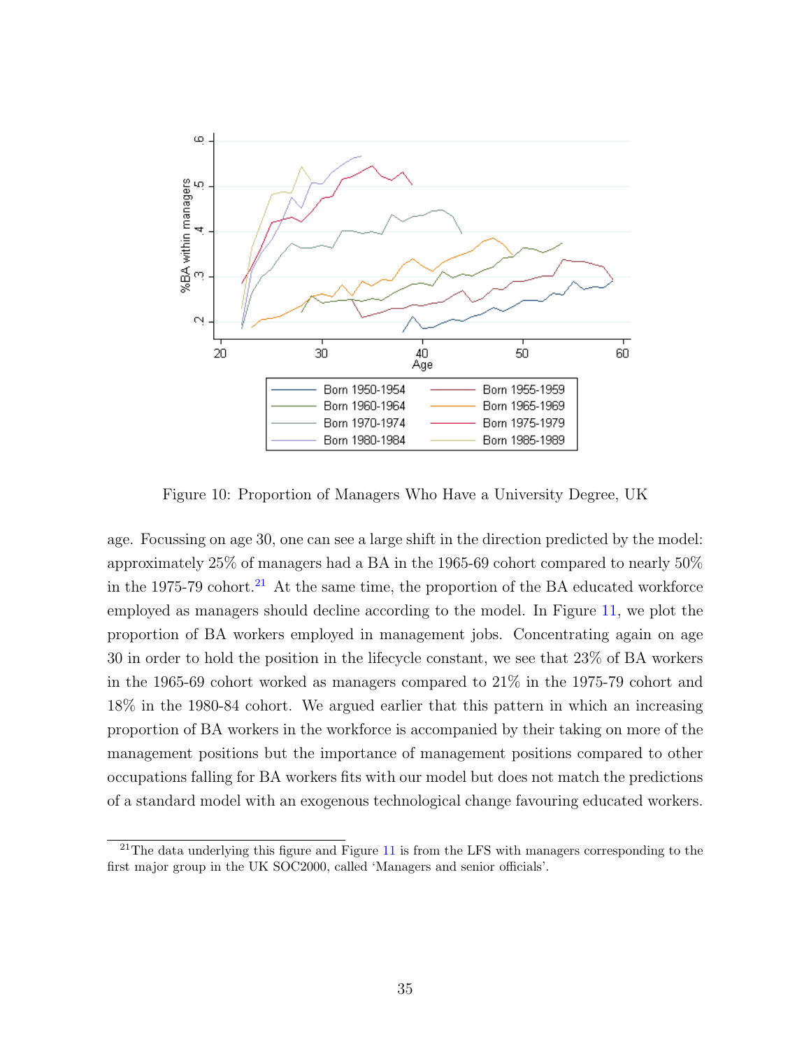Figure 10: Proportion of Managers Who Have a University Degree, UK

age. Focussing on age 30, one can see a large shift in the direction predicted by the model: approximately 25% of managers had a BA in the 1965-69 cohort compared to nearly 50% in the 1975-79 cohort.[21] At the same time, the proportion of the BA educated workforce employed as managers should decline according to the model. In Figure 11, we plot the proportion of BA workers employed in management jobs. Concentrating again on age 30 in order to hold the position in the lifecycle constant, we see that 23% of BA workers in the 1965-69 cohort worked as managers compared to 21% in the 1975-79 cohort and 18% in the 1980-84 cohort. We argued earlier that this pattern in which an increasing proportion of BA workers in the workforce is accompanied by their taking on more of the management positions but the importance of management positions compared to other occupations falling for BA workers fits with our model but does not match the predictions of a standard model with an exogenous technological change favouring educated workers.

[21] The data underlying this figure and Figure 11 is from the LFS with managers corresponding to the first major group in the UK SOC2000, called 'Managers and senior officials'.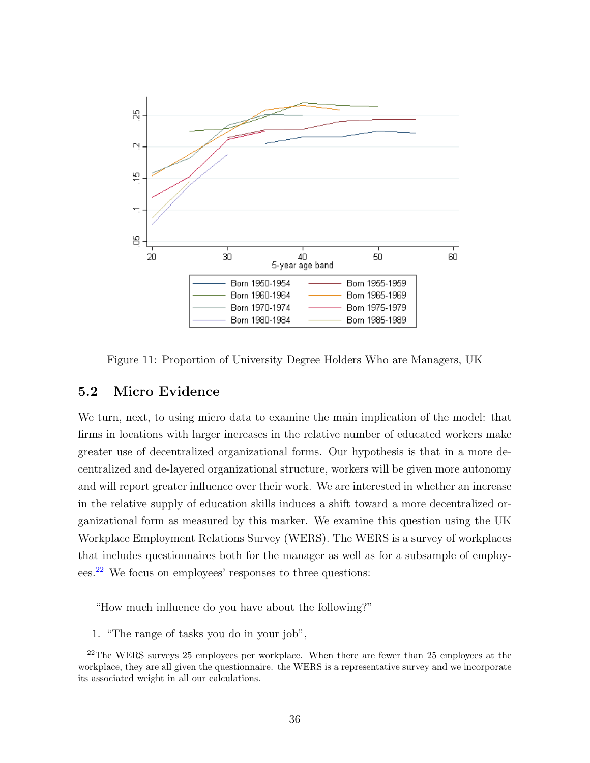Figure 11: Proportion of University Degree Holders Who are Managers, UK

## 5.2 Micro Evidence

We turn, next, to using micro data to examine the main implication of the model: that firms in locations with larger increases in the relative number of educated workers make greater use of decentralized organizational forms. Our hypothesis is that in a more decentralized and de-layered organizational structure, workers will be given more autonomy and will report greater influence over their work. We are interested in whether an increase in the relative supply of education skills induces a shift toward a more decentralized organizational form as measured by this marker. We examine this question using the UK Workplace Employment Relations Survey (WERS). The WERS is a survey of workplaces that includes questionnaires both for the manager as well as for a subsample of employees.[22] We focus on employees' responses to three questions:

"How much influence do you have about the following?"

1. "The range of tasks you do in your job",

[22] The WERS surveys 25 employees per workplace. When there are fewer than 25 employees at the workplace, they are all given the questionnaire. the WERS is a representative survey and we incorporate its associated weight in all our calculations.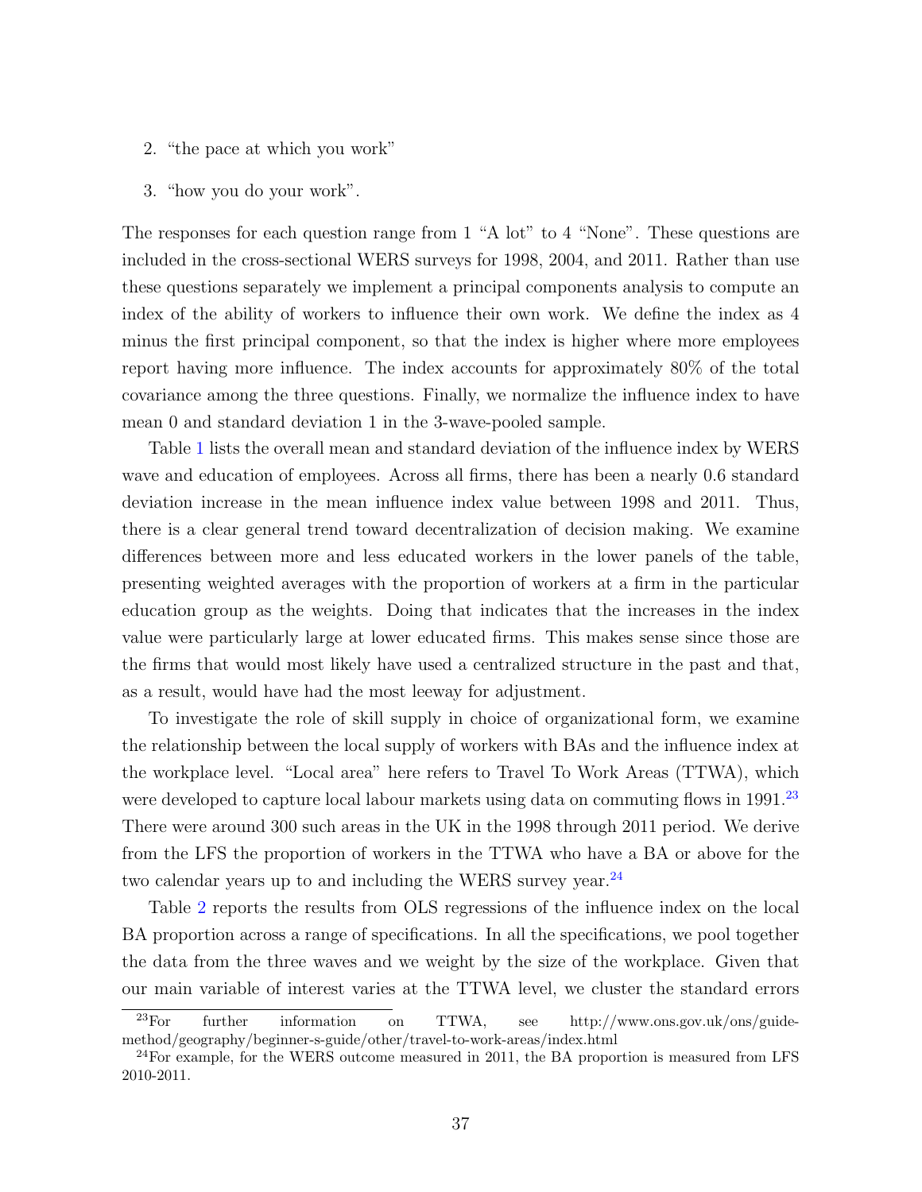2. "the pace at which you work"
3. "how you do your work".

The responses for each question range from 1 "A lot" to 4 "None". These questions are included in the cross-sectional WERS surveys for 1998, 2004, and 2011. Rather than use these questions separately we implement a principal components analysis to compute an index of the ability of workers to influence their own work. We define the index as 4 minus the first principal component, so that the index is higher where more employees report having more influence. The index accounts for approximately 80% of the total covariance among the three questions. Finally, we normalize the influence index to have mean 0 and standard deviation 1 in the 3-wave-pooled sample.

Table 1 lists the overall mean and standard deviation of the influence index by WERS wave and education of employees. Across all firms, there has been a nearly 0.6 standard deviation increase in the mean influence index value between 1998 and 2011. Thus, there is a clear general trend toward decentralization of decision making. We examine differences between more and less educated workers in the lower panels of the table, presenting weighted averages with the proportion of workers at a firm in the particular education group as the weights. Doing that indicates that the increases in the index value were particularly large at lower educated firms. This makes sense since those are the firms that would most likely have used a centralized structure in the past and that, as a result, would have had the most leeway for adjustment.

To investigate the role of skill supply in choice of organizational form, we examine the relationship between the local supply of workers with BAs and the influence index at the workplace level. "Local area" here refers to Travel To Work Areas (TTWA), which were developed to capture local labour markets using data on commuting flows in 1991.[23] There were around 300 such areas in the UK in the 1998 through 2011 period. We derive from the LFS the proportion of workers in the TTWA who have a BA or above for the two calendar years up to and including the WERS survey year.[24]

Table 2 reports the results from OLS regressions of the influence index on the local BA proportion across a range of specifications. In all the specifications, we pool together the data from the three waves and we weight by the size of the workplace. Given that our main variable of interest varies at the TTWA level, we cluster the standard errors

[23] For further information on TTWA, see http://www.ons.gov.uk/ons/guide-method/geography/beginner-s-guide/other/travel-to-work-areas/index.html

[24] For example, for the WERS outcome measured in 2011, the BA proportion is measured from LFS 2010-2011.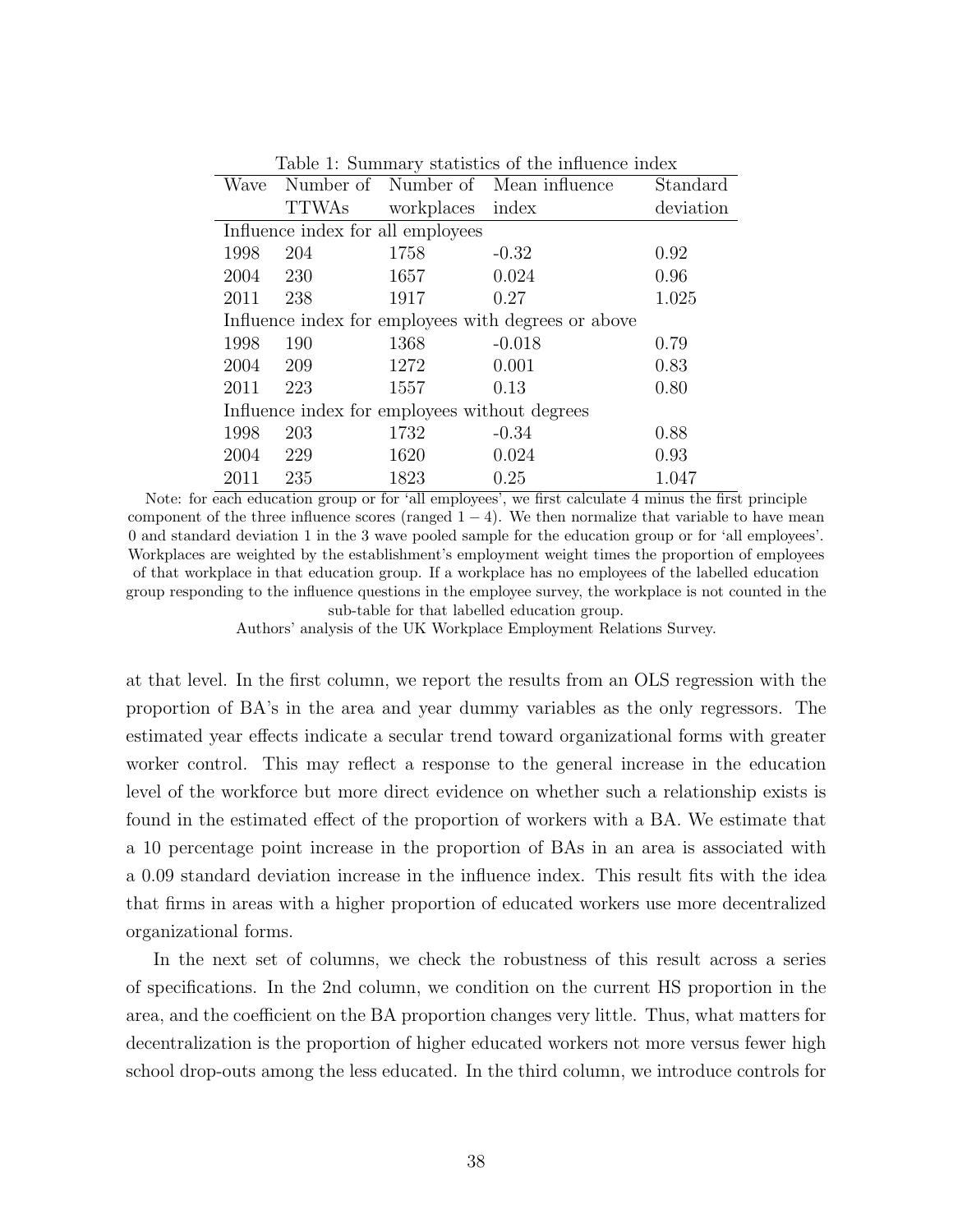Table 1: Summary statistics of the influence index

| Wave | Number of TTWAs | Number of workplaces | Mean influence index | Standard deviation |
|---|---|---|---|---|
| Influence index for all employees | | | | |
| 1998 | 204 | 1758 | -0.32 | 0.92 |
| 2004 | 230 | 1657 | 0.024 | 0.96 |
| 2011 | 238 | 1917 | 0.27 | 1.025 |
| Influence index for employees with degrees or above | | | | |
| 1998 | 190 | 1368 | -0.018 | 0.79 |
| 2004 | 209 | 1272 | 0.001 | 0.83 |
| 2011 | 223 | 1557 | 0.13 | 0.80 |
| Influence index for employees without degrees | | | | |
| 1998 | 203 | 1732 | -0.34 | 0.88 |
| 2004 | 229 | 1620 | 0.024 | 0.93 |
| 2011 | 235 | 1823 | 0.25 | 1.047 |

Note: for each education group or for 'all employees', we first calculate 4 minus the first principle component of the three influence scores (ranged $1-4$). We then normalize that variable to have mean 0 and standard deviation 1 in the 3 wave pooled sample for the education group or for 'all employees'. Workplaces are weighted by the establishment's employment weight times the proportion of employees of that workplace in that education group. If a workplace has no employees of the labelled education group responding to the influence questions in the employee survey, the workplace is not counted in the sub-table for that labelled education group.

Authors' analysis of the UK Workplace Employment Relations Survey.

at that level. In the first column, we report the results from an OLS regression with the proportion of BA's in the area and year dummy variables as the only regressors. The estimated year effects indicate a secular trend toward organizational forms with greater worker control. This may reflect a response to the general increase in the education level of the workforce but more direct evidence on whether such a relationship exists is found in the estimated effect of the proportion of workers with a BA. We estimate that a 10 percentage point increase in the proportion of BAs in an area is associated with a 0.09 standard deviation increase in the influence index. This result fits with the idea that firms in areas with a higher proportion of educated workers use more decentralized organizational forms.

In the next set of columns, we check the robustness of this result across a series of specifications. In the 2nd column, we condition on the current HS proportion in the area, and the coefficient on the BA proportion changes very little. Thus, what matters for decentralization is the proportion of higher educated workers not more versus fewer high school drop-outs among the less educated. In the third column, we introduce controls for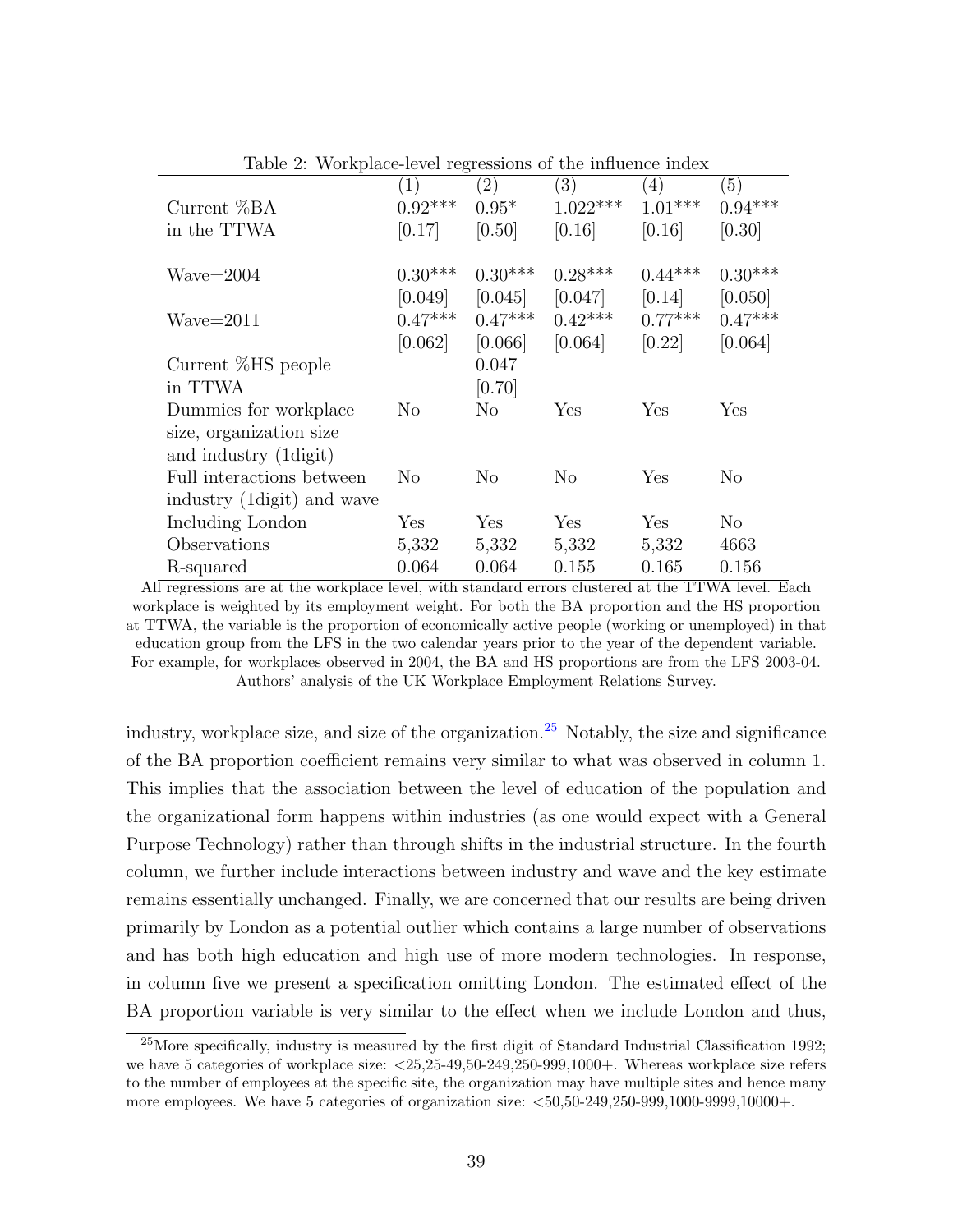Table 2: Workplace-level regressions of the influence index

| | (1) | (2) | (3) | (4) | (5) |
|---|---|---|---|---|---|
| Current %BA in the TTWA | 0.92*** | 0.95* | 1.022*** | 1.01*** | 0.94*** |
| | [0.17] | [0.50] | [0.16] | [0.16] | [0.30] |
| Wave=2004 | 0.30*** | 0.30*** | 0.28*** | 0.44*** | 0.30*** |
| | [0.049] | [0.045] | [0.047] | [0.14] | [0.050] |
| Wave=2011 | 0.47*** | 0.47*** | 0.42*** | 0.77*** | 0.47*** |
| | [0.062] | [0.066] | [0.064] | [0.22] | [0.064] |
| Current %HS people in TTWA | | 0.047 | | | |
| | | [0.70] | | | |
| Dummies for workplace size, organization size and industry (1digit) | No | No | Yes | Yes | Yes |
| Full interactions between industry (1digit) and wave | No | No | No | Yes | No |
| Including London | Yes | Yes | Yes | Yes | No |
| Observations | 5,332 | 5,332 | 5,332 | 5,332 | 4663 |
| R-squared | 0.064 | 0.064 | 0.155 | 0.165 | 0.156 |

All regressions are at the workplace level, with standard errors clustered at the TTWA level. Each workplace is weighted by its employment weight. For both the BA proportion and the HS proportion at TTWA, the variable is the proportion of economically active people (working or unemployed) in that education group from the LFS in the two calendar years prior to the year of the dependent variable. For example, for workplaces observed in 2004, the BA and HS proportions are from the LFS 2003-04. Authors' analysis of the UK Workplace Employment Relations Survey.

industry, workplace size, and size of the organization.[25] Notably, the size and significance of the BA proportion coefficient remains very similar to what was observed in column 1. This implies that the association between the level of education of the population and the organizational form happens within industries (as one would expect with a General Purpose Technology) rather than through shifts in the industrial structure. In the fourth column, we further include interactions between industry and wave and the key estimate remains essentially unchanged. Finally, we are concerned that our results are being driven primarily by London as a potential outlier which contains a large number of observations and has both high education and high use of more modern technologies. In response, in column five we present a specification omitting London. The estimated effect of the BA proportion variable is very similar to the effect when we include London and thus,

[25] More specifically, industry is measured by the first digit of Standard Industrial Classification 1992; we have 5 categories of workplace size: <25,25-49,50-249,250-999,1000+. Whereas workplace size refers to the number of employees at the specific site, the organization may have multiple sites and hence many more employees. We have 5 categories of organization size: <50,50-249,250-999,1000-9999,10000+.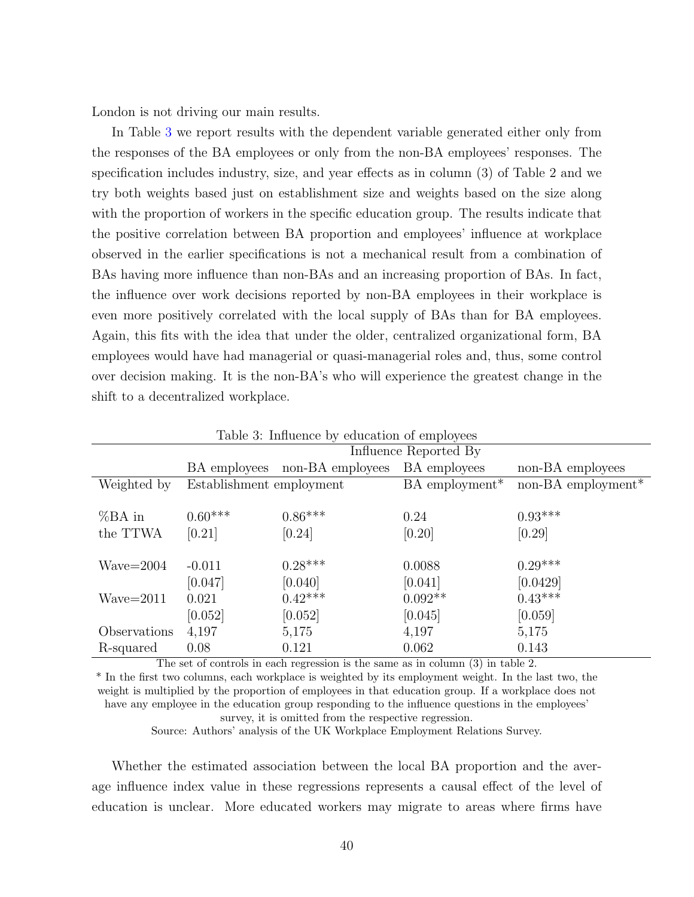London is not driving our main results.

In Table 3 we report results with the dependent variable generated either only from the responses of the BA employees or only from the non-BA employees' responses. The specification includes industry, size, and year effects as in column (3) of Table 2 and we try both weights based just on establishment size and weights based on the size along with the proportion of workers in the specific education group. The results indicate that the positive correlation between BA proportion and employees' influence at workplace observed in the earlier specifications is not a mechanical result from a combination of BAs having more influence than non-BAs and an increasing proportion of BAs. In fact, the influence over work decisions reported by non-BA employees in their workplace is even more positively correlated with the local supply of BAs than for BA employees. Again, this fits with the idea that under the older, centralized organizational form, BA employees would have had managerial or quasi-managerial roles and, thus, some control over decision making. It is the non-BA's who will experience the greatest change in the shift to a decentralized workplace.

Table 3: Influence by education of employees

| | Influence Reported By | | | |
|---|---|---|---|---|
| | BA employees | non-BA employees | BA employees | non-BA employees |
| Weighted by | Establishment employment | | BA employment* | non-BA employment* |
| %BA in the TTWA | 0.60*** | 0.86*** | 0.24 | 0.93*** |
| | [0.21] | [0.24] | [0.20] | [0.29] |
| Wave=2004 | -0.011 | 0.28*** | 0.0088 | 0.29*** |
| | [0.047] | [0.040] | [0.041] | [0.0429] |
| Wave=2011 | 0.021 | 0.42*** | 0.092** | 0.43*** |
| | [0.052] | [0.052] | [0.045] | [0.059] |
| Observations | 4,197 | 5,175 | 4,197 | 5,175 |
| R-squared | 0.08 | 0.121 | 0.062 | 0.143 |

The set of controls in each regression is the same as in column (3) in table 2.
* In the first two columns, each workplace is weighted by its employment weight. In the last two, the weight is multiplied by the proportion of employees in that education group. If a workplace does not have any employee in the education group responding to the influence questions in the employees' survey, it is omitted from the respective regression.
Source: Authors' analysis of the UK Workplace Employment Relations Survey.

Whether the estimated association between the local BA proportion and the average influence index value in these regressions represents a causal effect of the level of education is unclear. More educated workers may migrate to areas where firms have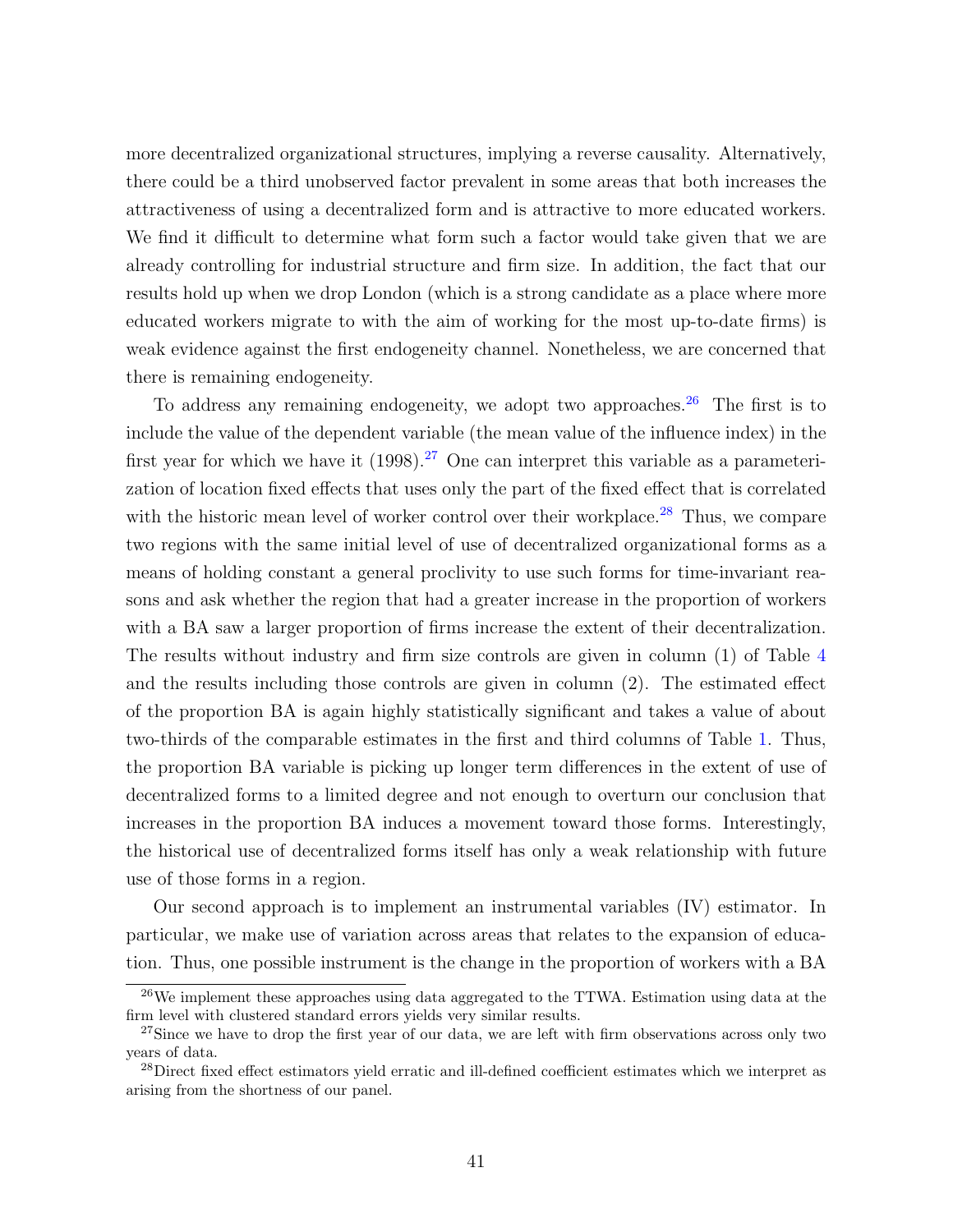more decentralized organizational structures, implying a reverse causality. Alternatively, there could be a third unobserved factor prevalent in some areas that both increases the attractiveness of using a decentralized form and is attractive to more educated workers. We find it difficult to determine what form such a factor would take given that we are already controlling for industrial structure and firm size. In addition, the fact that our results hold up when we drop London (which is a strong candidate as a place where more educated workers migrate to with the aim of working for the most up-to-date firms) is weak evidence against the first endogeneity channel. Nonetheless, we are concerned that there is remaining endogeneity.

To address any remaining endogeneity, we adopt two approaches.[26] The first is to include the value of the dependent variable (the mean value of the influence index) in the first year for which we have it (1998).[27] One can interpret this variable as a parameterization of location fixed effects that uses only the part of the fixed effect that is correlated with the historic mean level of worker control over their workplace.[28] Thus, we compare two regions with the same initial level of use of decentralized organizational forms as a means of holding constant a general proclivity to use such forms for time-invariant reasons and ask whether the region that had a greater increase in the proportion of workers with a BA saw a larger proportion of firms increase the extent of their decentralization. The results without industry and firm size controls are given in column (1) of Table 4 and the results including those controls are given in column (2). The estimated effect of the proportion BA is again highly statistically significant and takes a value of about two-thirds of the comparable estimates in the first and third columns of Table 1. Thus, the proportion BA variable is picking up longer term differences in the extent of use of decentralized forms to a limited degree and not enough to overturn our conclusion that increases in the proportion BA induces a movement toward those forms. Interestingly, the historical use of decentralized forms itself has only a weak relationship with future use of those forms in a region.

Our second approach is to implement an instrumental variables (IV) estimator. In particular, we make use of variation across areas that relates to the expansion of education. Thus, one possible instrument is the change in the proportion of workers with a BA

[26] We implement these approaches using data aggregated to the TTWA. Estimation using data at the firm level with clustered standard errors yields very similar results.

[27] Since we have to drop the first year of our data, we are left with firm observations across only two years of data.

[28] Direct fixed effect estimators yield erratic and ill-defined coefficient estimates which we interpret as arising from the shortness of our panel.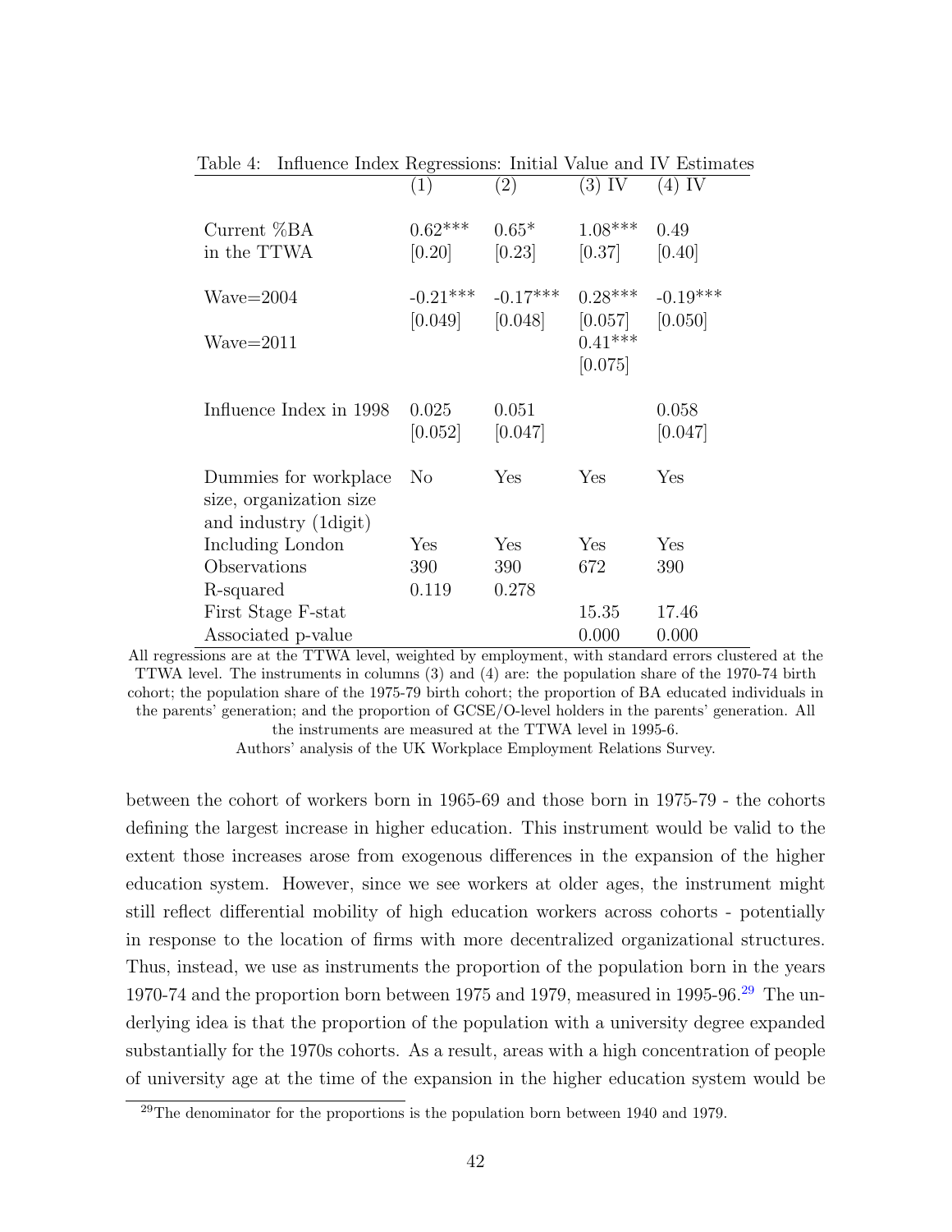Table 4: Influence Index Regressions: Initial Value and IV Estimates

| | (1) | (2) | (3) IV | (4) IV |
|---|---|---|---|---|
| Current %BA in the TTWA | 0.62*** | 0.65* | 1.08*** | 0.49 |
| | [0.20] | [0.23] | [0.37] | [0.40] |
| Wave=2004 | -0.21*** | -0.17*** | 0.28*** | -0.19*** |
| | [0.049] | [0.048] | [0.057] | [0.050] |
| Wave=2011 | | | 0.41*** | |
| | | | [0.075] | |
| Influence Index in 1998 | 0.025 | 0.051 | | 0.058 |
| | [0.052] | [0.047] | | [0.047] |
| Dummies for workplace size, organization size and industry (1digit) | No | Yes | Yes | Yes |
| Including London | Yes | Yes | Yes | Yes |
| Observations | 390 | 390 | 672 | 390 |
| R-squared | 0.119 | 0.278 | | |
| First Stage F-stat | | | 15.35 | 17.46 |
| Associated p-value | | | 0.000 | 0.000 |

All regressions are at the TTWA level, weighted by employment, with standard errors clustered at the TTWA level. The instruments in columns (3) and (4) are: the population share of the 1970-74 birth cohort; the population share of the 1975-79 birth cohort; the proportion of BA educated individuals in the parents' generation; and the proportion of GCSE/O-level holders in the parents' generation. All the instruments are measured at the TTWA level in 1995-6.

Authors' analysis of the UK Workplace Employment Relations Survey.

between the cohort of workers born in 1965-69 and those born in 1975-79 - the cohorts defining the largest increase in higher education. This instrument would be valid to the extent those increases arose from exogenous differences in the expansion of the higher education system. However, since we see workers at older ages, the instrument might still reflect differential mobility of high education workers across cohorts - potentially in response to the location of firms with more decentralized organizational structures. Thus, instead, we use as instruments the proportion of the population born in the years 1970-74 and the proportion born between 1975 and 1979, measured in 1995-96.[29] The underlying idea is that the proportion of the population with a university degree expanded substantially for the 1970s cohorts. As a result, areas with a high concentration of people of university age at the time of the expansion in the higher education system would be

[29] The denominator for the proportions is the population born between 1940 and 1979.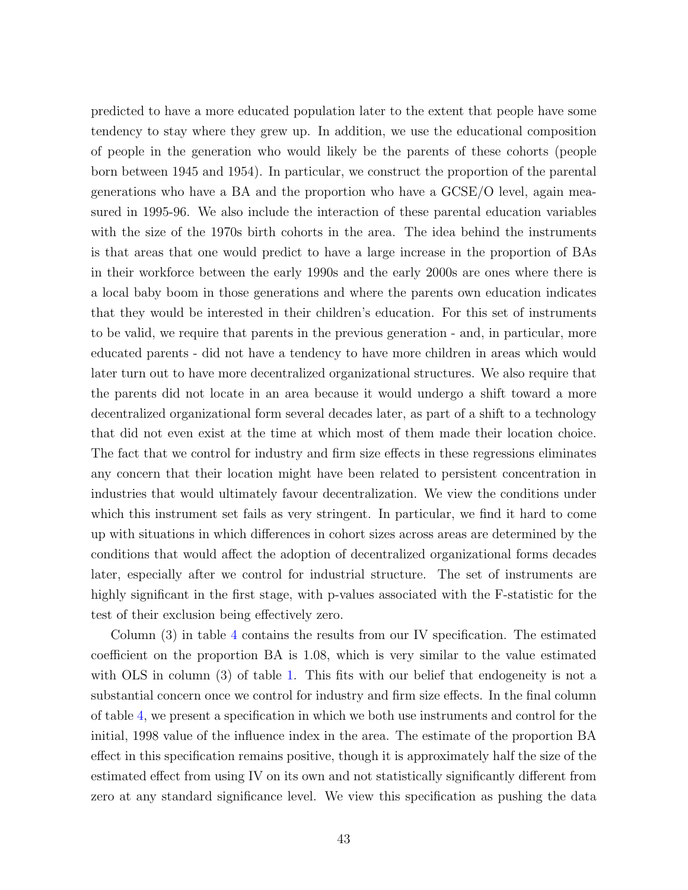predicted to have a more educated population later to the extent that people have some tendency to stay where they grew up. In addition, we use the educational composition of people in the generation who would likely be the parents of these cohorts (people born between 1945 and 1954). In particular, we construct the proportion of the parental generations who have a BA and the proportion who have a GCSE/O level, again measured in 1995-96. We also include the interaction of these parental education variables with the size of the 1970s birth cohorts in the area. The idea behind the instruments is that areas that one would predict to have a large increase in the proportion of BAs in their workforce between the early 1990s and the early 2000s are ones where there is a local baby boom in those generations and where the parents own education indicates that they would be interested in their children's education. For this set of instruments to be valid, we require that parents in the previous generation - and, in particular, more educated parents - did not have a tendency to have more children in areas which would later turn out to have more decentralized organizational structures. We also require that the parents did not locate in an area because it would undergo a shift toward a more decentralized organizational form several decades later, as part of a shift to a technology that did not even exist at the time at which most of them made their location choice. The fact that we control for industry and firm size effects in these regressions eliminates any concern that their location might have been related to persistent concentration in industries that would ultimately favour decentralization. We view the conditions under which this instrument set fails as very stringent. In particular, we find it hard to come up with situations in which differences in cohort sizes across areas are determined by the conditions that would affect the adoption of decentralized organizational forms decades later, especially after we control for industrial structure. The set of instruments are highly significant in the first stage, with p-values associated with the F-statistic for the test of their exclusion being effectively zero.

Column (3) in table 4 contains the results from our IV specification. The estimated coefficient on the proportion BA is 1.08, which is very similar to the value estimated with OLS in column (3) of table 1. This fits with our belief that endogeneity is not a substantial concern once we control for industry and firm size effects. In the final column of table 4, we present a specification in which we both use instruments and control for the initial, 1998 value of the influence index in the area. The estimate of the proportion BA effect in this specification remains positive, though it is approximately half the size of the estimated effect from using IV on its own and not statistically significantly different from zero at any standard significance level. We view this specification as pushing the data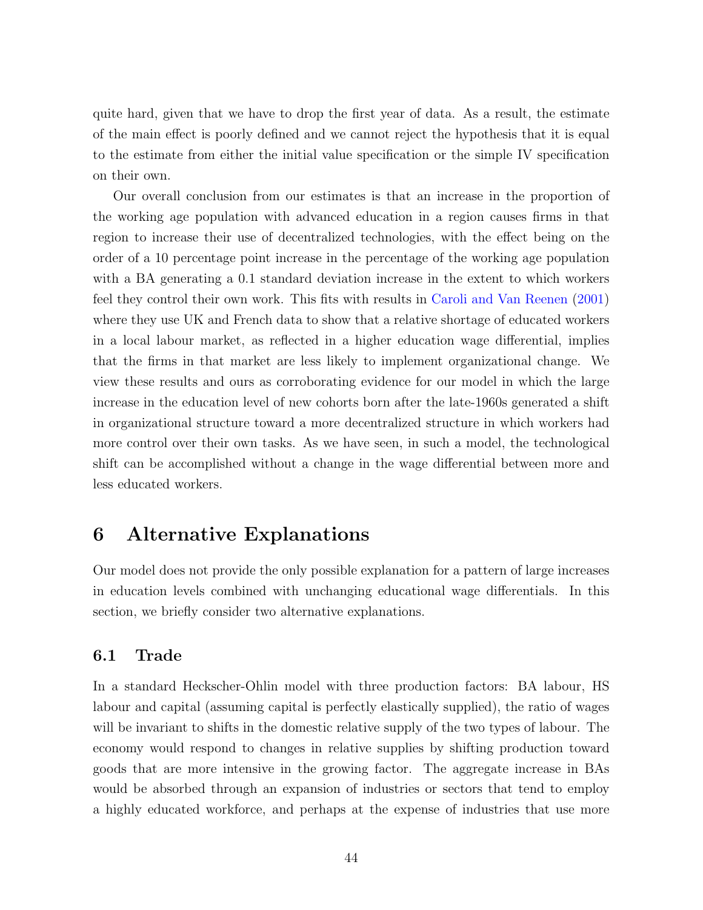quite hard, given that we have to drop the first year of data. As a result, the estimate of the main effect is poorly defined and we cannot reject the hypothesis that it is equal to the estimate from either the initial value specification or the simple IV specification on their own.

Our overall conclusion from our estimates is that an increase in the proportion of the working age population with advanced education in a region causes firms in that region to increase their use of decentralized technologies, with the effect being on the order of a 10 percentage point increase in the percentage of the working age population with a BA generating a 0.1 standard deviation increase in the extent to which workers feel they control their own work. This fits with results in Caroli and Van Reenen (2001) where they use UK and French data to show that a relative shortage of educated workers in a local labour market, as reflected in a higher education wage differential, implies that the firms in that market are less likely to implement organizational change. We view these results and ours as corroborating evidence for our model in which the large increase in the education level of new cohorts born after the late-1960s generated a shift in organizational structure toward a more decentralized structure in which workers had more control over their own tasks. As we have seen, in such a model, the technological shift can be accomplished without a change in the wage differential between more and less educated workers.

# 6 Alternative Explanations

Our model does not provide the only possible explanation for a pattern of large increases in education levels combined with unchanging educational wage differentials. In this section, we briefly consider two alternative explanations.

## 6.1 Trade

In a standard Heckscher-Ohlin model with three production factors: BA labour, HS labour and capital (assuming capital is perfectly elastically supplied), the ratio of wages will be invariant to shifts in the domestic relative supply of the two types of labour. The economy would respond to changes in relative supplies by shifting production toward goods that are more intensive in the growing factor. The aggregate increase in BAs would be absorbed through an expansion of industries or sectors that tend to employ a highly educated workforce, and perhaps at the expense of industries that use more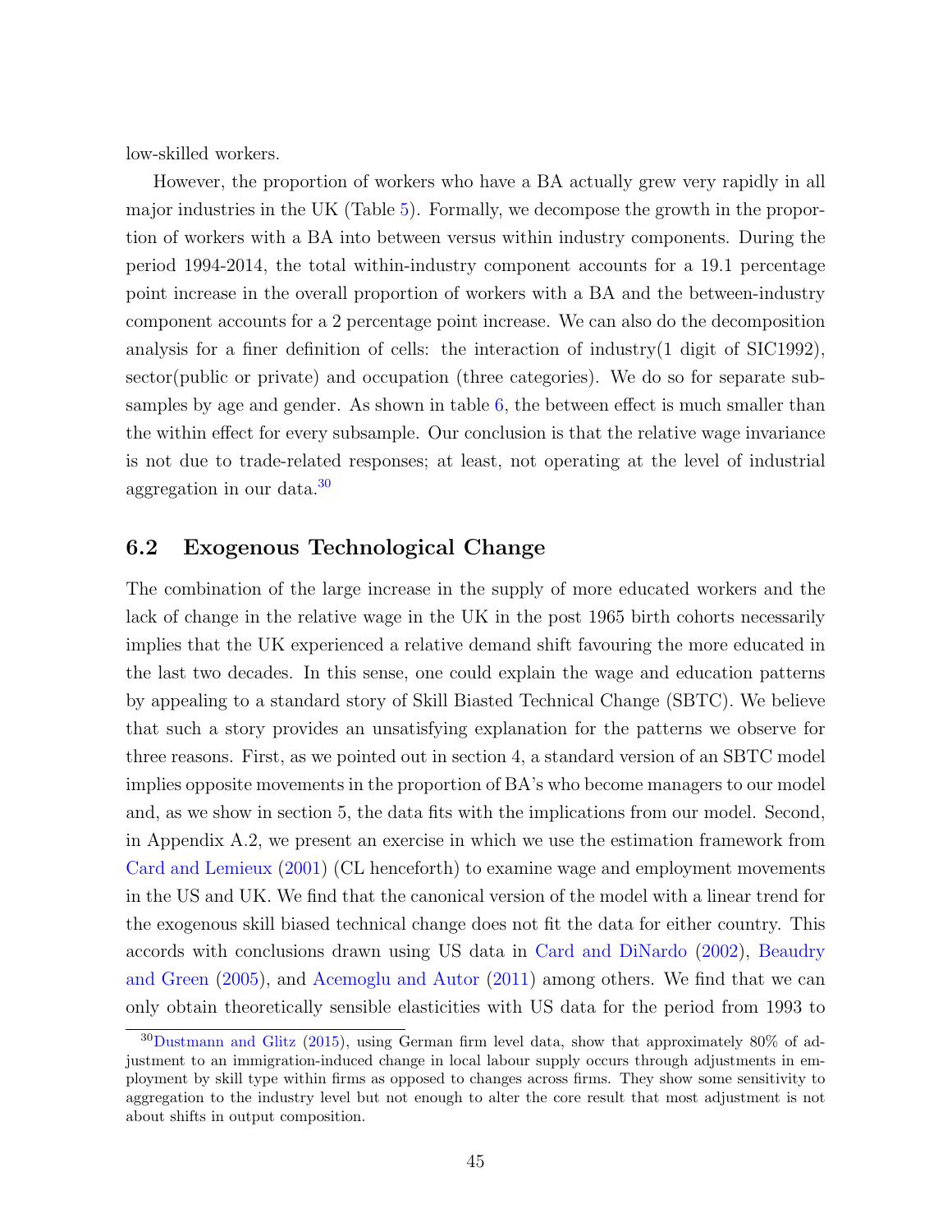low-skilled workers.

However, the proportion of workers who have a BA actually grew very rapidly in all major industries in the UK (Table 5). Formally, we decompose the growth in the proportion of workers with a BA into between versus within industry components. During the period 1994-2014, the total within-industry component accounts for a 19.1 percentage point increase in the overall proportion of workers with a BA and the between-industry component accounts for a 2 percentage point increase. We can also do the decomposition analysis for a finer definition of cells: the interaction of industry(1 digit of SIC1992), sector(public or private) and occupation (three categories). We do so for separate subsamples by age and gender. As shown in table 6, the between effect is much smaller than the within effect for every subsample. Our conclusion is that the relative wage invariance is not due to trade-related responses; at least, not operating at the level of industrial aggregation in our data.[30]

## 6.2 Exogenous Technological Change

The combination of the large increase in the supply of more educated workers and the lack of change in the relative wage in the UK in the post 1965 birth cohorts necessarily implies that the UK experienced a relative demand shift favouring the more educated in the last two decades. In this sense, one could explain the wage and education patterns by appealing to a standard story of Skill Biasted Technical Change (SBTC). We believe that such a story provides an unsatisfying explanation for the patterns we observe for three reasons. First, as we pointed out in section 4, a standard version of an SBTC model implies opposite movements in the proportion of BA's who become managers to our model and, as we show in section 5, the data fits with the implications from our model. Second, in Appendix A.2, we present an exercise in which we use the estimation framework from Card and Lemieux (2001) (CL henceforth) to examine wage and employment movements in the US and UK. We find that the canonical version of the model with a linear trend for the exogenous skill biased technical change does not fit the data for either country. This accords with conclusions drawn using US data in Card and DiNardo (2002), Beaudry and Green (2005), and Acemoglu and Autor (2011) among others. We find that we can only obtain theoretically sensible elasticities with US data for the period from 1993 to

[30] Dustmann and Glitz (2015), using German firm level data, show that approximately 80% of adjustment to an immigration-induced change in local labour supply occurs through adjustments in employment by skill type within firms as opposed to changes across firms. They show some sensitivity to aggregation to the industry level but not enough to alter the core result that most adjustment is not about shifts in output composition.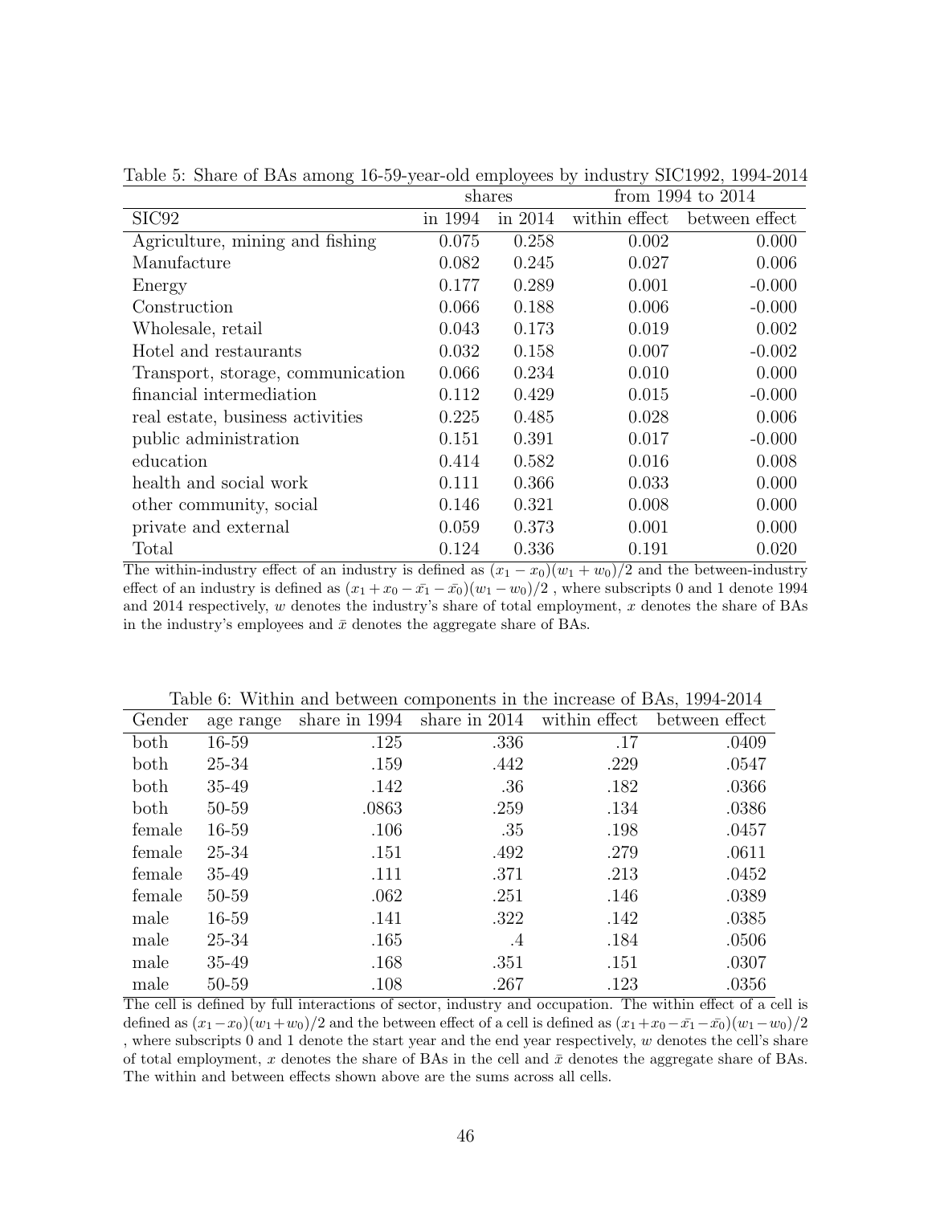Table 5: Share of BAs among 16-59-year-old employees by industry SIC1992, 1994-2014

| | shares | | from 1994 to 2014 | |
|---|---|---|---|---|
| SIC92 | in 1994 | in 2014 | within effect | between effect |
| Agriculture, mining and fishing | 0.075 | 0.258 | 0.002 | 0.000 |
| Manufacture | 0.082 | 0.245 | 0.027 | 0.006 |
| Energy | 0.177 | 0.289 | 0.001 | -0.000 |
| Construction | 0.066 | 0.188 | 0.006 | -0.000 |
| Wholesale, retail | 0.043 | 0.173 | 0.019 | 0.002 |
| Hotel and restaurants | 0.032 | 0.158 | 0.007 | -0.002 |
| Transport, storage, communication | 0.066 | 0.234 | 0.010 | 0.000 |
| financial intermediation | 0.112 | 0.429 | 0.015 | -0.000 |
| real estate, business activities | 0.225 | 0.485 | 0.028 | 0.006 |
| public administration | 0.151 | 0.391 | 0.017 | -0.000 |
| education | 0.414 | 0.582 | 0.016 | 0.008 |
| health and social work | 0.111 | 0.366 | 0.033 | 0.000 |
| other community, social | 0.146 | 0.321 | 0.008 | 0.000 |
| private and external | 0.059 | 0.373 | 0.001 | 0.000 |
| Total | 0.124 | 0.336 | 0.191 | 0.020 |

The within-industry effect of an industry is defined as $(x_1 - x_0)(w_1 + w_0)/2$ and the between-industry effect of an industry is defined as $(x_1 + x_0 - \bar{x_1} - \bar{x_0})(w_1 - w_0)/2$ , where subscripts 0 and 1 denote 1994 and 2014 respectively, $w$ denotes the industry's share of total employment, $x$ denotes the share of BAs in the industry's employees and $\bar{x}$ denotes the aggregate share of BAs.

Table 6: Within and between components in the increase of BAs, 1994-2014

| Gender | age range | share in 1994 | share in 2014 | within effect | between effect |
|---|---|---|---|---|---|
| both | 16-59 | .125 | .336 | .17 | .0409 |
| both | 25-34 | .159 | .442 | .229 | .0547 |
| both | 35-49 | .142 | .36 | .182 | .0366 |
| both | 50-59 | .0863 | .259 | .134 | .0386 |
| female | 16-59 | .106 | .35 | .198 | .0457 |
| female | 25-34 | .151 | .492 | .279 | .0611 |
| female | 35-49 | .111 | .371 | .213 | .0452 |
| female | 50-59 | .062 | .251 | .146 | .0389 |
| male | 16-59 | .141 | .322 | .142 | .0385 |
| male | 25-34 | .165 | .4 | .184 | .0506 |
| male | 35-49 | .168 | .351 | .151 | .0307 |
| male | 50-59 | .108 | .267 | .123 | .0356 |

The cell is defined by full interactions of sector, industry and occupation. The within effect of a cell is defined as $(x_1 - x_0)(w_1 + w_0)/2$ and the between effect of a cell is defined as $(x_1 + x_0 - \bar{x_1} - \bar{x_0})(w_1 - w_0)/2$ , where subscripts 0 and 1 denote the start year and the end year respectively, $w$ denotes the cell's share of total employment, $x$ denotes the share of BAs in the cell and $\bar{x}$ denotes the aggregate share of BAs. The within and between effects shown above are the sums across all cells.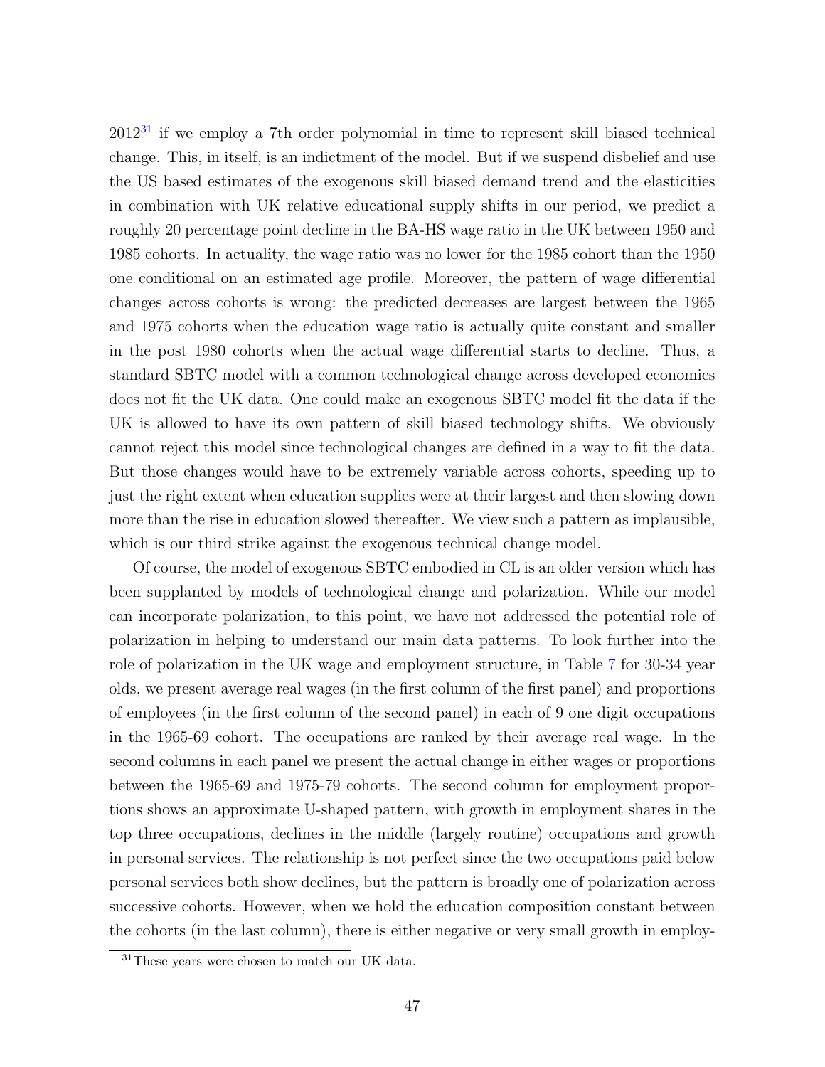2012[31] if we employ a 7th order polynomial in time to represent skill biased technical change. This, in itself, is an indictment of the model. But if we suspend disbelief and use the US based estimates of the exogenous skill biased demand trend and the elasticities in combination with UK relative educational supply shifts in our period, we predict a roughly 20 percentage point decline in the BA-HS wage ratio in the UK between 1950 and 1985 cohorts. In actuality, the wage ratio was no lower for the 1985 cohort than the 1950 one conditional on an estimated age profile. Moreover, the pattern of wage differential changes across cohorts is wrong: the predicted decreases are largest between the 1965 and 1975 cohorts when the education wage ratio is actually quite constant and smaller in the post 1980 cohorts when the actual wage differential starts to decline. Thus, a standard SBTC model with a common technological change across developed economies does not fit the UK data. One could make an exogenous SBTC model fit the data if the UK is allowed to have its own pattern of skill biased technology shifts. We obviously cannot reject this model since technological changes are defined in a way to fit the data. But those changes would have to be extremely variable across cohorts, speeding up to just the right extent when education supplies were at their largest and then slowing down more than the rise in education slowed thereafter. We view such a pattern as implausible, which is our third strike against the exogenous technical change model.

Of course, the model of exogenous SBTC embodied in CL is an older version which has been supplanted by models of technological change and polarization. While our model can incorporate polarization, to this point, we have not addressed the potential role of polarization in helping to understand our main data patterns. To look further into the role of polarization in the UK wage and employment structure, in Table 7 for 30-34 year olds, we present average real wages (in the first column of the first panel) and proportions of employees (in the first column of the second panel) in each of 9 one digit occupations in the 1965-69 cohort. The occupations are ranked by their average real wage. In the second columns in each panel we present the actual change in either wages or proportions between the 1965-69 and 1975-79 cohorts. The second column for employment proportions shows an approximate U-shaped pattern, with growth in employment shares in the top three occupations, declines in the middle (largely routine) occupations and growth in personal services. The relationship is not perfect since the two occupations paid below personal services both show declines, but the pattern is broadly one of polarization across successive cohorts. However, when we hold the education composition constant between the cohorts (in the last column), there is either negative or very small growth in employ-

[31] These years were chosen to match our UK data.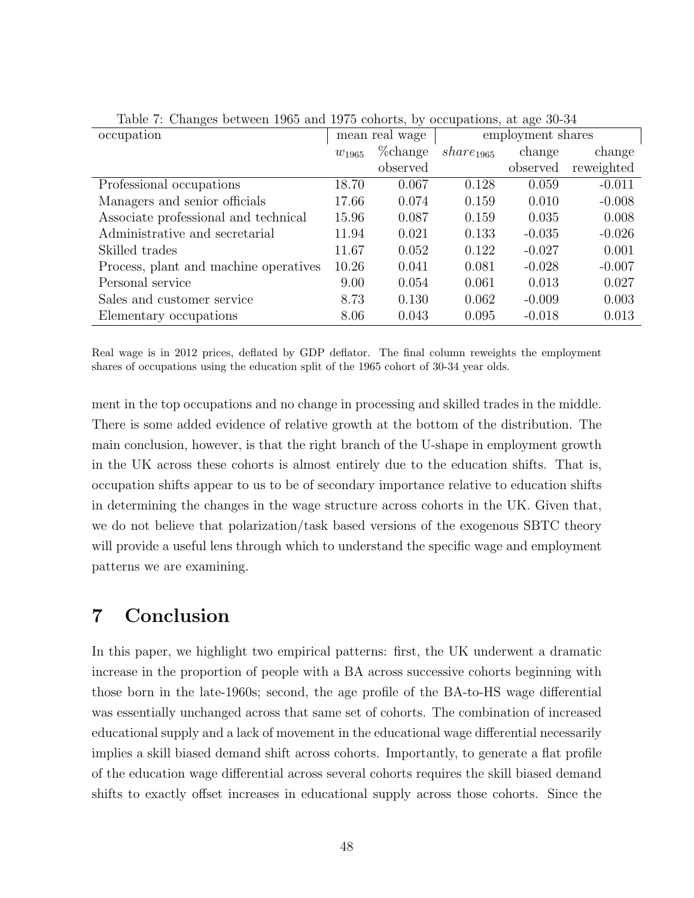Table 7: Changes between 1965 and 1975 cohorts, by occupations, at age 30-34

| occupation | mean real wage | | employment shares | | |
|---|---|---|---|---|---|
| | $w_{1965}$ | %change observed | $share_{1965}$ | change observed | change reweighted |
| Professional occupations | 18.70 | 0.067 | 0.128 | 0.059 | -0.011 |
| Managers and senior officials | 17.66 | 0.074 | 0.159 | 0.010 | -0.008 |
| Associate professional and technical | 15.96 | 0.087 | 0.159 | 0.035 | 0.008 |
| Administrative and secretarial | 11.94 | 0.021 | 0.133 | -0.035 | -0.026 |
| Skilled trades | 11.67 | 0.052 | 0.122 | -0.027 | 0.001 |
| Process, plant and machine operatives | 10.26 | 0.041 | 0.081 | -0.028 | -0.007 |
| Personal service | 9.00 | 0.054 | 0.061 | 0.013 | 0.027 |
| Sales and customer service | 8.73 | 0.130 | 0.062 | -0.009 | 0.003 |
| Elementary occupations | 8.06 | 0.043 | 0.095 | -0.018 | 0.013 |

Real wage is in 2012 prices, deflated by GDP deflator. The final column reweights the employment shares of occupations using the education split of the 1965 cohort of 30-34 year olds.

ment in the top occupations and no change in processing and skilled trades in the middle. There is some added evidence of relative growth at the bottom of the distribution. The main conclusion, however, is that the right branch of the U-shape in employment growth in the UK across these cohorts is almost entirely due to the education shifts. That is, occupation shifts appear to us to be of secondary importance relative to education shifts in determining the changes in the wage structure across cohorts in the UK. Given that, we do not believe that polarization/task based versions of the exogenous SBTC theory will provide a useful lens through which to understand the specific wage and employment patterns we are examining.

## 7 Conclusion

In this paper, we highlight two empirical patterns: first, the UK underwent a dramatic increase in the proportion of people with a BA across successive cohorts beginning with those born in the late-1960s; second, the age profile of the BA-to-HS wage differential was essentially unchanged across that same set of cohorts. The combination of increased educational supply and a lack of movement in the educational wage differential necessarily implies a skill biased demand shift across cohorts. Importantly, to generate a flat profile of the education wage differential across several cohorts requires the skill biased demand shifts to exactly offset increases in educational supply across those cohorts. Since the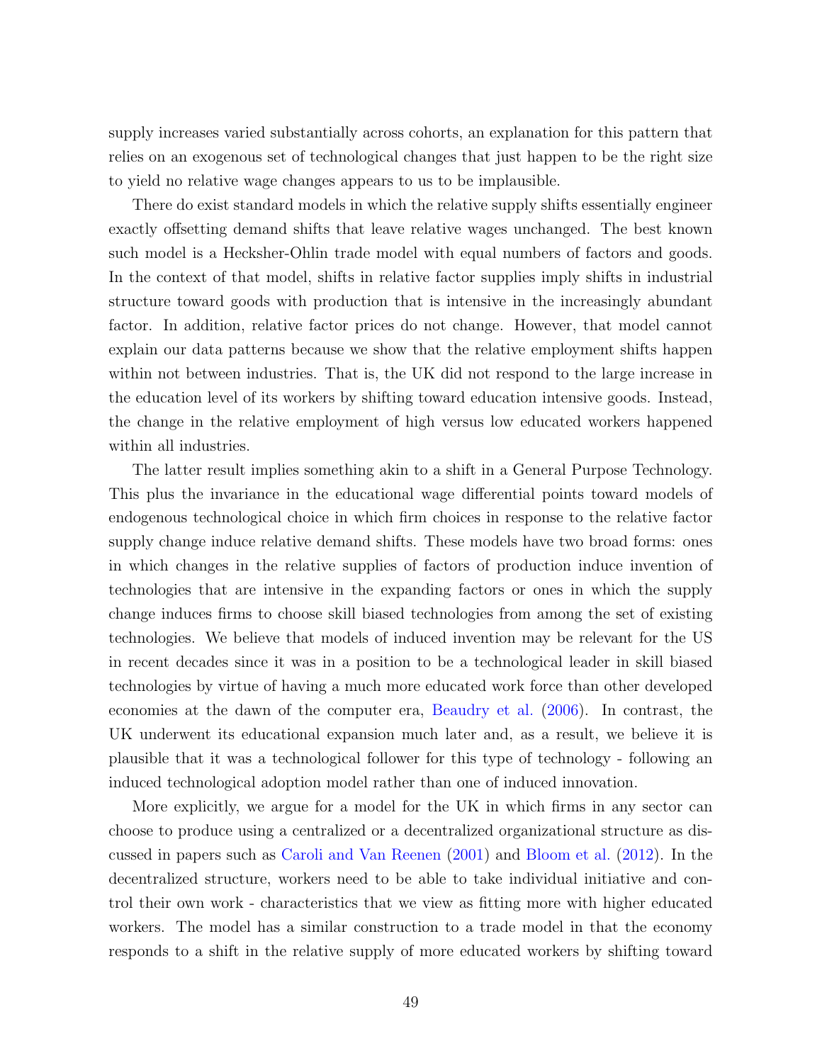supply increases varied substantially across cohorts, an explanation for this pattern that relies on an exogenous set of technological changes that just happen to be the right size to yield no relative wage changes appears to us to be implausible.

There do exist standard models in which the relative supply shifts essentially engineer exactly offsetting demand shifts that leave relative wages unchanged. The best known such model is a Heckscher-Ohlin trade model with equal numbers of factors and goods. In the context of that model, shifts in relative factor supplies imply shifts in industrial structure toward goods with production that is intensive in the increasingly abundant factor. In addition, relative factor prices do not change. However, that model cannot explain our data patterns because we show that the relative employment shifts happen within not between industries. That is, the UK did not respond to the large increase in the education level of its workers by shifting toward education intensive goods. Instead, the change in the relative employment of high versus low educated workers happened within all industries.

The latter result implies something akin to a shift in a General Purpose Technology. This plus the invariance in the educational wage differential points toward models of endogenous technological choice in which firm choices in response to the relative factor supply change induce relative demand shifts. These models have two broad forms: ones in which changes in the relative supplies of factors of production induce invention of technologies that are intensive in the expanding factors or ones in which the supply change induces firms to choose skill biased technologies from among the set of existing technologies. We believe that models of induced invention may be relevant for the US in recent decades since it was in a position to be a technological leader in skill biased technologies by virtue of having a much more educated work force than other developed economies at the dawn of the computer era, Beaudry et al. (2006). In contrast, the UK underwent its educational expansion much later and, as a result, we believe it is plausible that it was a technological follower for this type of technology - following an induced technological adoption model rather than one of induced innovation.

More explicitly, we argue for a model for the UK in which firms in any sector can choose to produce using a centralized or a decentralized organizational structure as discussed in papers such as Caroli and Van Reenen (2001) and Bloom et al. (2012). In the decentralized structure, workers need to be able to take individual initiative and control their own work - characteristics that we view as fitting more with higher educated workers. The model has a similar construction to a trade model in that the economy responds to a shift in the relative supply of more educated workers by shifting toward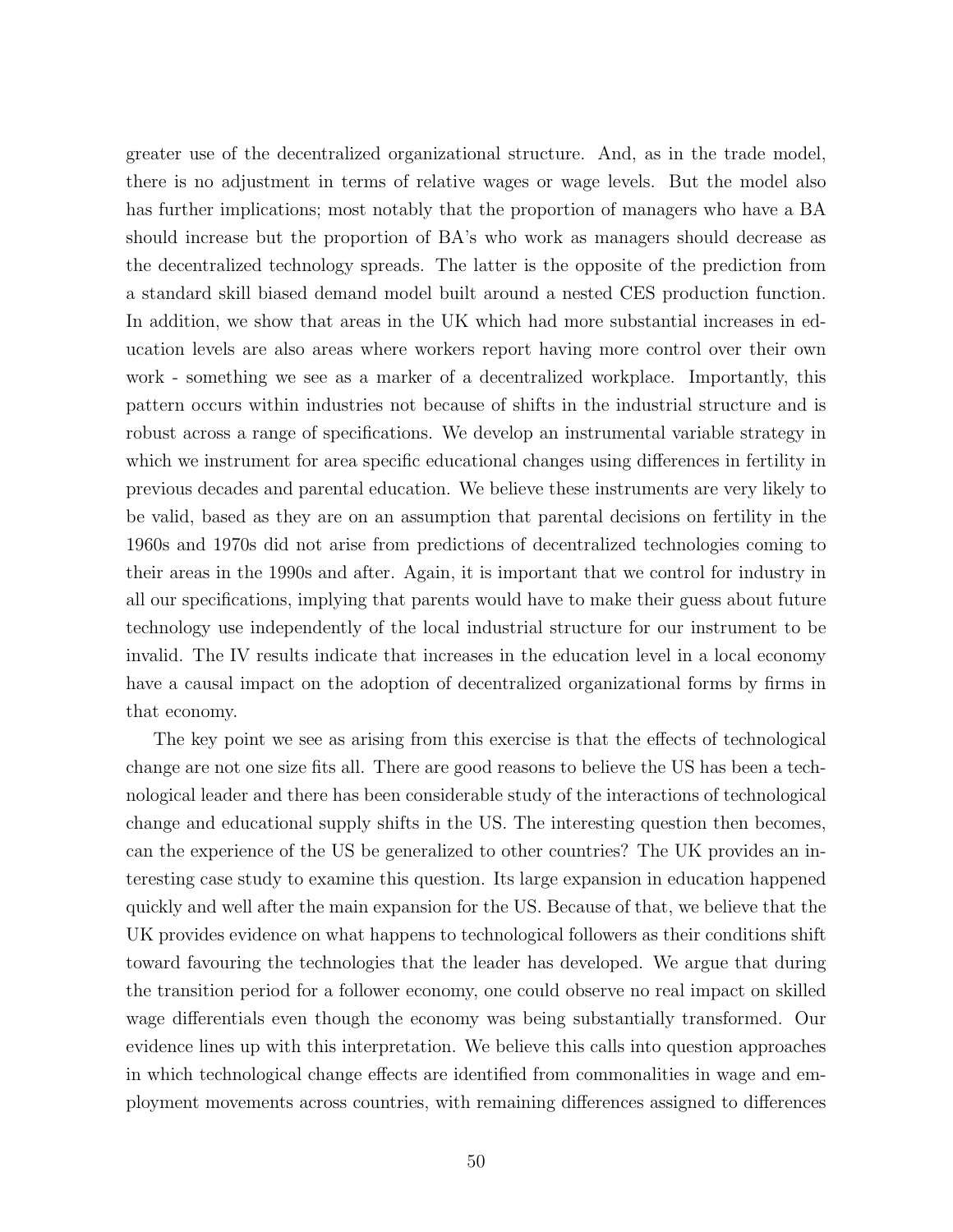greater use of the decentralized organizational structure. And, as in the trade model, there is no adjustment in terms of relative wages or wage levels. But the model also has further implications; most notably that the proportion of managers who have a BA should increase but the proportion of BA's who work as managers should decrease as the decentralized technology spreads. The latter is the opposite of the prediction from a standard skill biased demand model built around a nested CES production function. In addition, we show that areas in the UK which had more substantial increases in education levels are also areas where workers report having more control over their own work - something we see as a marker of a decentralized workplace. Importantly, this pattern occurs within industries not because of shifts in the industrial structure and is robust across a range of specifications. We develop an instrumental variable strategy in which we instrument for area specific educational changes using differences in fertility in previous decades and parental education. We believe these instruments are very likely to be valid, based as they are on an assumption that parental decisions on fertility in the 1960s and 1970s did not arise from predictions of decentralized technologies coming to their areas in the 1990s and after. Again, it is important that we control for industry in all our specifications, implying that parents would have to make their guess about future technology use independently of the local industrial structure for our instrument to be invalid. The IV results indicate that increases in the education level in a local economy have a causal impact on the adoption of decentralized organizational forms by firms in that economy.

The key point we see as arising from this exercise is that the effects of technological change are not one size fits all. There are good reasons to believe the US has been a technological leader and there has been considerable study of the interactions of technological change and educational supply shifts in the US. The interesting question then becomes, can the experience of the US be generalized to other countries? The UK provides an interesting case study to examine this question. Its large expansion in education happened quickly and well after the main expansion for the US. Because of that, we believe that the UK provides evidence on what happens to technological followers as their conditions shift toward favouring the technologies that the leader has developed. We argue that during the transition period for a follower economy, one could observe no real impact on skilled wage differentials even though the economy was being substantially transformed. Our evidence lines up with this interpretation. We believe this calls into question approaches in which technological change effects are identified from commonalities in wage and employment movements across countries, with remaining differences assigned to differences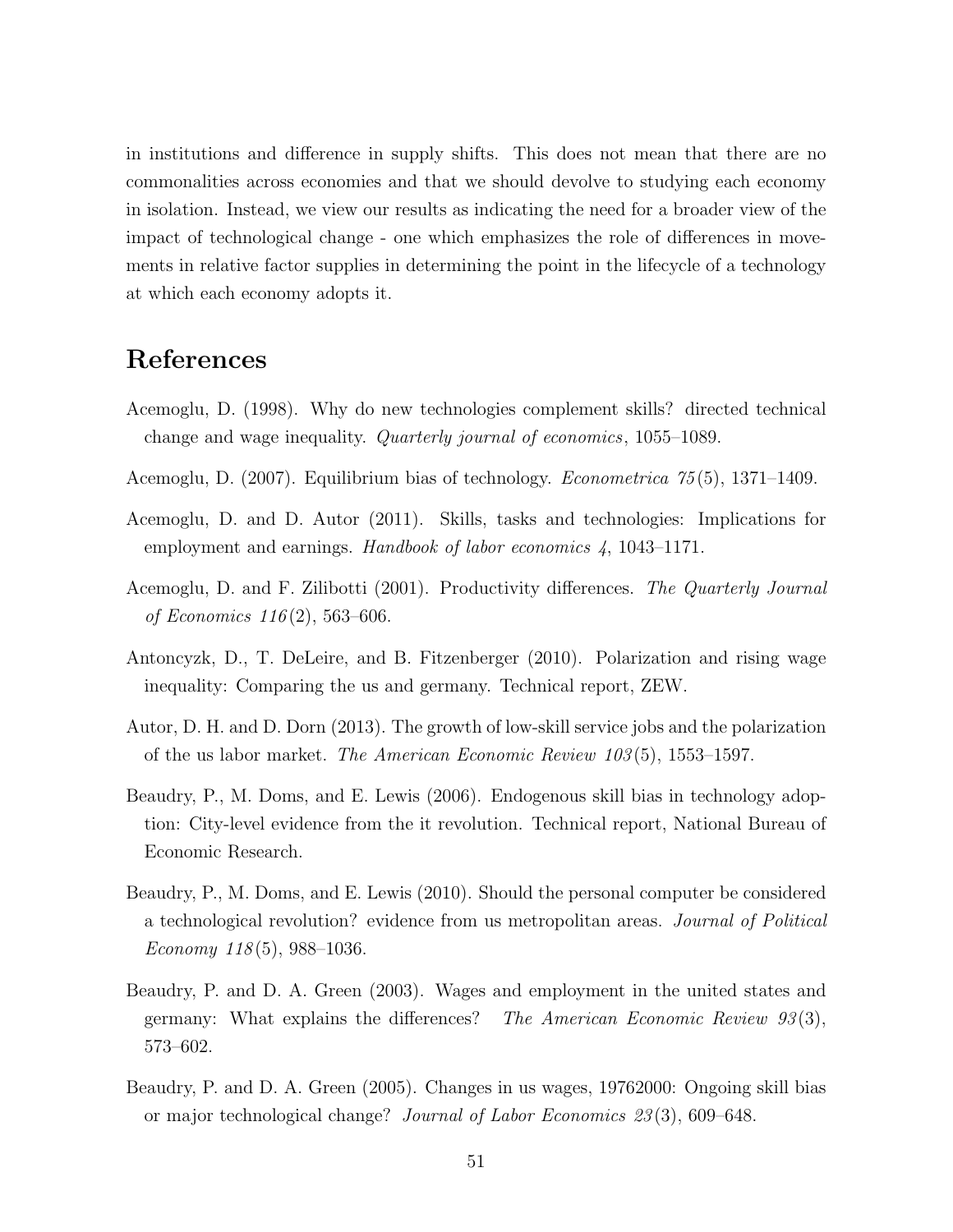in institutions and difference in supply shifts. This does not mean that there are no commonalities across economies and that we should devolve to studying each economy in isolation. Instead, we view our results as indicating the need for a broader view of the impact of technological change - one which emphasizes the role of differences in movements in relative factor supplies in determining the point in the lifecycle of a technology at which each economy adopts it.

# References

Acemoglu, D. (1998). Why do new technologies complement skills? directed technical change and wage inequality. *Quarterly journal of economics*, 1055–1089.

Acemoglu, D. (2007). Equilibrium bias of technology. *Econometrica 75*(5), 1371–1409.

Acemoglu, D. and D. Autor (2011). Skills, tasks and technologies: Implications for employment and earnings. *Handbook of labor economics 4*, 1043–1171.

Acemoglu, D. and F. Zilibotti (2001). Productivity differences. *The Quarterly Journal of Economics 116*(2), 563–606.

Antoncyzk, D., T. DeLeire, and B. Fitzenberger (2010). Polarization and rising wage inequality: Comparing the us and germany. Technical report, ZEW.

Autor, D. H. and D. Dorn (2013). The growth of low-skill service jobs and the polarization of the us labor market. *The American Economic Review 103*(5), 1553–1597.

Beaudry, P., M. Doms, and E. Lewis (2006). Endogenous skill bias in technology adoption: City-level evidence from the it revolution. Technical report, National Bureau of Economic Research.

Beaudry, P., M. Doms, and E. Lewis (2010). Should the personal computer be considered a technological revolution? evidence from us metropolitan areas. *Journal of Political Economy 118*(5), 988–1036.

Beaudry, P. and D. A. Green (2003). Wages and employment in the united states and germany: What explains the differences? *The American Economic Review 93*(3), 573–602.

Beaudry, P. and D. A. Green (2005). Changes in us wages, 19762000: Ongoing skill bias or major technological change? *Journal of Labor Economics 23*(3), 609–648.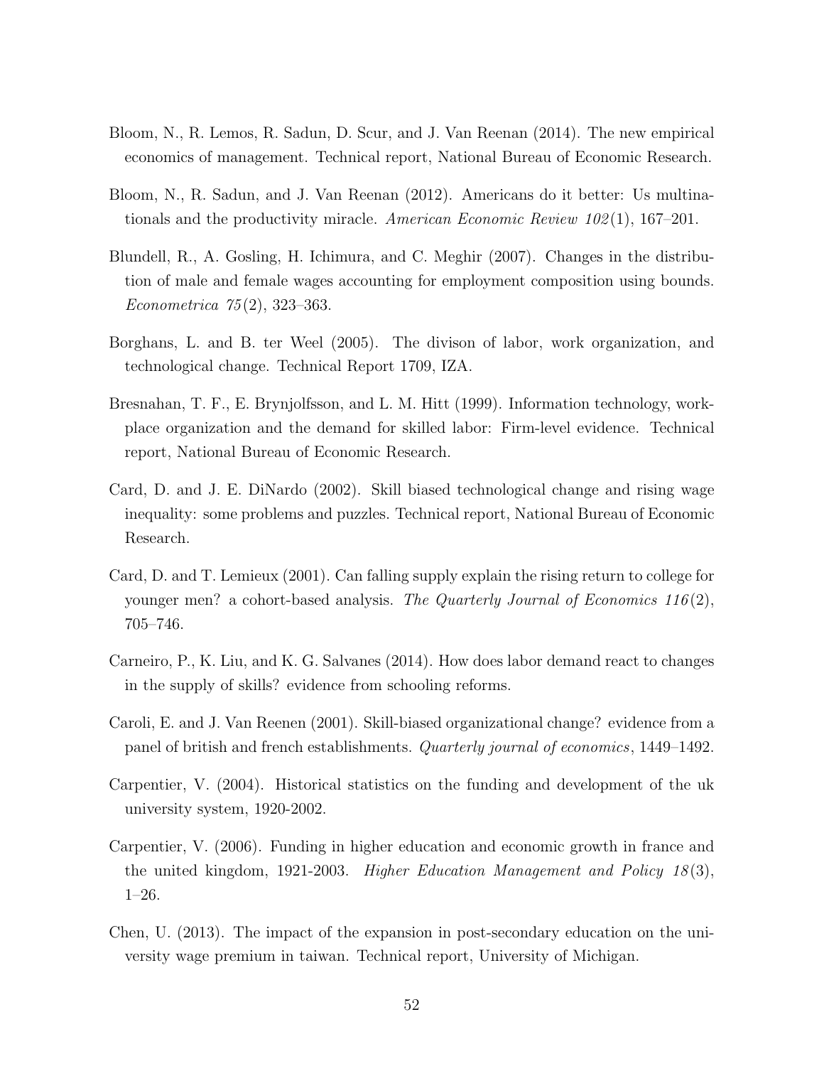Bloom, N., R. Lemos, R. Sadun, D. Scur, and J. Van Reenan (2014). The new empirical economics of management. Technical report, National Bureau of Economic Research.

Bloom, N., R. Sadun, and J. Van Reenan (2012). Americans do it better: Us multinationals and the productivity miracle. *American Economic Review 102*(1), 167–201.

Blundell, R., A. Gosling, H. Ichimura, and C. Meghir (2007). Changes in the distribution of male and female wages accounting for employment composition using bounds. *Econometrica 75*(2), 323–363.

Borghans, L. and B. ter Weel (2005). The divison of labor, work organization, and technological change. Technical Report 1709, IZA.

Bresnahan, T. F., E. Brynjolfsson, and L. M. Hitt (1999). Information technology, workplace organization and the demand for skilled labor: Firm-level evidence. Technical report, National Bureau of Economic Research.

Card, D. and J. E. DiNardo (2002). Skill biased technological change and rising wage inequality: some problems and puzzles. Technical report, National Bureau of Economic Research.

Card, D. and T. Lemieux (2001). Can falling supply explain the rising return to college for younger men? a cohort-based analysis. *The Quarterly Journal of Economics 116*(2), 705–746.

Carneiro, P., K. Liu, and K. G. Salvanes (2014). How does labor demand react to changes in the supply of skills? evidence from schooling reforms.

Caroli, E. and J. Van Reenen (2001). Skill-biased organizational change? evidence from a panel of british and french establishments. *Quarterly journal of economics*, 1449–1492.

Carpentier, V. (2004). Historical statistics on the funding and development of the uk university system, 1920-2002.

Carpentier, V. (2006). Funding in higher education and economic growth in france and the united kingdom, 1921-2003. *Higher Education Management and Policy 18*(3), 1–26.

Chen, U. (2013). The impact of the expansion in post-secondary education on the university wage premium in taiwan. Technical report, University of Michigan.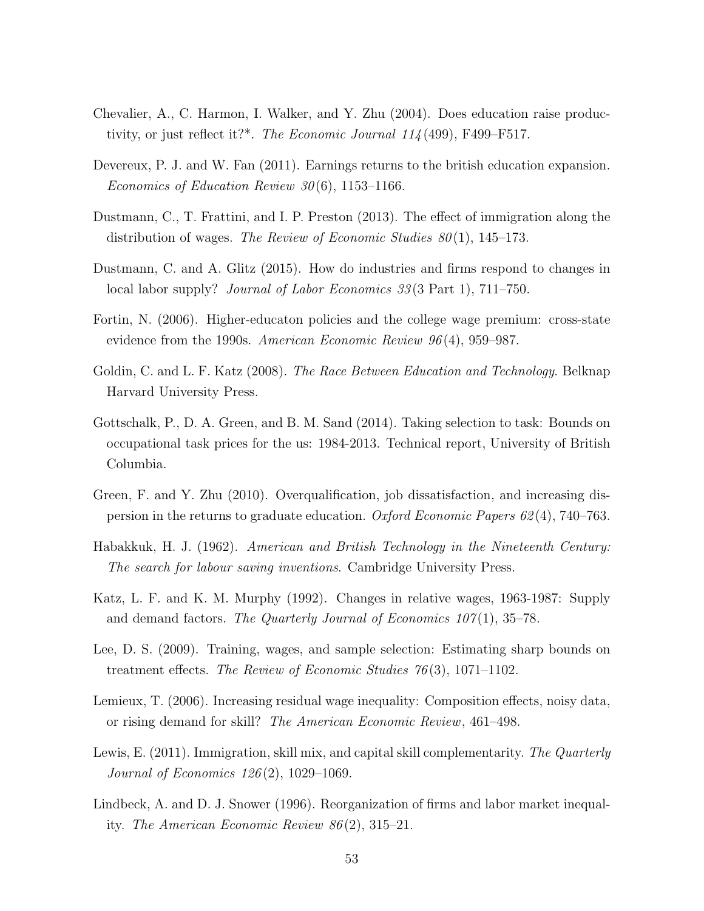Chevalier, A., C. Harmon, I. Walker, and Y. Zhu (2004). Does education raise productivity, or just reflect it?*. *The Economic Journal 114*(499), F499–F517.

Devereux, P. J. and W. Fan (2011). Earnings returns to the british education expansion. *Economics of Education Review 30*(6), 1153–1166.

Dustmann, C., T. Frattini, and I. P. Preston (2013). The effect of immigration along the distribution of wages. *The Review of Economic Studies 80*(1), 145–173.

Dustmann, C. and A. Glitz (2015). How do industries and firms respond to changes in local labor supply? *Journal of Labor Economics 33*(3 Part 1), 711–750.

Fortin, N. (2006). Higher-educaton policies and the college wage premium: cross-state evidence from the 1990s. *American Economic Review 96*(4), 959–987.

Goldin, C. and L. F. Katz (2008). *The Race Between Education and Technology*. Belknap Harvard University Press.

Gottschalk, P., D. A. Green, and B. M. Sand (2014). Taking selection to task: Bounds on occupational task prices for the us: 1984-2013. Technical report, University of British Columbia.

Green, F. and Y. Zhu (2010). Overqualification, job dissatisfaction, and increasing dispersion in the returns to graduate education. *Oxford Economic Papers 62*(4), 740–763.

Habakkuk, H. J. (1962). *American and British Technology in the Nineteenth Century: The search for labour saving inventions*. Cambridge University Press.

Katz, L. F. and K. M. Murphy (1992). Changes in relative wages, 1963-1987: Supply and demand factors. *The Quarterly Journal of Economics 107*(1), 35–78.

Lee, D. S. (2009). Training, wages, and sample selection: Estimating sharp bounds on treatment effects. *The Review of Economic Studies 76*(3), 1071–1102.

Lemieux, T. (2006). Increasing residual wage inequality: Composition effects, noisy data, or rising demand for skill? *The American Economic Review*, 461–498.

Lewis, E. (2011). Immigration, skill mix, and capital skill complementarity. *The Quarterly Journal of Economics 126*(2), 1029–1069.

Lindbeck, A. and D. J. Snower (1996). Reorganization of firms and labor market inequality. *The American Economic Review 86*(2), 315–21.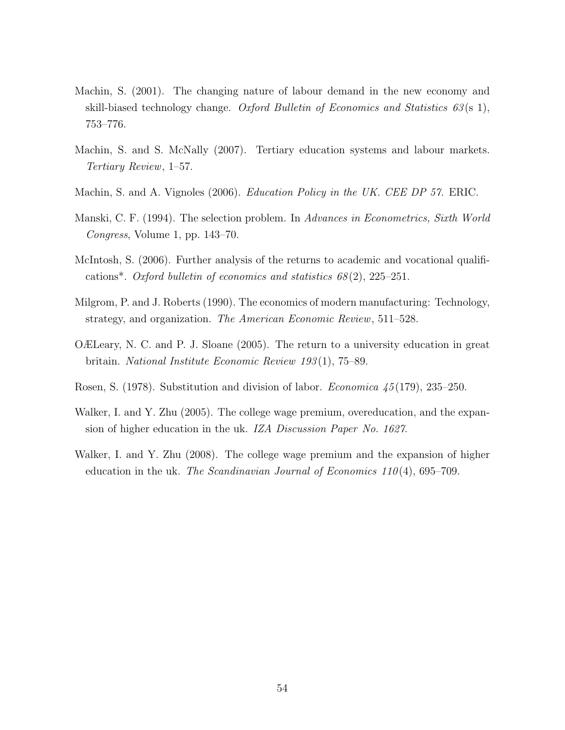Machin, S. (2001). The changing nature of labour demand in the new economy and skill-biased technology change. *Oxford Bulletin of Economics and Statistics 63*(s 1), 753–776.

Machin, S. and S. McNally (2007). Tertiary education systems and labour markets. *Tertiary Review*, 1–57.

Machin, S. and A. Vignoles (2006). *Education Policy in the UK. CEE DP 57.* ERIC.

Manski, C. F. (1994). The selection problem. In *Advances in Econometrics, Sixth World Congress*, Volume 1, pp. 143–70.

McIntosh, S. (2006). Further analysis of the returns to academic and vocational qualifications*. *Oxford bulletin of economics and statistics 68*(2), 225–251.

Milgrom, P. and J. Roberts (1990). The economics of modern manufacturing: Technology, strategy, and organization. *The American Economic Review*, 511–528.

OÆLeary, N. C. and P. J. Sloane (2005). The return to a university education in great britain. *National Institute Economic Review 193*(1), 75–89.

Rosen, S. (1978). Substitution and division of labor. *Economica 45*(179), 235–250.

Walker, I. and Y. Zhu (2005). The college wage premium, overeducation, and the expansion of higher education in the uk. *IZA Discussion Paper No. 1627.*

Walker, I. and Y. Zhu (2008). The college wage premium and the expansion of higher education in the uk. *The Scandinavian Journal of Economics 110*(4), 695–709.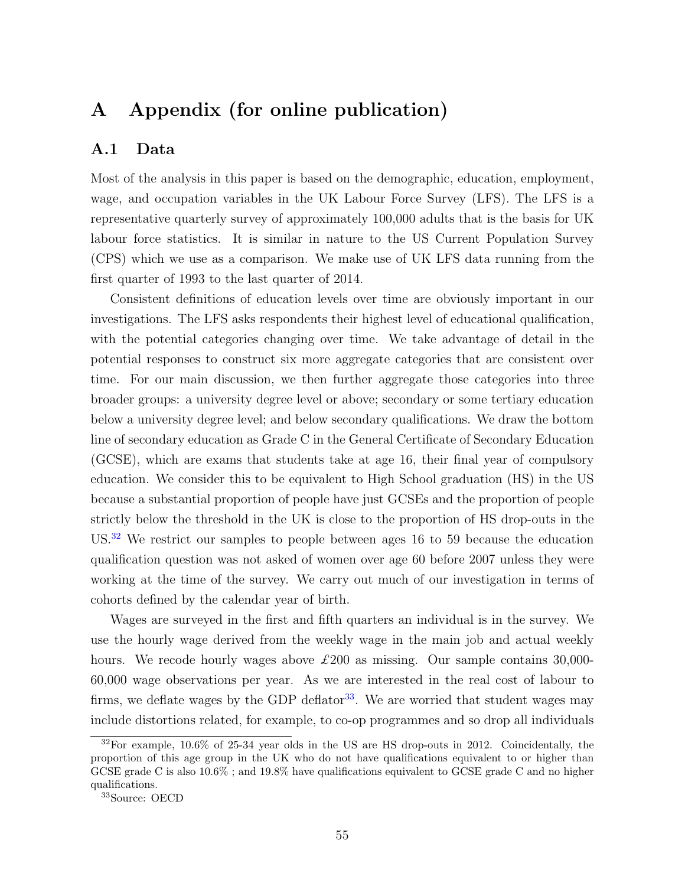# A Appendix (for online publication)

## A.1 Data

Most of the analysis in this paper is based on the demographic, education, employment, wage, and occupation variables in the UK Labour Force Survey (LFS). The LFS is a representative quarterly survey of approximately 100,000 adults that is the basis for UK labour force statistics. It is similar in nature to the US Current Population Survey (CPS) which we use as a comparison. We make use of UK LFS data running from the first quarter of 1993 to the last quarter of 2014.

Consistent definitions of education levels over time are obviously important in our investigations. The LFS asks respondents their highest level of educational qualification, with the potential categories changing over time. We take advantage of detail in the potential responses to construct six more aggregate categories that are consistent over time. For our main discussion, we then further aggregate those categories into three broader groups: a university degree level or above; secondary or some tertiary education below a university degree level; and below secondary qualifications. We draw the bottom line of secondary education as Grade C in the General Certificate of Secondary Education (GCSE), which are exams that students take at age 16, their final year of compulsory education. We consider this to be equivalent to High School graduation (HS) in the US because a substantial proportion of people have just GCSEs and the proportion of people strictly below the threshold in the UK is close to the proportion of HS drop-outs in the US.[32] We restrict our samples to people between ages 16 to 59 because the education qualification question was not asked of women over age 60 before 2007 unless they were working at the time of the survey. We carry out much of our investigation in terms of cohorts defined by the calendar year of birth.

Wages are surveyed in the first and fifth quarters an individual is in the survey. We use the hourly wage derived from the weekly wage in the main job and actual weekly hours. We recode hourly wages above £200 as missing. Our sample contains 30,000-60,000 wage observations per year. As we are interested in the real cost of labour to firms, we deflate wages by the GDP deflator[33]. We are worried that student wages may include distortions related, for example, to co-op programmes and so drop all individuals

[32] For example, 10.6% of 25-34 year olds in the US are HS drop-outs in 2012. Coincidentally, the proportion of this age group in the UK who do not have qualifications equivalent to or higher than GCSE grade C is also 10.6% ; and 19.8% have qualifications equivalent to GCSE grade C and no higher qualifications.

[33] Source: OECD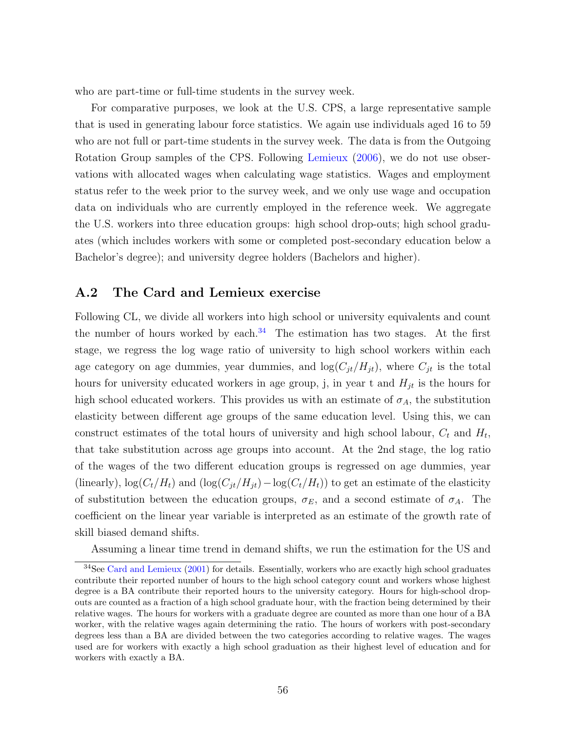who are part-time or full-time students in the survey week.

For comparative purposes, we look at the U.S. CPS, a large representative sample that is used in generating labour force statistics. We again use individuals aged 16 to 59 who are not full or part-time students in the survey week. The data is from the Outgoing Rotation Group samples of the CPS. Following Lemieux (2006), we do not use observations with allocated wages when calculating wage statistics. Wages and employment status refer to the week prior to the survey week, and we only use wage and occupation data on individuals who are currently employed in the reference week. We aggregate the U.S. workers into three education groups: high school drop-outs; high school graduates (which includes workers with some or completed post-secondary education below a Bachelor's degree); and university degree holders (Bachelors and higher).

## A.2 The Card and Lemieux exercise

Following CL, we divide all workers into high school or university equivalents and count the number of hours worked by each.[34] The estimation has two stages. At the first stage, we regress the log wage ratio of university to high school workers within each age category on age dummies, year dummies, and $\log(C_{jt}/H_{jt})$, where $C_{jt}$ is the total hours for university educated workers in age group, j, in year t and $H_{jt}$ is the hours for high school educated workers. This provides us with an estimate of $\sigma_A$, the substitution elasticity between different age groups of the same education level. Using this, we can construct estimates of the total hours of university and high school labour, $C_t$ and $H_t$, that take substitution across age groups into account. At the 2nd stage, the log ratio of the wages of the two different education groups is regressed on age dummies, year (linearly), $\log(C_t/H_t)$ and $(\log(C_{jt}/H_{jt}) - \log(C_t/H_t))$ to get an estimate of the elasticity of substitution between the education groups, $\sigma_E$, and a second estimate of $\sigma_A$. The coefficient on the linear year variable is interpreted as an estimate of the growth rate of skill biased demand shifts.

Assuming a linear time trend in demand shifts, we run the estimation for the US and

[34]See Card and Lemieux (2001) for details. Essentially, workers who are exactly high school graduates contribute their reported number of hours to the high school category count and workers whose highest degree is a BA contribute their reported hours to the university category. Hours for high-school drop-outs are counted as a fraction of a high school graduate hour, with the fraction being determined by their relative wages. The hours for workers with a graduate degree are counted as more than one hour of a BA worker, with the relative wages again determining the ratio. The hours of workers with post-secondary degrees less than a BA are divided between the two categories according to relative wages. The wages used are for workers with exactly a high school graduation as their highest level of education and for workers with exactly a BA.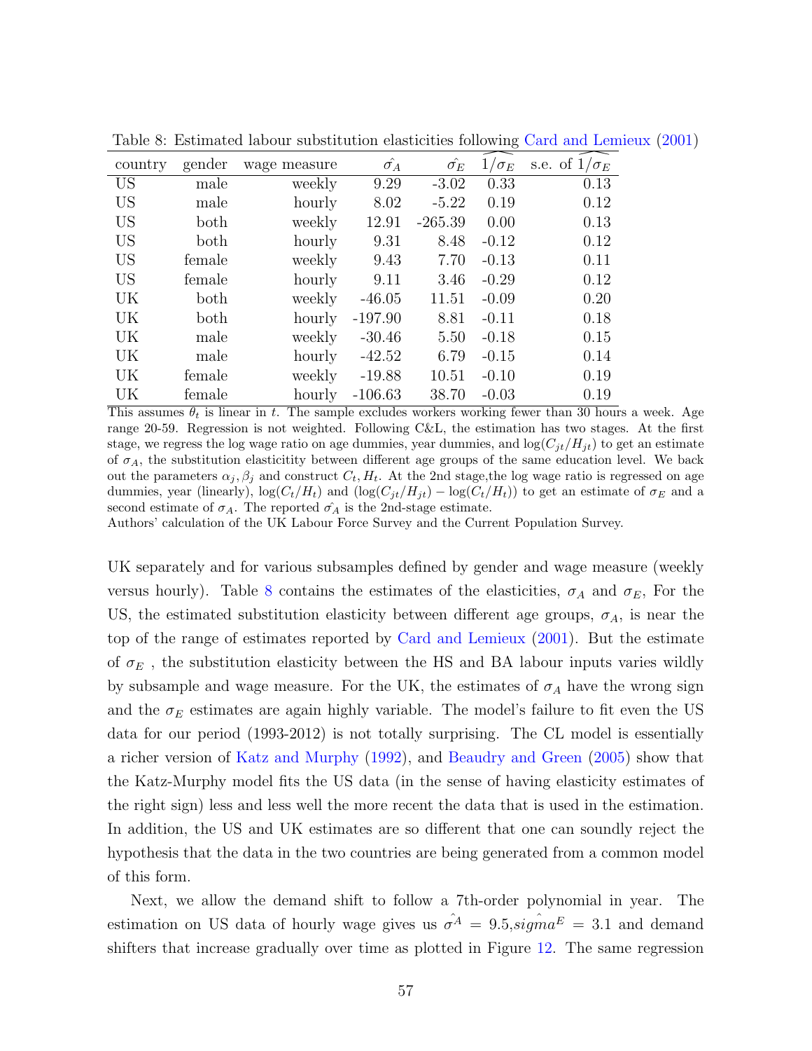Table 8: Estimated labour substitution elasticities following Card and Lemieux (2001)

| country | gender | wage measure | $\hat{\sigma_A}$ | $\hat{\sigma_E}$ | $\widehat{1/\sigma_E}$ | s.e. of $\widehat{1/\sigma_E}$ |
|---|---|---|---|---|---|---|
| US | male | weekly | 9.29 | -3.02 | 0.33 | 0.13 |
| US | male | hourly | 8.02 | -5.22 | 0.19 | 0.12 |
| US | both | weekly | 12.91 | -265.39 | 0.00 | 0.13 |
| US | both | hourly | 9.31 | 8.48 | -0.12 | 0.12 |
| US | female | weekly | 9.43 | 7.70 | -0.13 | 0.11 |
| US | female | hourly | 9.11 | 3.46 | -0.29 | 0.12 |
| UK | both | weekly | -46.05 | 11.51 | -0.09 | 0.20 |
| UK | both | hourly | -197.90 | 8.81 | -0.11 | 0.18 |
| UK | male | weekly | -30.46 | 5.50 | -0.18 | 0.15 |
| UK | male | hourly | -42.52 | 6.79 | -0.15 | 0.14 |
| UK | female | weekly | -19.88 | 10.51 | -0.10 | 0.19 |
| UK | female | hourly | -106.63 | 38.70 | -0.03 | 0.19 |

This assumes $\theta_t$ is linear in $t$. The sample excludes workers working fewer than 30 hours a week. Age range 20-59. Regression is not weighted. Following C&L, the estimation has two stages. At the first stage, we regress the log wage ratio on age dummies, year dummies, and $\log(C_{jt}/H_{jt})$ to get an estimate of $\sigma_A$, the substitution elasticitity between different age groups of the same education level. We back out the parameters $\alpha_j, \beta_j$ and construct $C_t, H_t$. At the 2nd stage,the log wage ratio is regressed on age dummies, year (linearly), $\log(C_t/H_t)$ and $(\log(C_{jt}/H_{jt}) - \log(C_t/H_t))$ to get an estimate of $\sigma_E$ and a second estimate of $\sigma_A$. The reported $\hat{\sigma_A}$ is the 2nd-stage estimate.
Authors' calculation of the UK Labour Force Survey and the Current Population Survey.

UK separately and for various subsamples defined by gender and wage measure (weekly versus hourly). Table 8 contains the estimates of the elasticities, $\sigma_A$ and $\sigma_E$, For the US, the estimated substitution elasticity between different age groups, $\sigma_A$, is near the top of the range of estimates reported by Card and Lemieux (2001). But the estimate of $\sigma_E$ , the substitution elasticity between the HS and BA labour inputs varies wildly by subsample and wage measure. For the UK, the estimates of $\sigma_A$ have the wrong sign and the $\sigma_E$ estimates are again highly variable. The model's failure to fit even the US data for our period (1993-2012) is not totally surprising. The CL model is essentially a richer version of Katz and Murphy (1992), and Beaudry and Green (2005) show that the Katz-Murphy model fits the US data (in the sense of having elasticity estimates of the right sign) less and less well the more recent the data that is used in the estimation. In addition, the US and UK estimates are so different that one can soundly reject the hypothesis that the data in the two countries are being generated from a common model of this form.

Next, we allow the demand shift to follow a 7th-order polynomial in year. The estimation on US data of hourly wage gives us $\hat{\sigma^A} = 9.5, \hat{sigma}^E = 3.1$ and demand shifters that increase gradually over time as plotted in Figure 12. The same regression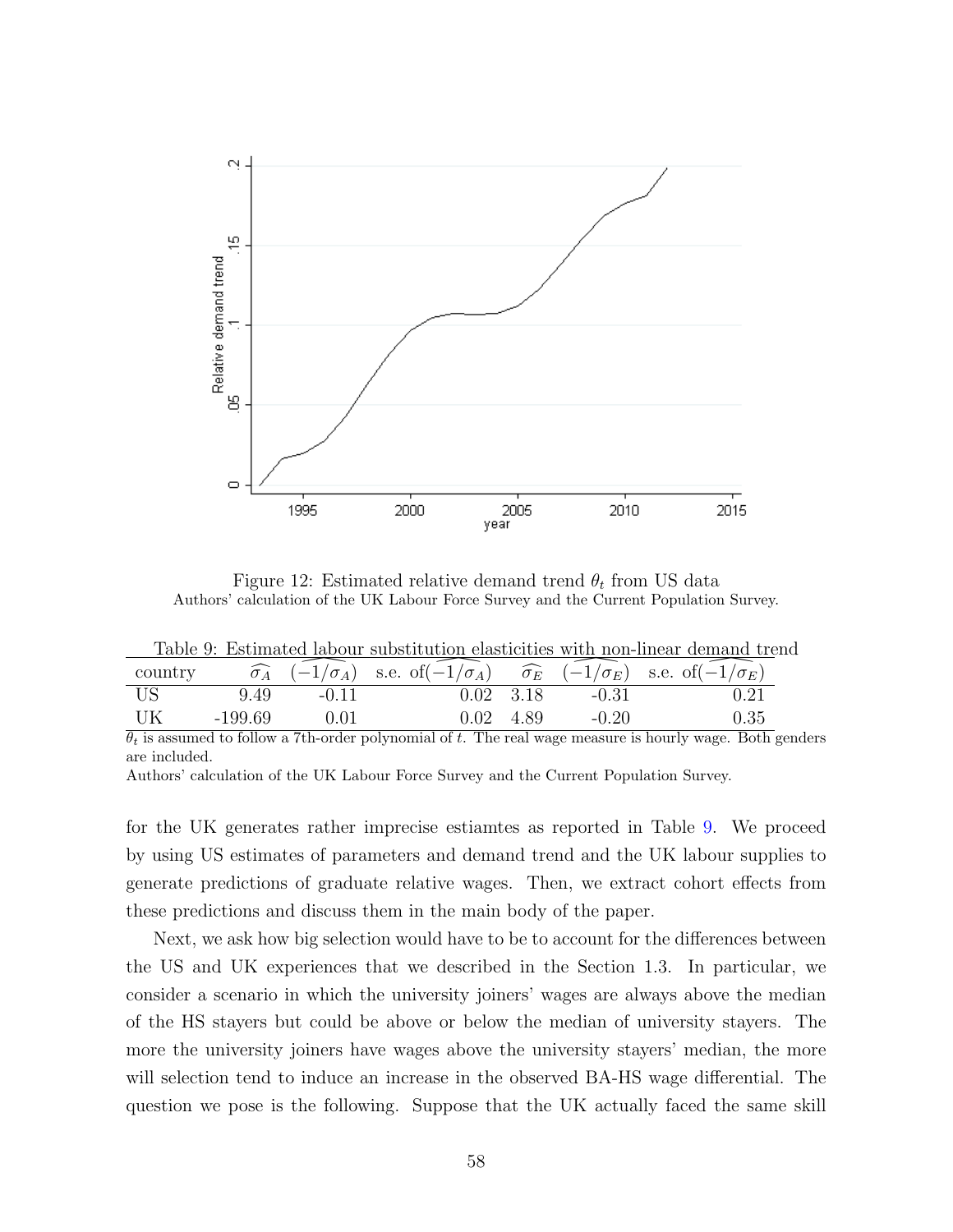Figure 12: Estimated relative demand trend $\theta_t$ from US data
Authors' calculation of the UK Labour Force Survey and the Current Population Survey.

Table 9: Estimated labour substitution elasticities with non-linear demand trend

| country | $\widehat{\sigma_A}$ | $\widehat{(-1/\sigma_A)}$ | s.e. of$\widehat{(-1/\sigma_A)}$ | $\widehat{\sigma_E}$ | $\widehat{(-1/\sigma_E)}$ | s.e. of$\widehat{(-1/\sigma_E)}$ |
|---|---|---|---|---|---|---|
| US | 9.49 | -0.11 | 0.02 | 3.18 | -0.31 | 0.21 |
| UK | -199.69 | 0.01 | 0.02 | 4.89 | -0.20 | 0.35 |

$\theta_t$ is assumed to follow a 7th-order polynomial of $t$. The real wage measure is hourly wage. Both genders are included.
Authors' calculation of the UK Labour Force Survey and the Current Population Survey.

for the UK generates rather imprecise estiamtes as reported in Table 9. We proceed by using US estimates of parameters and demand trend and the UK labour supplies to generate predictions of graduate relative wages. Then, we extract cohort effects from these predictions and discuss them in the main body of the paper.

Next, we ask how big selection would have to be to account for the differences between the US and UK experiences that we described in the Section 1.3. In particular, we consider a scenario in which the university joiners' wages are always above the median of the HS stayers but could be above or below the median of university stayers. The more the university joiners have wages above the university stayers' median, the more will selection tend to induce an increase in the observed BA-HS wage differential. The question we pose is the following. Suppose that the UK actually faced the same skill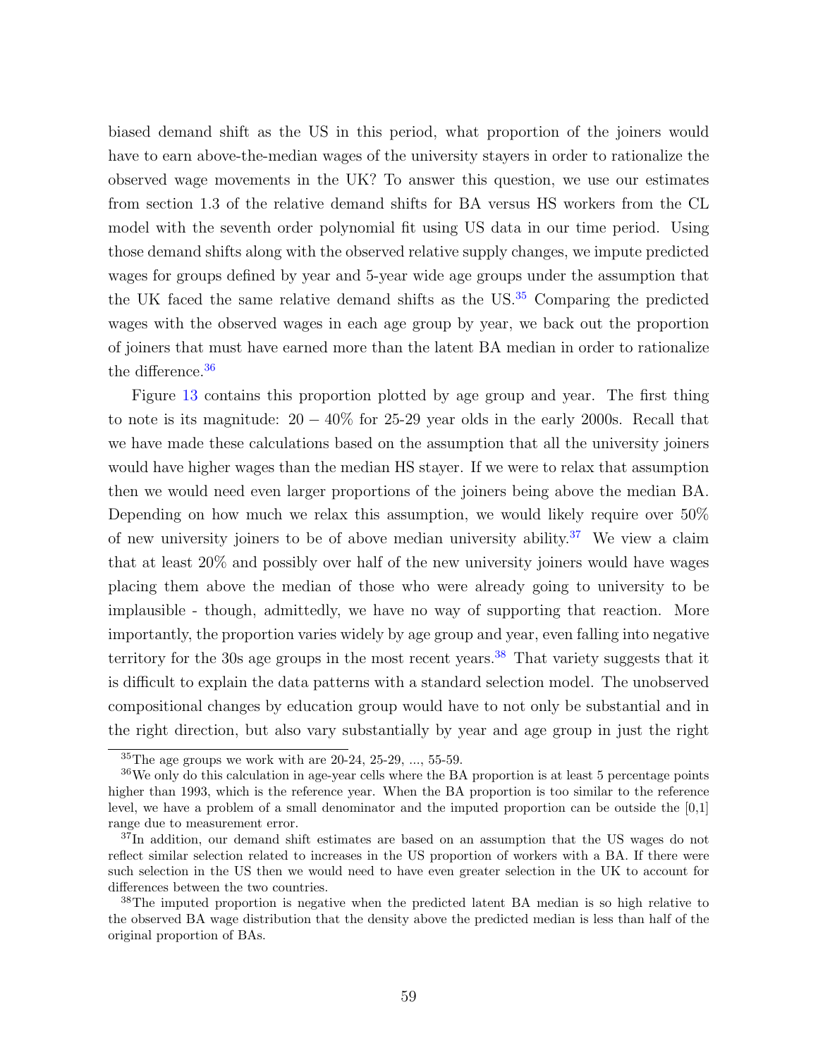biased demand shift as the US in this period, what proportion of the joiners would have to earn above-the-median wages of the university stayers in order to rationalize the observed wage movements in the UK? To answer this question, we use our estimates from section 1.3 of the relative demand shifts for BA versus HS workers from the CL model with the seventh order polynomial fit using US data in our time period. Using those demand shifts along with the observed relative supply changes, we impute predicted wages for groups defined by year and 5-year wide age groups under the assumption that the UK faced the same relative demand shifts as the US.[35] Comparing the predicted wages with the observed wages in each age group by year, we back out the proportion of joiners that must have earned more than the latent BA median in order to rationalize the difference.[36]

Figure 13 contains this proportion plotted by age group and year. The first thing to note is its magnitude: $20 - 40\%$ for 25-29 year olds in the early 2000s. Recall that we have made these calculations based on the assumption that all the university joiners would have higher wages than the median HS stayer. If we were to relax that assumption then we would need even larger proportions of the joiners being above the median BA. Depending on how much we relax this assumption, we would likely require over 50% of new university joiners to be of above median university ability.[37] We view a claim that at least 20% and possibly over half of the new university joiners would have wages placing them above the median of those who were already going to university to be implausible - though, admittedly, we have no way of supporting that reaction. More importantly, the proportion varies widely by age group and year, even falling into negative territory for the 30s age groups in the most recent years.[38] That variety suggests that it is difficult to explain the data patterns with a standard selection model. The unobserved compositional changes by education group would have to not only be substantial and in the right direction, but also vary substantially by year and age group in just the right

---

[35] The age groups we work with are 20-24, 25-29, ..., 55-59.

[36] We only do this calculation in age-year cells where the BA proportion is at least 5 percentage points higher than 1993, which is the reference year. When the BA proportion is too similar to the reference level, we have a problem of a small denominator and the imputed proportion can be outside the [0,1] range due to measurement error.

[37] In addition, our demand shift estimates are based on an assumption that the US wages do not reflect similar selection related to increases in the US proportion of workers with a BA. If there were such selection in the US then we would need to have even greater selection in the UK to account for differences between the two countries.

[38] The imputed proportion is negative when the predicted latent BA median is so high relative to the observed BA wage distribution that the density above the predicted median is less than half of the original proportion of BAs.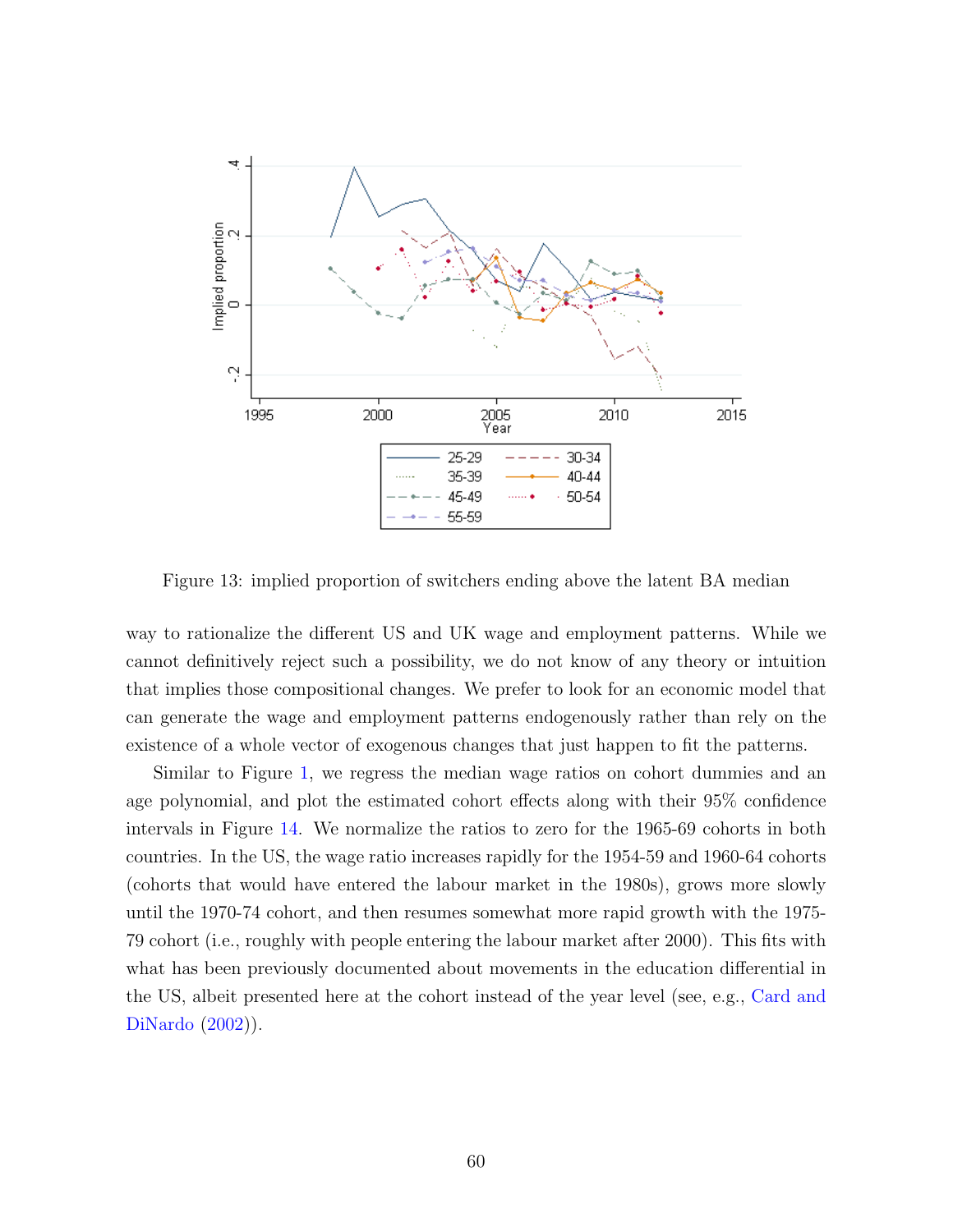Figure 13: implied proportion of switchers ending above the latent BA median

way to rationalize the different US and UK wage and employment patterns. While we cannot definitively reject such a possibility, we do not know of any theory or intuition that implies those compositional changes. We prefer to look for an economic model that can generate the wage and employment patterns endogenously rather than rely on the existence of a whole vector of exogenous changes that just happen to fit the patterns.

Similar to Figure 1, we regress the median wage ratios on cohort dummies and an age polynomial, and plot the estimated cohort effects along with their 95% confidence intervals in Figure 14. We normalize the ratios to zero for the 1965-69 cohorts in both countries. In the US, the wage ratio increases rapidly for the 1954-59 and 1960-64 cohorts (cohorts that would have entered the labour market in the 1980s), grows more slowly until the 1970-74 cohort, and then resumes somewhat more rapid growth with the 1975-79 cohort (i.e., roughly with people entering the labour market after 2000). This fits with what has been previously documented about movements in the education differential in the US, albeit presented here at the cohort instead of the year level (see, e.g., Card and DiNardo (2002)).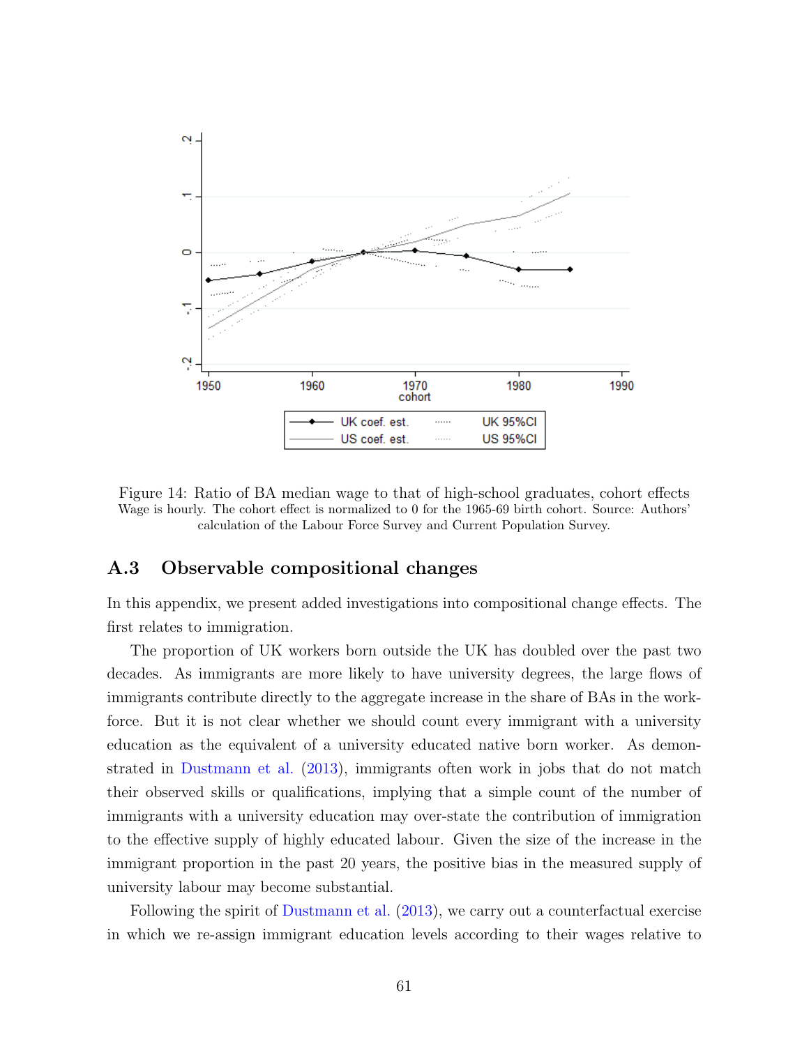Figure 14: Ratio of BA median wage to that of high-school graduates, cohort effects
Wage is hourly. The cohort effect is normalized to 0 for the 1965-69 birth cohort. Source: Authors' calculation of the Labour Force Survey and Current Population Survey.

## A.3 Observable compositional changes

In this appendix, we present added investigations into compositional change effects. The first relates to immigration.

The proportion of UK workers born outside the UK has doubled over the past two decades. As immigrants are more likely to have university degrees, the large flows of immigrants contribute directly to the aggregate increase in the share of BAs in the workforce. But it is not clear whether we should count every immigrant with a university education as the equivalent of a university educated native born worker. As demonstrated in Dustmann et al. (2013), immigrants often work in jobs that do not match their observed skills or qualifications, implying that a simple count of the number of immigrants with a university education may over-state the contribution of immigration to the effective supply of highly educated labour. Given the size of the increase in the immigrant proportion in the past 20 years, the positive bias in the measured supply of university labour may become substantial.

Following the spirit of Dustmann et al. (2013), we carry out a counterfactual exercise in which we re-assign immigrant education levels according to their wages relative to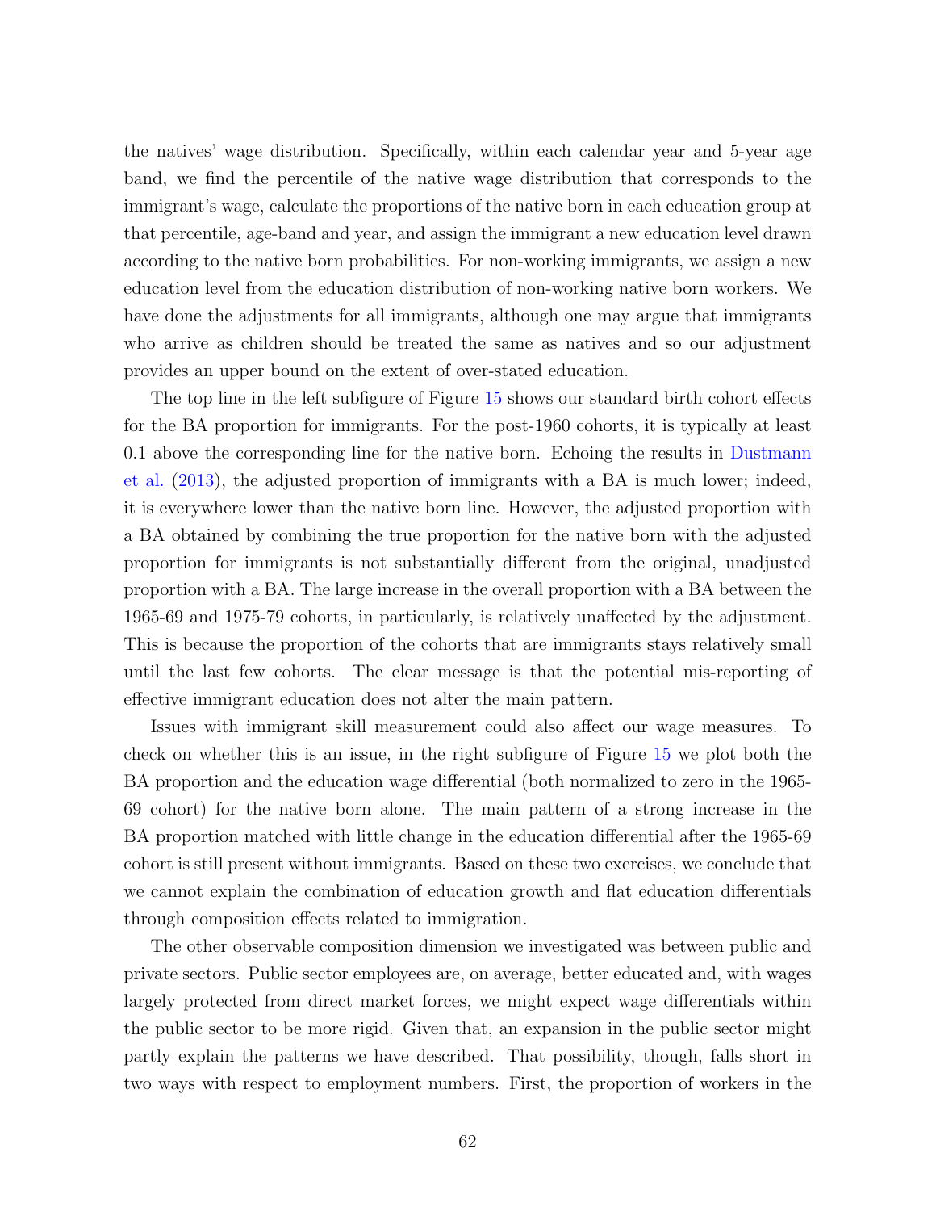the natives' wage distribution. Specifically, within each calendar year and 5-year age band, we find the percentile of the native wage distribution that corresponds to the immigrant's wage, calculate the proportions of the native born in each education group at that percentile, age-band and year, and assign the immigrant a new education level drawn according to the native born probabilities. For non-working immigrants, we assign a new education level from the education distribution of non-working native born workers. We have done the adjustments for all immigrants, although one may argue that immigrants who arrive as children should be treated the same as natives and so our adjustment provides an upper bound on the extent of over-stated education.

The top line in the left subfigure of Figure 15 shows our standard birth cohort effects for the BA proportion for immigrants. For the post-1960 cohorts, it is typically at least 0.1 above the corresponding line for the native born. Echoing the results in Dustmann et al. (2013), the adjusted proportion of immigrants with a BA is much lower; indeed, it is everywhere lower than the native born line. However, the adjusted proportion with a BA obtained by combining the true proportion for the native born with the adjusted proportion for immigrants is not substantially different from the original, unadjusted proportion with a BA. The large increase in the overall proportion with a BA between the 1965-69 and 1975-79 cohorts, in particularly, is relatively unaffected by the adjustment. This is because the proportion of the cohorts that are immigrants stays relatively small until the last few cohorts. The clear message is that the potential mis-reporting of effective immigrant education does not alter the main pattern.

Issues with immigrant skill measurement could also affect our wage measures. To check on whether this is an issue, in the right subfigure of Figure 15 we plot both the BA proportion and the education wage differential (both normalized to zero in the 1965-69 cohort) for the native born alone. The main pattern of a strong increase in the BA proportion matched with little change in the education differential after the 1965-69 cohort is still present without immigrants. Based on these two exercises, we conclude that we cannot explain the combination of education growth and flat education differentials through composition effects related to immigration.

The other observable composition dimension we investigated was between public and private sectors. Public sector employees are, on average, better educated and, with wages largely protected from direct market forces, we might expect wage differentials within the public sector to be more rigid. Given that, an expansion in the public sector might partly explain the patterns we have described. That possibility, though, falls short in two ways with respect to employment numbers. First, the proportion of workers in the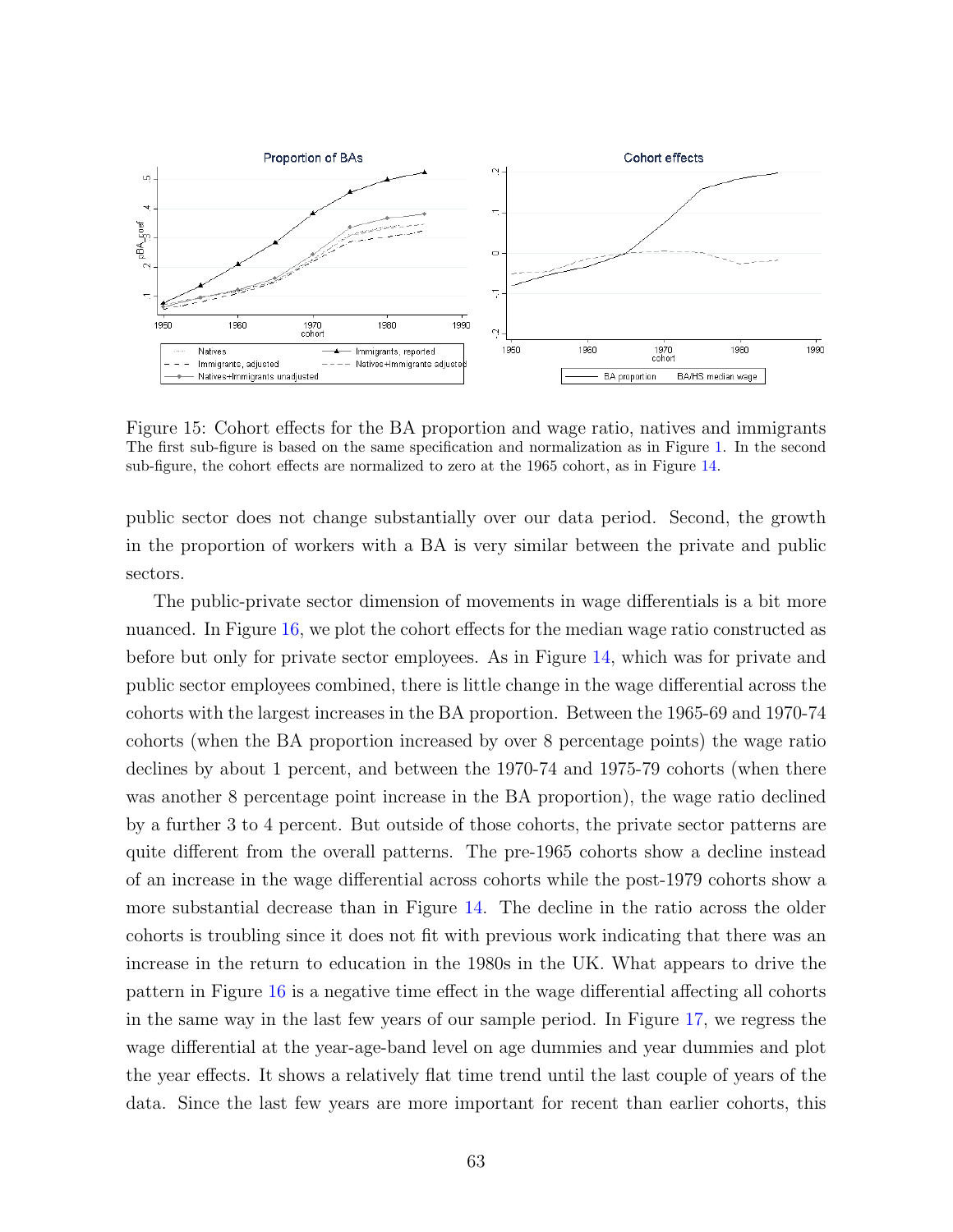Figure 15: Cohort effects for the BA proportion and wage ratio, natives and immigrants
The first sub-figure is based on the same specification and normalization as in Figure 1. In the second sub-figure, the cohort effects are normalized to zero at the 1965 cohort, as in Figure 14.

public sector does not change substantially over our data period. Second, the growth in the proportion of workers with a BA is very similar between the private and public sectors.

The public-private sector dimension of movements in wage differentials is a bit more nuanced. In Figure 16, we plot the cohort effects for the median wage ratio constructed as before but only for private sector employees. As in Figure 14, which was for private and public sector employees combined, there is little change in the wage differential across the cohorts with the largest increases in the BA proportion. Between the 1965-69 and 1970-74 cohorts (when the BA proportion increased by over 8 percentage points) the wage ratio declines by about 1 percent, and between the 1970-74 and 1975-79 cohorts (when there was another 8 percentage point increase in the BA proportion), the wage ratio declined by a further 3 to 4 percent. But outside of those cohorts, the private sector patterns are quite different from the overall patterns. The pre-1965 cohorts show a decline instead of an increase in the wage differential across cohorts while the post-1979 cohorts show a more substantial decrease than in Figure 14. The decline in the ratio across the older cohorts is troubling since it does not fit with previous work indicating that there was an increase in the return to education in the 1980s in the UK. What appears to drive the pattern in Figure 16 is a negative time effect in the wage differential affecting all cohorts in the same way in the last few years of our sample period. In Figure 17, we regress the wage differential at the year-age-band level on age dummies and year dummies and plot the year effects. It shows a relatively flat time trend until the last couple of years of the data. Since the last few years are more important for recent than earlier cohorts, this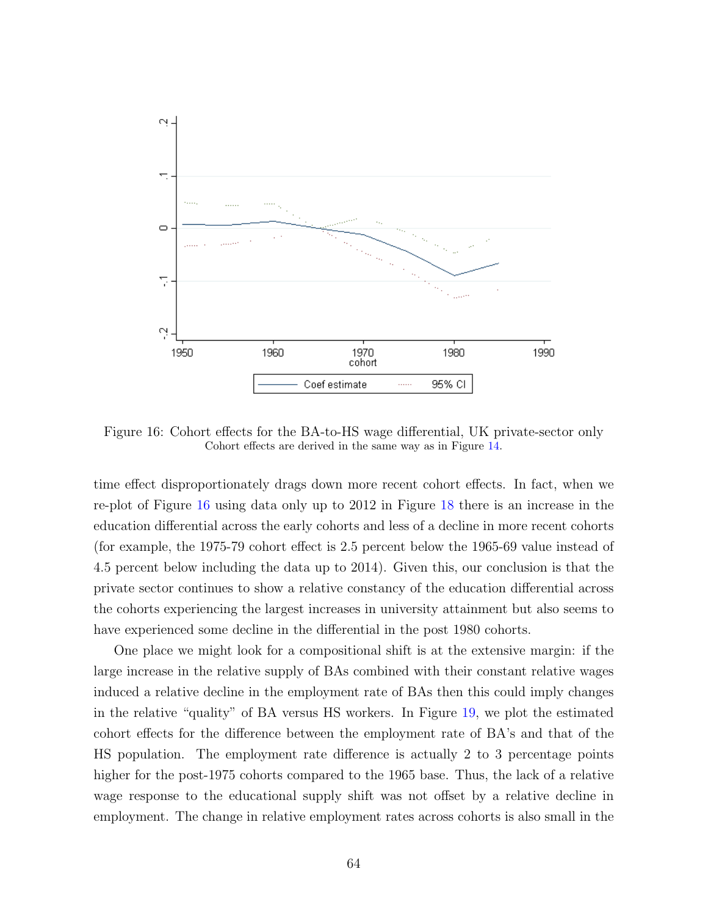Figure 16: Cohort effects for the BA-to-HS wage differential, UK private-sector only
Cohort effects are derived in the same way as in Figure 14.

time effect disproportionately drags down more recent cohort effects. In fact, when we re-plot of Figure 16 using data only up to 2012 in Figure 18 there is an increase in the education differential across the early cohorts and less of a decline in more recent cohorts (for example, the 1975-79 cohort effect is 2.5 percent below the 1965-69 value instead of 4.5 percent below including the data up to 2014). Given this, our conclusion is that the private sector continues to show a relative constancy of the education differential across the cohorts experiencing the largest increases in university attainment but also seems to have experienced some decline in the differential in the post 1980 cohorts.

One place we might look for a compositional shift is at the extensive margin: if the large increase in the relative supply of BAs combined with their constant relative wages induced a relative decline in the employment rate of BAs then this could imply changes in the relative "quality" of BA versus HS workers. In Figure 19, we plot the estimated cohort effects for the difference between the employment rate of BA's and that of the HS population. The employment rate difference is actually 2 to 3 percentage points higher for the post-1975 cohorts compared to the 1965 base. Thus, the lack of a relative wage response to the educational supply shift was not offset by a relative decline in employment. The change in relative employment rates across cohorts is also small in the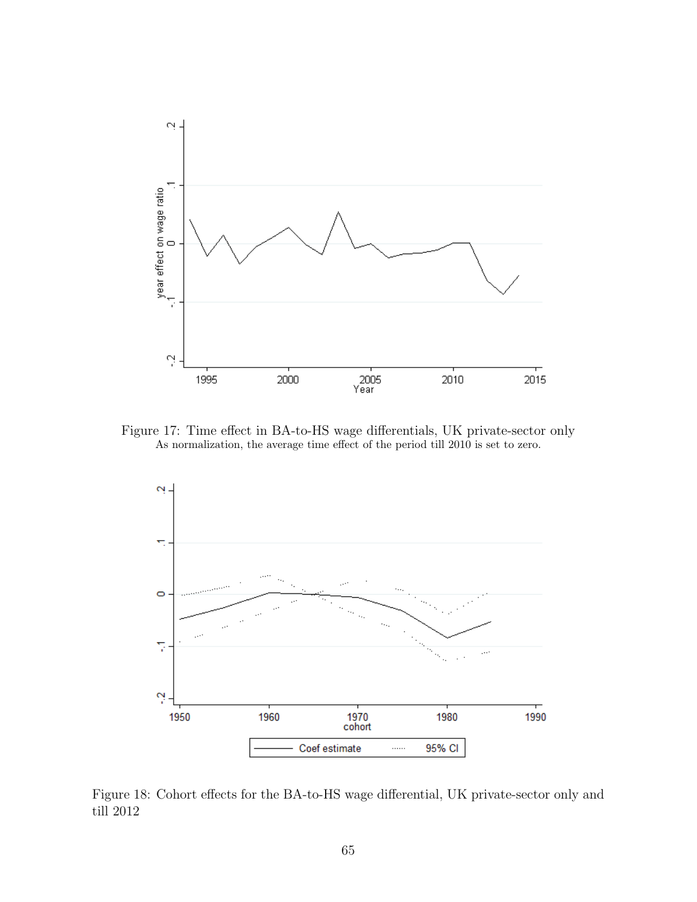Figure 17: Time effect in BA-to-HS wage differentials, UK private-sector only
As normalization, the average time effect of the period till 2010 is set to zero.

Figure 18: Cohort effects for the BA-to-HS wage differential, UK private-sector only and till 2012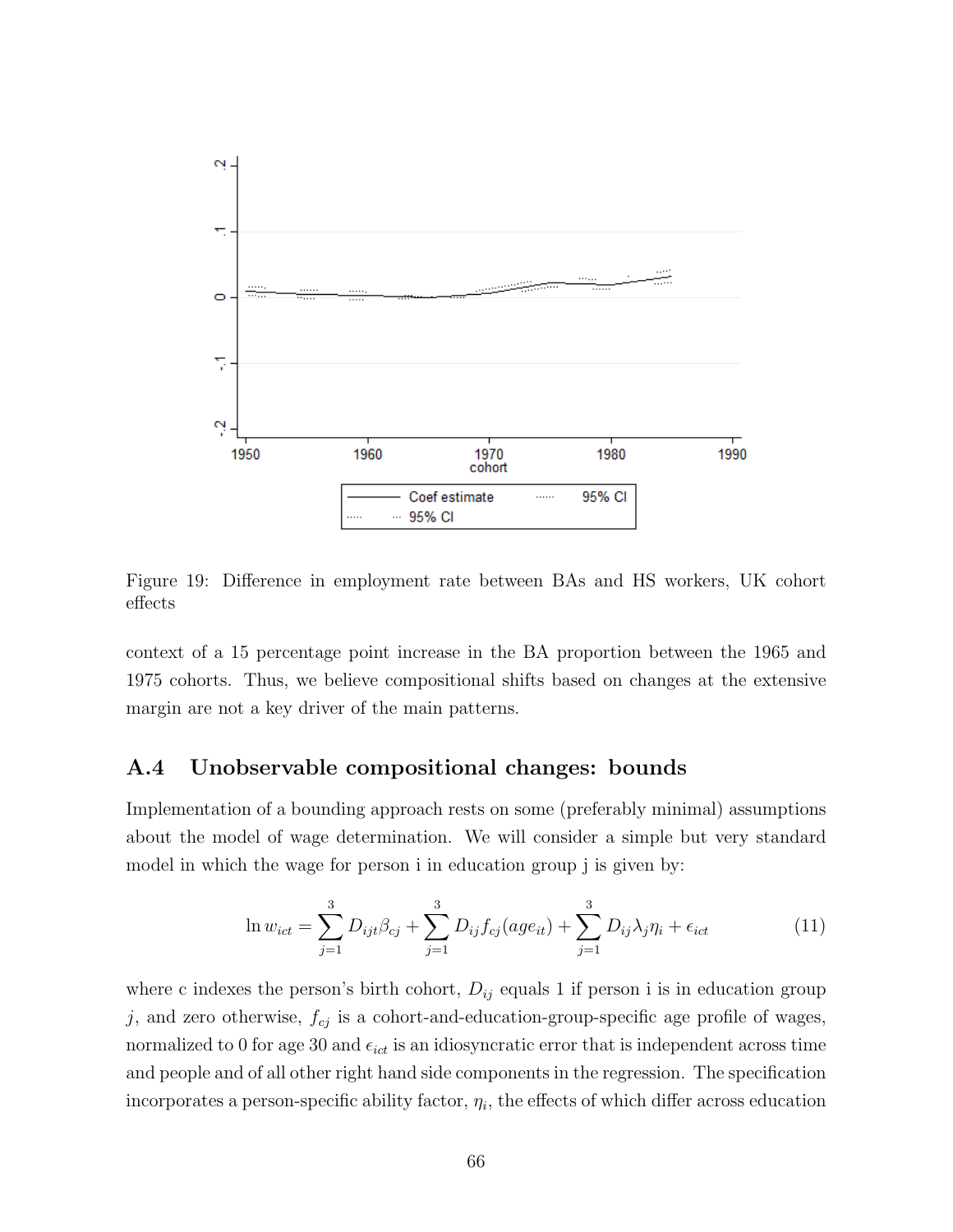Figure 19: Difference in employment rate between BAs and HS workers, UK cohort effects

context of a 15 percentage point increase in the BA proportion between the 1965 and 1975 cohorts. Thus, we believe compositional shifts based on changes at the extensive margin are not a key driver of the main patterns.

### A.4 Unobservable compositional changes: bounds

Implementation of a bounding approach rests on some (preferably minimal) assumptions about the model of wage determination. We will consider a simple but very standard model in which the wage for person i in education group j is given by:

$$\ln w_{ict} = \sum_{j=1}^{3} D_{ijt}\beta_{cj} + \sum_{j=1}^{3} D_{ij} f_{cj}(age_{it}) + \sum_{j=1}^{3} D_{ij}\lambda_j \eta_i + \epsilon_{ict} \tag{11}$$

where c indexes the person's birth cohort, $D_{ij}$ equals 1 if person i is in education group $j$, and zero otherwise, $f_{cj}$ is a cohort-and-education-group-specific age profile of wages, normalized to 0 for age 30 and $\epsilon_{ict}$ is an idiosyncratic error that is independent across time and people and of all other right hand side components in the regression. The specification incorporates a person-specific ability factor, $\eta_i$, the effects of which differ across education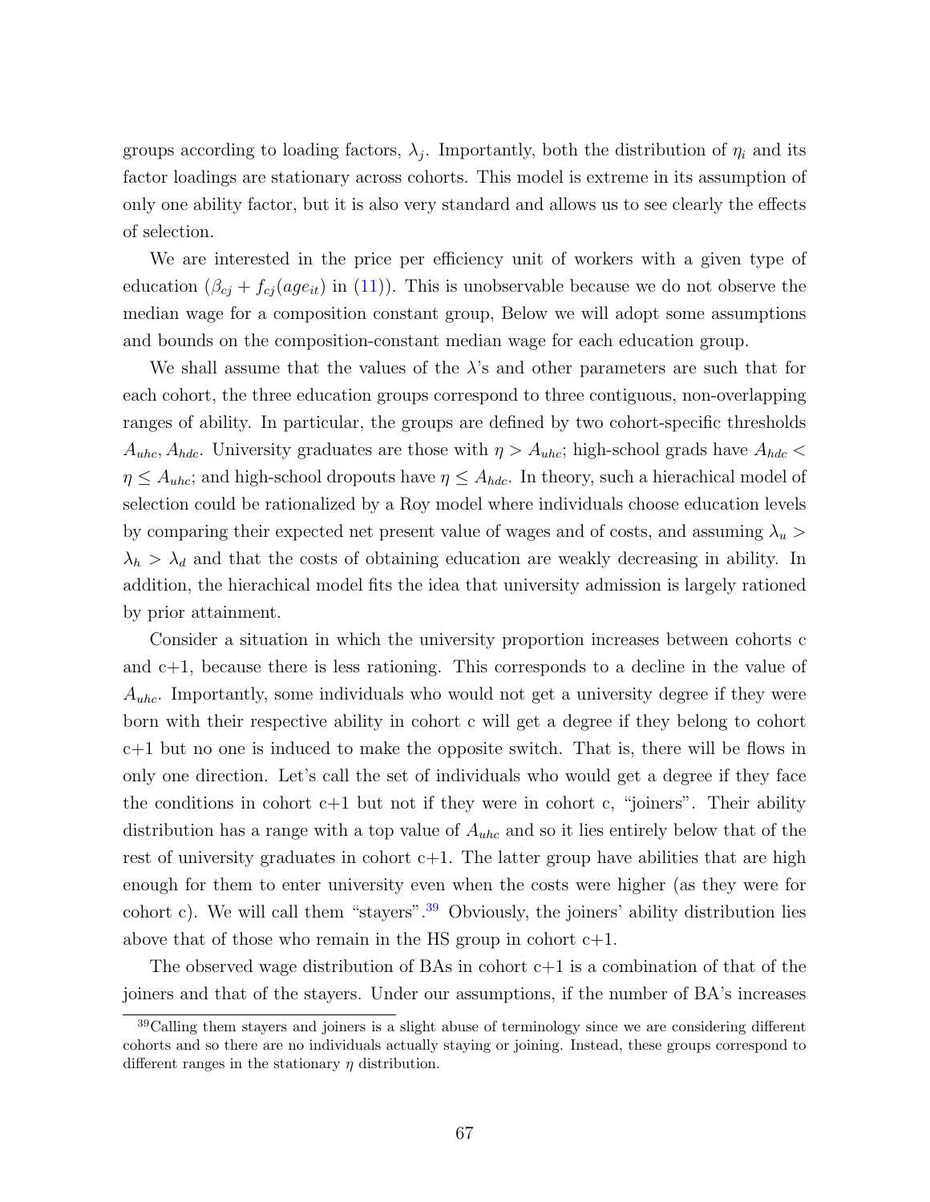groups according to loading factors, $\lambda_j$. Importantly, both the distribution of $\eta_i$ and its factor loadings are stationary across cohorts. This model is extreme in its assumption of only one ability factor, but it is also very standard and allows us to see clearly the effects of selection.

We are interested in the price per efficiency unit of workers with a given type of education ($\beta_{cj} + f_{cj}(age_{it})$ in (11)). This is unobservable because we do not observe the median wage for a composition constant group, Below we will adopt some assumptions and bounds on the composition-constant median wage for each education group.

We shall assume that the values of the $\lambda$'s and other parameters are such that for each cohort, the three education groups correspond to three contiguous, non-overlapping ranges of ability. In particular, the groups are defined by two cohort-specific thresholds $A_{uhc}, A_{hdc}$. University graduates are those with $\eta > A_{uhc}$; high-school grads have $A_{hdc} < \eta \leq A_{uhc}$; and high-school dropouts have $\eta \leq A_{hdc}$. In theory, such a hierachical model of selection could be rationalized by a Roy model where individuals choose education levels by comparing their expected net present value of wages and of costs, and assuming $\lambda_u > \lambda_h > \lambda_d$ and that the costs of obtaining education are weakly decreasing in ability. In addition, the hierachical model fits the idea that university admission is largely rationed by prior attainment.

Consider a situation in which the university proportion increases between cohorts c and c+1, because there is less rationing. This corresponds to a decline in the value of $A_{uhc}$. Importantly, some individuals who would not get a university degree if they were born with their respective ability in cohort c will get a degree if they belong to cohort c+1 but no one is induced to make the opposite switch. That is, there will be flows in only one direction. Let's call the set of individuals who would get a degree if they face the conditions in cohort c+1 but not if they were in cohort c, "joiners". Their ability distribution has a range with a top value of $A_{uhc}$ and so it lies entirely below that of the rest of university graduates in cohort c+1. The latter group have abilities that are high enough for them to enter university even when the costs were higher (as they were for cohort c). We will call them "stayers".[39] Obviously, the joiners' ability distribution lies above that of those who remain in the HS group in cohort c+1.

The observed wage distribution of BAs in cohort c+1 is a combination of that of the joiners and that of the stayers. Under our assumptions, if the number of BA's increases

[39] Calling them stayers and joiners is a slight abuse of terminology since we are considering different cohorts and so there are no individuals actually staying or joining. Instead, these groups correspond to different ranges in the stationary $\eta$ distribution.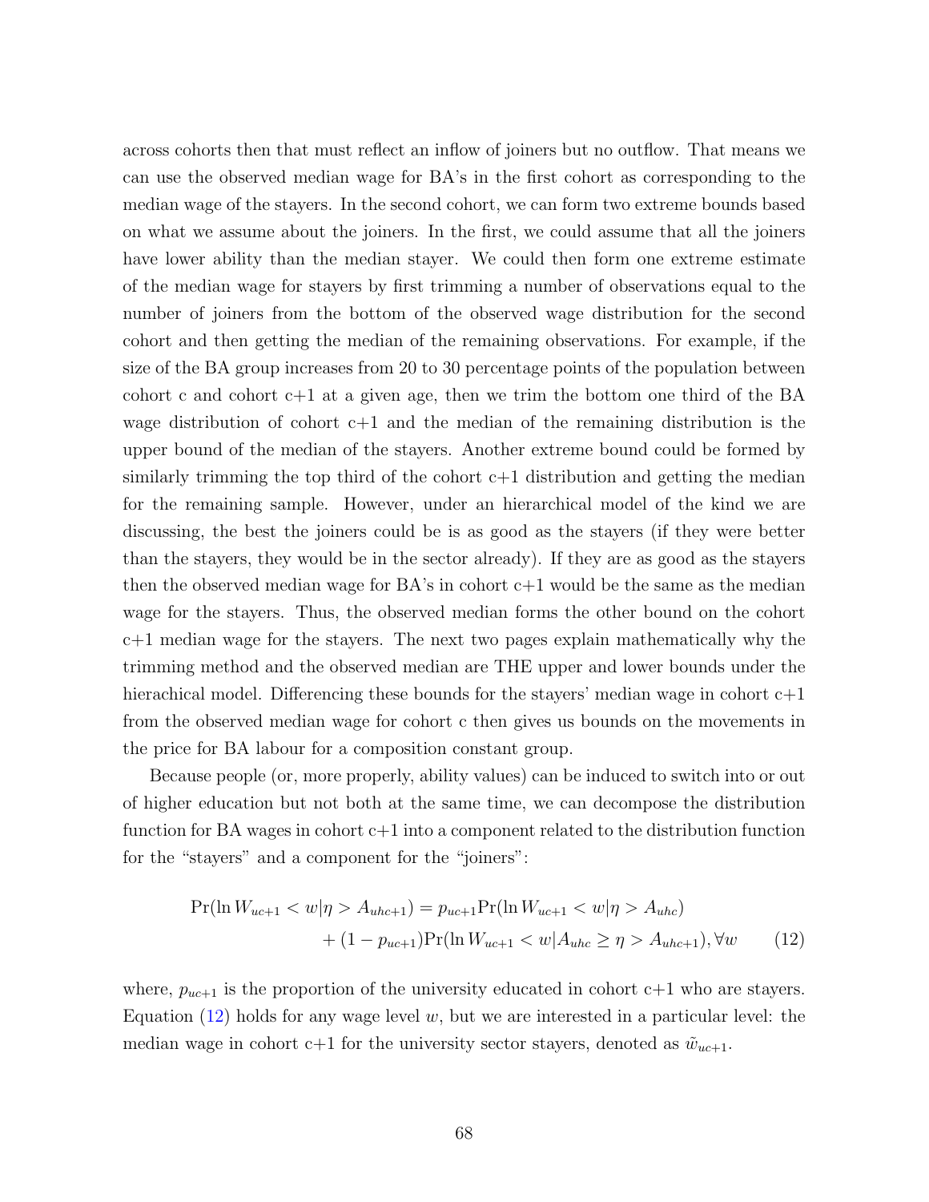across cohorts then that must reflect an inflow of joiners but no outflow. That means we can use the observed median wage for BA's in the first cohort as corresponding to the median wage of the stayers. In the second cohort, we can form two extreme bounds based on what we assume about the joiners. In the first, we could assume that all the joiners have lower ability than the median stayer. We could then form one extreme estimate of the median wage for stayers by first trimming a number of observations equal to the number of joiners from the bottom of the observed wage distribution for the second cohort and then getting the median of the remaining observations. For example, if the size of the BA group increases from 20 to 30 percentage points of the population between cohort c and cohort c+1 at a given age, then we trim the bottom one third of the BA wage distribution of cohort c+1 and the median of the remaining distribution is the upper bound of the median of the stayers. Another extreme bound could be formed by similarly trimming the top third of the cohort c+1 distribution and getting the median for the remaining sample. However, under an hierarchical model of the kind we are discussing, the best the joiners could be is as good as the stayers (if they were better than the stayers, they would be in the sector already). If they are as good as the stayers then the observed median wage for BA's in cohort c+1 would be the same as the median wage for the stayers. Thus, the observed median forms the other bound on the cohort c+1 median wage for the stayers. The next two pages explain mathematically why the trimming method and the observed median are THE upper and lower bounds under the hierachical model. Differencing these bounds for the stayers' median wage in cohort c+1 from the observed median wage for cohort c then gives us bounds on the movements in the price for BA labour for a composition constant group.

Because people (or, more properly, ability values) can be induced to switch into or out of higher education but not both at the same time, we can decompose the distribution function for BA wages in cohort c+1 into a component related to the distribution function for the "stayers" and a component for the "joiners":

$$\begin{aligned}\Pr(\ln W_{uc+1} < w | \eta > A_{uhc+1}) = &\ p_{uc+1}\Pr(\ln W_{uc+1} < w | \eta > A_{uhc}) \\ &+ (1 - p_{uc+1})\Pr(\ln W_{uc+1} < w | A_{uhc} \geq \eta > A_{uhc+1}), \forall w \qquad (12)\end{aligned}$$

where, $p_{uc+1}$ is the proportion of the university educated in cohort c+1 who are stayers. Equation (12) holds for any wage level $w$, but we are interested in a particular level: the median wage in cohort c+1 for the university sector stayers, denoted as $\tilde{w}_{uc+1}$.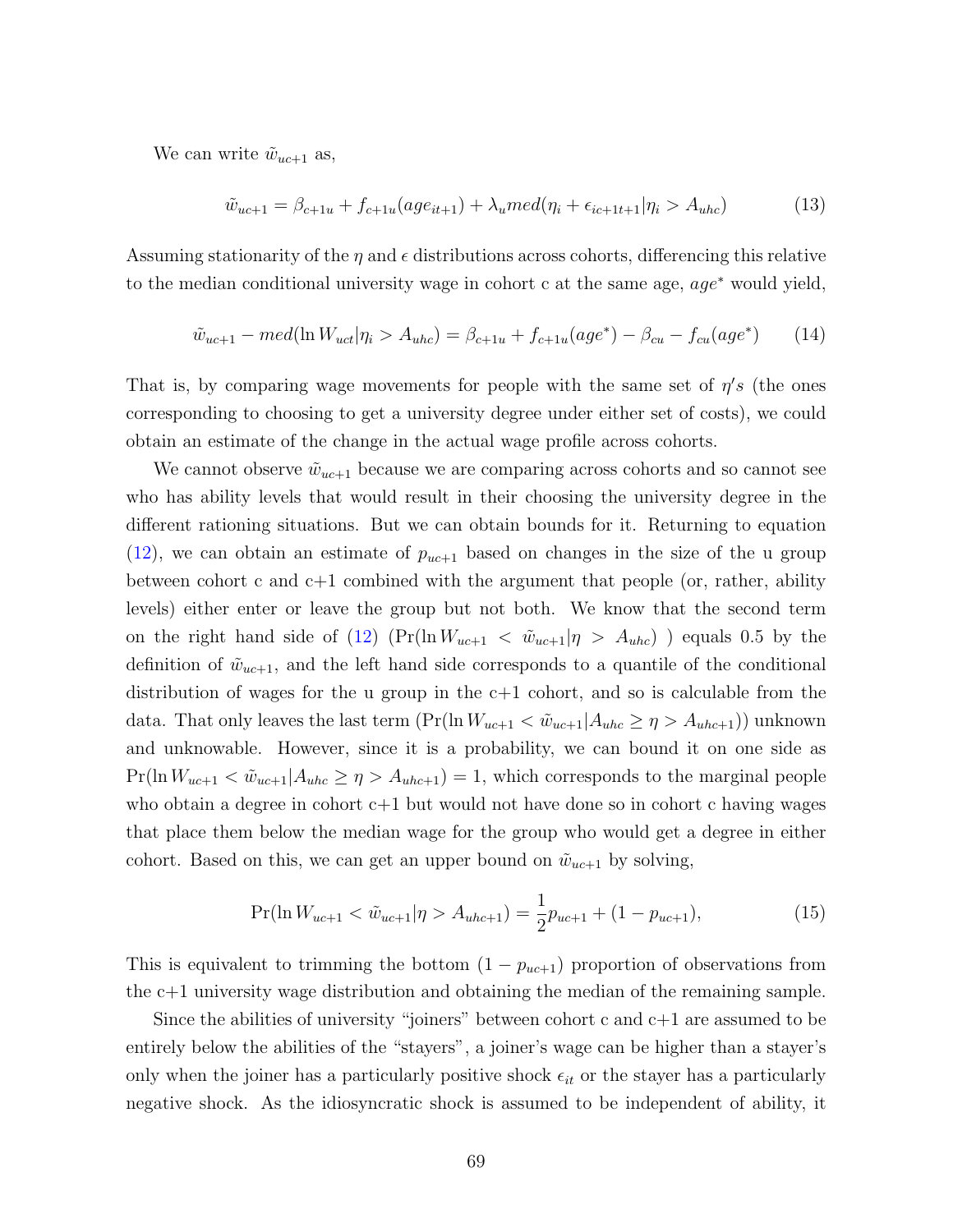We can write $\tilde{w}_{uc+1}$ as,

$$\tilde{w}_{uc+1} = \beta_{c+1u} + f_{c+1u}(age_{it+1}) + \lambda_u med(\eta_i + \epsilon_{ic+1t+1}|\eta_i > A_{uhc}) \tag{13}$$

Assuming stationarity of the $\eta$ and $\epsilon$ distributions across cohorts, differencing this relative to the median conditional university wage in cohort c at the same age, $age^*$ would yield,

$$\tilde{w}_{uc+1} - med(\ln W_{uct}|\eta_i > A_{uhc}) = \beta_{c+1u} + f_{c+1u}(age^*) - \beta_{cu} - f_{cu}(age^*) \tag{14}$$

That is, by comparing wage movements for people with the same set of $\eta's$ (the ones corresponding to choosing to get a university degree under either set of costs), we could obtain an estimate of the change in the actual wage profile across cohorts.

We cannot observe $\tilde{w}_{uc+1}$ because we are comparing across cohorts and so cannot see who has ability levels that would result in their choosing the university degree in the different rationing situations. But we can obtain bounds for it. Returning to equation (12), we can obtain an estimate of $p_{uc+1}$ based on changes in the size of the u group between cohort c and c+1 combined with the argument that people (or, rather, ability levels) either enter or leave the group but not both. We know that the second term on the right hand side of (12) ($\Pr(\ln W_{uc+1} < \tilde{w}_{uc+1}|\eta > A_{uhc})$ ) equals 0.5 by the definition of $\tilde{w}_{uc+1}$, and the left hand side corresponds to a quantile of the conditional distribution of wages for the u group in the c+1 cohort, and so is calculable from the data. That only leaves the last term ($\Pr(\ln W_{uc+1} < \tilde{w}_{uc+1}|A_{uhc} \geq \eta > A_{uhc+1})$) unknown and unknowable. However, since it is a probability, we can bound it on one side as $\Pr(\ln W_{uc+1} < \tilde{w}_{uc+1}|A_{uhc} \geq \eta > A_{uhc+1}) = 1$, which corresponds to the marginal people who obtain a degree in cohort c+1 but would not have done so in cohort c having wages that place them below the median wage for the group who would get a degree in either cohort. Based on this, we can get an upper bound on $\tilde{w}_{uc+1}$ by solving,

$$\Pr(\ln W_{uc+1} < \tilde{w}_{uc+1}|\eta > A_{uhc+1}) = \frac{1}{2}p_{uc+1} + (1 - p_{uc+1}), \tag{15}$$

This is equivalent to trimming the bottom $(1 - p_{uc+1})$ proportion of observations from the c+1 university wage distribution and obtaining the median of the remaining sample.

Since the abilities of university "joiners" between cohort c and c+1 are assumed to be entirely below the abilities of the "stayers", a joiner's wage can be higher than a stayer's only when the joiner has a particularly positive shock $\epsilon_{it}$ or the stayer has a particularly negative shock. As the idiosyncratic shock is assumed to be independent of ability, it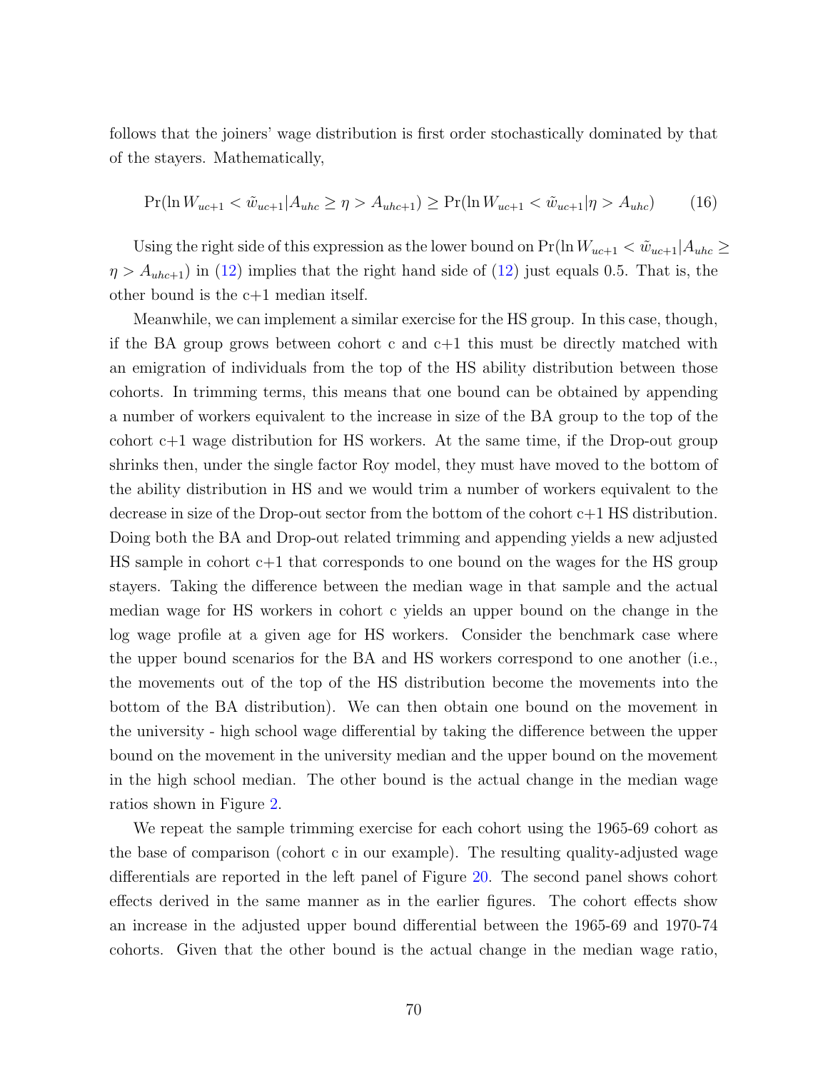follows that the joiners' wage distribution is first order stochastically dominated by that of the stayers. Mathematically,

$$\Pr(\ln W_{uc+1} < \tilde{w}_{uc+1} | A_{uhc} \geq \eta > A_{uhc+1}) \geq \Pr(\ln W_{uc+1} < \tilde{w}_{uc+1} | \eta > A_{uhc}) \tag{16}$$

Using the right side of this expression as the lower bound on $\Pr(\ln W_{uc+1} < \tilde{w}_{uc+1} | A_{uhc} \geq \eta > A_{uhc+1})$ in (12) implies that the right hand side of (12) just equals 0.5. That is, the other bound is the c+1 median itself.

Meanwhile, we can implement a similar exercise for the HS group. In this case, though, if the BA group grows between cohort c and c+1 this must be directly matched with an emigration of individuals from the top of the HS ability distribution between those cohorts. In trimming terms, this means that one bound can be obtained by appending a number of workers equivalent to the increase in size of the BA group to the top of the cohort c+1 wage distribution for HS workers. At the same time, if the Drop-out group shrinks then, under the single factor Roy model, they must have moved to the bottom of the ability distribution in HS and we would trim a number of workers equivalent to the decrease in size of the Drop-out sector from the bottom of the cohort c+1 HS distribution. Doing both the BA and Drop-out related trimming and appending yields a new adjusted HS sample in cohort c+1 that corresponds to one bound on the wages for the HS group stayers. Taking the difference between the median wage in that sample and the actual median wage for HS workers in cohort c yields an upper bound on the change in the log wage profile at a given age for HS workers. Consider the benchmark case where the upper bound scenarios for the BA and HS workers correspond to one another (i.e., the movements out of the top of the HS distribution become the movements into the bottom of the BA distribution). We can then obtain one bound on the movement in the university - high school wage differential by taking the difference between the upper bound on the movement in the university median and the upper bound on the movement in the high school median. The other bound is the actual change in the median wage ratios shown in Figure 2.

We repeat the sample trimming exercise for each cohort using the 1965-69 cohort as the base of comparison (cohort c in our example). The resulting quality-adjusted wage differentials are reported in the left panel of Figure 20. The second panel shows cohort effects derived in the same manner as in the earlier figures. The cohort effects show an increase in the adjusted upper bound differential between the 1965-69 and 1970-74 cohorts. Given that the other bound is the actual change in the median wage ratio,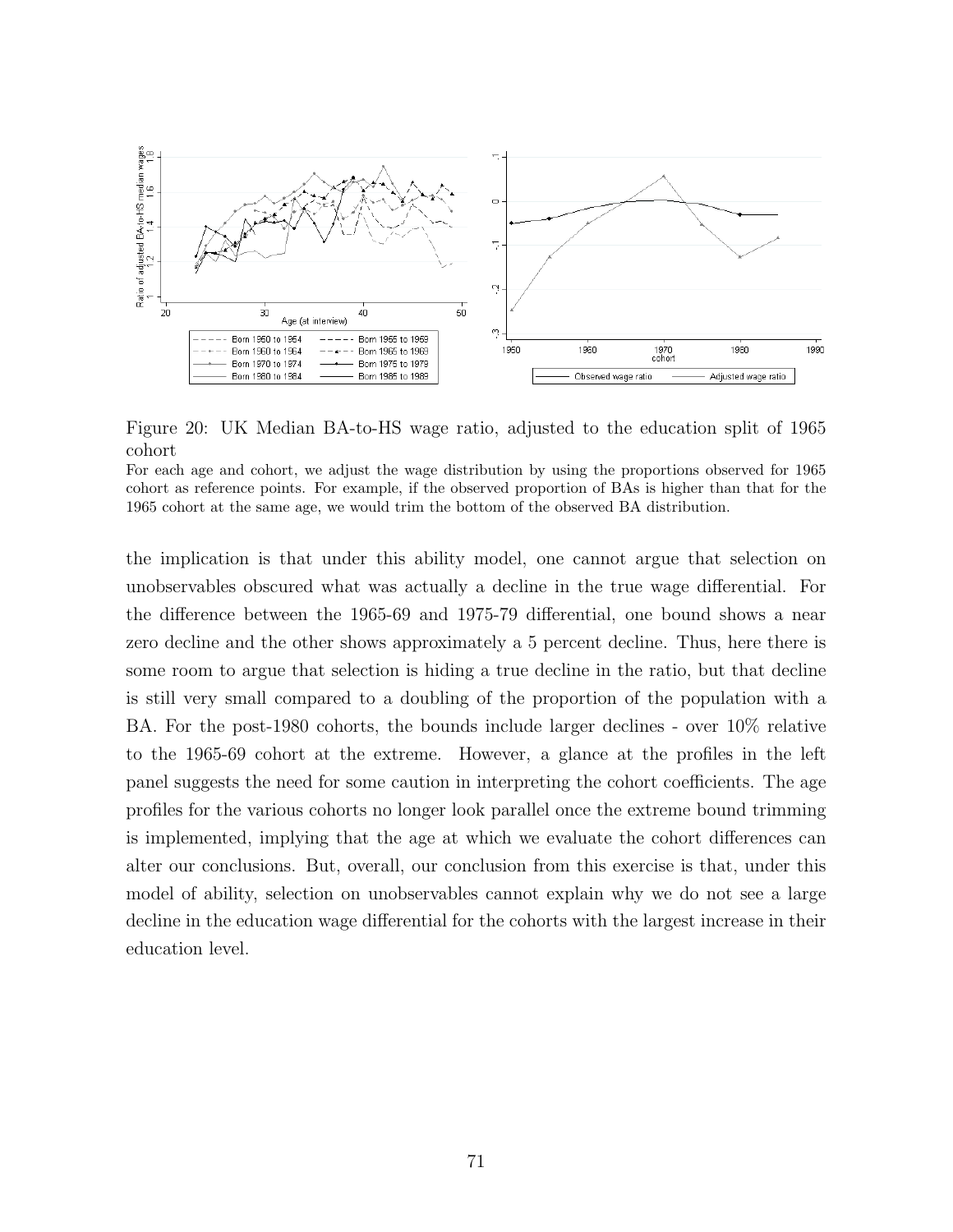Ratio of adjusted BA-to-HS median wages

1 1.2 1.4 1.6 1.8

20 30 40 50

Age (at interview)

Born 1950 to 1954
Born 1955 to 1959
Born 1960 to 1964
Born 1965 to 1969
Born 1970 to 1974
Born 1975 to 1979
Born 1980 to 1984
Born 1985 to 1989

-.3 -.2 -.1 0 .1

1950 1960 1970 1980 1990

cohort

Observed wage ratio
Adjusted wage ratio

Figure 20: UK Median BA-to-HS wage ratio, adjusted to the education split of 1965 cohort

For each age and cohort, we adjust the wage distribution by using the proportions observed for 1965 cohort as reference points. For example, if the observed proportion of BAs is higher than that for the 1965 cohort at the same age, we would trim the bottom of the observed BA distribution.

the implication is that under this ability model, one cannot argue that selection on unobservables obscured what was actually a decline in the true wage differential. For the difference between the 1965-69 and 1975-79 differential, one bound shows a near zero decline and the other shows approximately a 5 percent decline. Thus, here there is some room to argue that selection is hiding a true decline in the ratio, but that decline is still very small compared to a doubling of the proportion of the population with a BA. For the post-1980 cohorts, the bounds include larger declines - over 10% relative to the 1965-69 cohort at the extreme. However, a glance at the profiles in the left panel suggests the need for some caution in interpreting the cohort coefficients. The age profiles for the various cohorts no longer look parallel once the extreme bound trimming is implemented, implying that the age at which we evaluate the cohort differences can alter our conclusions. But, overall, our conclusion from this exercise is that, under this model of ability, selection on unobservables cannot explain why we do not see a large decline in the education wage differential for the cohorts with the largest increase in their education level.